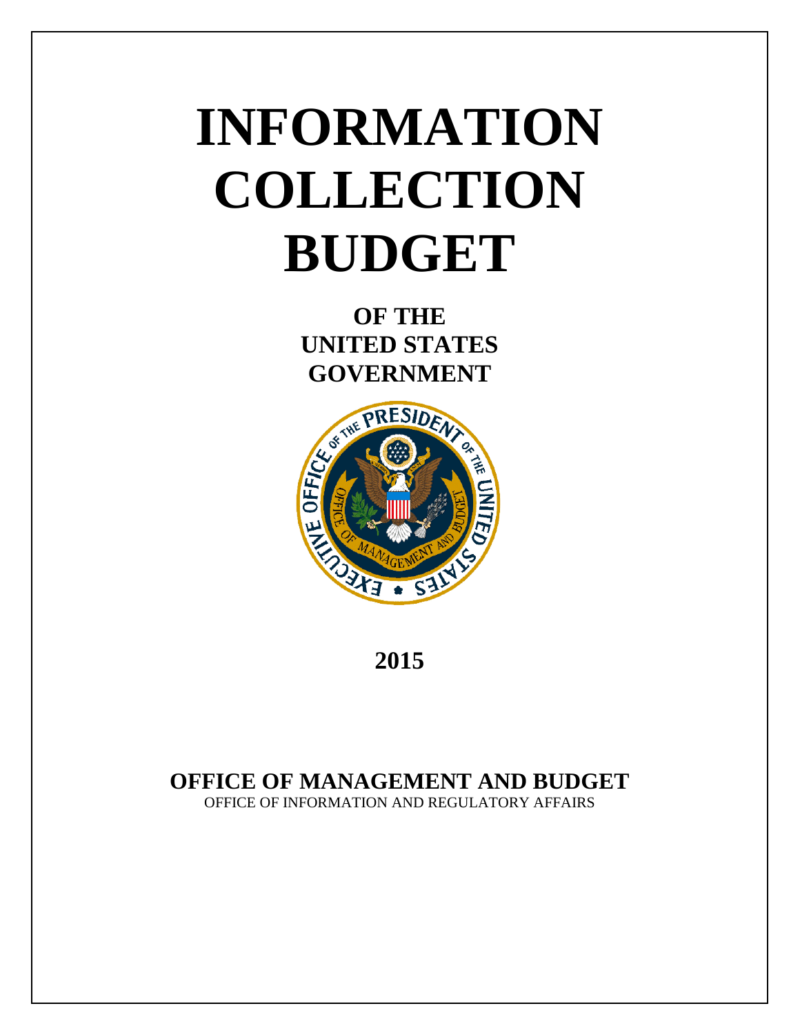# INFORMATION COLLECTION BUDGET

## OF THE UNITED STATES GOVERNMENT

## 2015

## OFFICE OF MANAGEMENT AND BUDGET

OFFICE OF INFORMATION AND REGULATORY AFFAIRS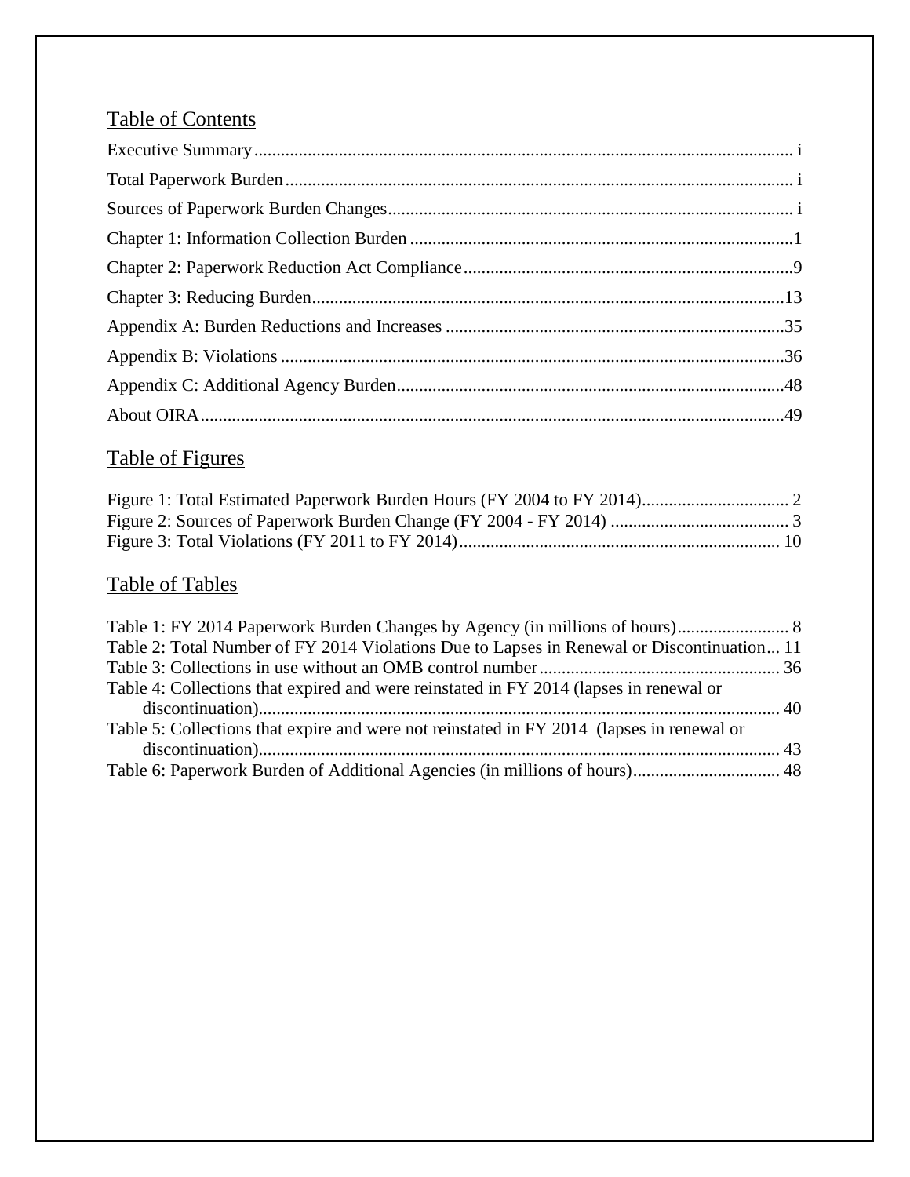## Table of Contents

Executive Summary ........................................................................................................................ i

Total Paperwork Burden ................................................................................................................. i

Sources of Paperwork Burden Changes .......................................................................................... i

Chapter 1: Information Collection Burden .....................................................................................1

Chapter 2: Paperwork Reduction Act Compliance .........................................................................9

Chapter 3: Reducing Burden.........................................................................................................13

Appendix A: Burden Reductions and Increases ...........................................................................35

Appendix B: Violations ................................................................................................................36

Appendix C: Additional Agency Burden......................................................................................48

About OIRA..................................................................................................................................49

## Table of Figures

Figure 1: Total Estimated Paperwork Burden Hours (FY 2004 to FY 2014)................................. 2
Figure 2: Sources of Paperwork Burden Change (FY 2004 - FY 2014) ........................................ 3
Figure 3: Total Violations (FY 2011 to FY 2014)....................................................................... 10

## Table of Tables

Table 1: FY 2014 Paperwork Burden Changes by Agency (in millions of hours)......................... 8
Table 2: Total Number of FY 2014 Violations Due to Lapses in Renewal or Discontinuation... 11
Table 3: Collections in use without an OMB control number..................................................... 36
Table 4: Collections that expired and were reinstated in FY 2014 (lapses in renewal or discontinuation)........................................................................................................................ 40
Table 5: Collections that expire and were not reinstated in FY 2014 (lapses in renewal or discontinuation)........................................................................................................................ 43
Table 6: Paperwork Burden of Additional Agencies (in millions of hours)................................. 48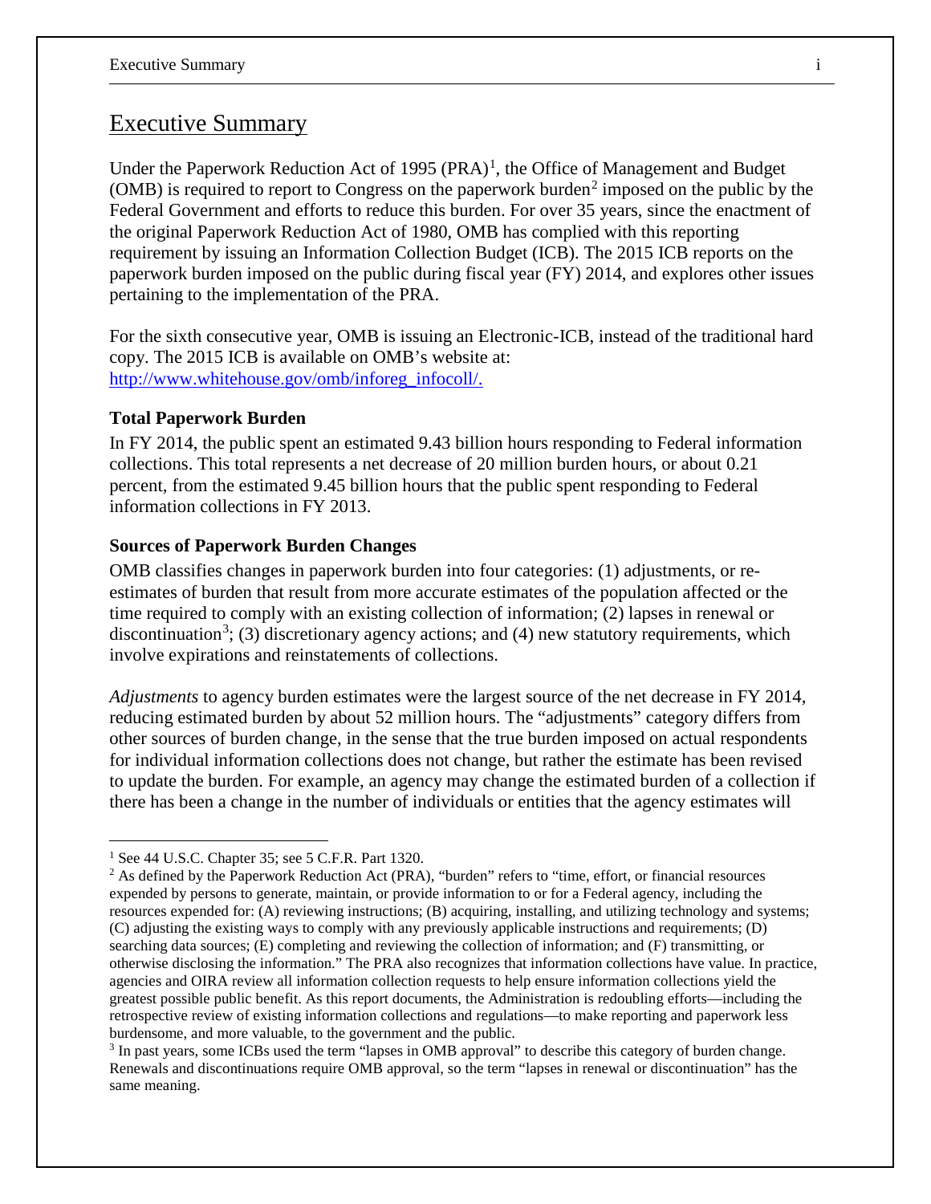# Executive Summary

Under the Paperwork Reduction Act of 1995 (PRA)[1], the Office of Management and Budget (OMB) is required to report to Congress on the paperwork burden[2] imposed on the public by the Federal Government and efforts to reduce this burden. For over 35 years, since the enactment of the original Paperwork Reduction Act of 1980, OMB has complied with this reporting requirement by issuing an Information Collection Budget (ICB). The 2015 ICB reports on the paperwork burden imposed on the public during fiscal year (FY) 2014, and explores other issues pertaining to the implementation of the PRA.

For the sixth consecutive year, OMB is issuing an Electronic-ICB, instead of the traditional hard copy. The 2015 ICB is available on OMB's website at: [http://www.whitehouse.gov/omb/inforeg_infocoll/.](http://www.whitehouse.gov/omb/inforeg_infocoll/)

### Total Paperwork Burden

In FY 2014, the public spent an estimated 9.43 billion hours responding to Federal information collections. This total represents a net decrease of 20 million burden hours, or about 0.21 percent, from the estimated 9.45 billion hours that the public spent responding to Federal information collections in FY 2013.

### Sources of Paperwork Burden Changes

OMB classifies changes in paperwork burden into four categories: (1) adjustments, or re-estimates of burden that result from more accurate estimates of the population affected or the time required to comply with an existing collection of information; (2) lapses in renewal or discontinuation[3]; (3) discretionary agency actions; and (4) new statutory requirements, which involve expirations and reinstatements of collections.

*Adjustments* to agency burden estimates were the largest source of the net decrease in FY 2014, reducing estimated burden by about 52 million hours. The "adjustments" category differs from other sources of burden change, in the sense that the true burden imposed on actual respondents for individual information collections does not change, but rather the estimate has been revised to update the burden. For example, an agency may change the estimated burden of a collection if there has been a change in the number of individuals or entities that the agency estimates will

---

[1] See 44 U.S.C. Chapter 35; see 5 C.F.R. Part 1320.

[2] As defined by the Paperwork Reduction Act (PRA), "burden" refers to "time, effort, or financial resources expended by persons to generate, maintain, or provide information to or for a Federal agency, including the resources expended for: (A) reviewing instructions; (B) acquiring, installing, and utilizing technology and systems; (C) adjusting the existing ways to comply with any previously applicable instructions and requirements; (D) searching data sources; (E) completing and reviewing the collection of information; and (F) transmitting, or otherwise disclosing the information." The PRA also recognizes that information collections have value. In practice, agencies and OIRA review all information collection requests to help ensure information collections yield the greatest possible public benefit. As this report documents, the Administration is redoubling efforts—including the retrospective review of existing information collections and regulations—to make reporting and paperwork less burdensome, and more valuable, to the government and the public.

[3] In past years, some ICBs used the term "lapses in OMB approval" to describe this category of burden change. Renewals and discontinuations require OMB approval, so the term "lapses in renewal or discontinuation" has the same meaning.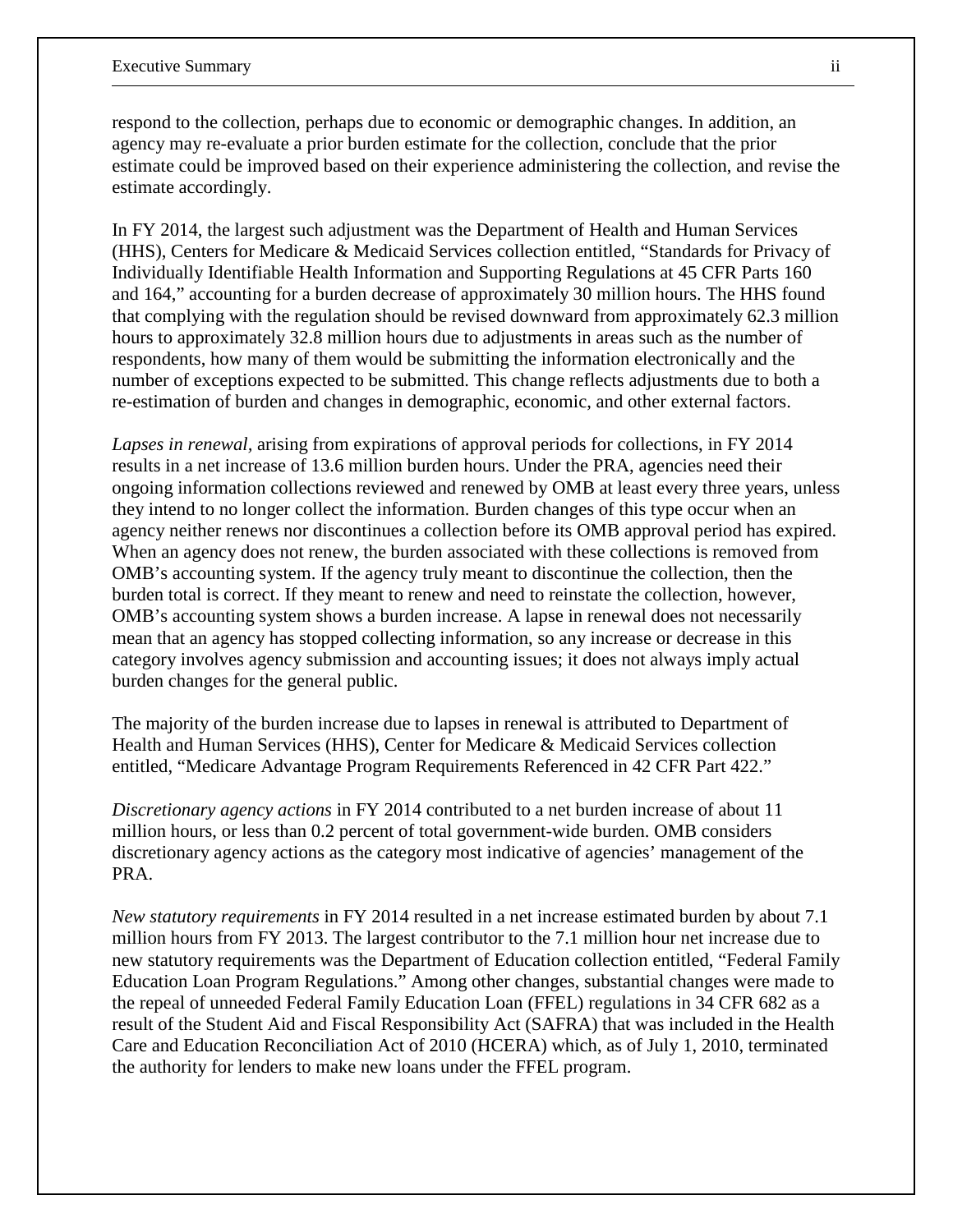respond to the collection, perhaps due to economic or demographic changes. In addition, an agency may re-evaluate a prior burden estimate for the collection, conclude that the prior estimate could be improved based on their experience administering the collection, and revise the estimate accordingly.

In FY 2014, the largest such adjustment was the Department of Health and Human Services (HHS), Centers for Medicare & Medicaid Services collection entitled, "Standards for Privacy of Individually Identifiable Health Information and Supporting Regulations at 45 CFR Parts 160 and 164," accounting for a burden decrease of approximately 30 million hours. The HHS found that complying with the regulation should be revised downward from approximately 62.3 million hours to approximately 32.8 million hours due to adjustments in areas such as the number of respondents, how many of them would be submitting the information electronically and the number of exceptions expected to be submitted. This change reflects adjustments due to both a re-estimation of burden and changes in demographic, economic, and other external factors.

*Lapses in renewal*, arising from expirations of approval periods for collections, in FY 2014 results in a net increase of 13.6 million burden hours. Under the PRA, agencies need their ongoing information collections reviewed and renewed by OMB at least every three years, unless they intend to no longer collect the information. Burden changes of this type occur when an agency neither renews nor discontinues a collection before its OMB approval period has expired. When an agency does not renew, the burden associated with these collections is removed from OMB's accounting system. If the agency truly meant to discontinue the collection, then the burden total is correct. If they meant to renew and need to reinstate the collection, however, OMB's accounting system shows a burden increase. A lapse in renewal does not necessarily mean that an agency has stopped collecting information, so any increase or decrease in this category involves agency submission and accounting issues; it does not always imply actual burden changes for the general public.

The majority of the burden increase due to lapses in renewal is attributed to Department of Health and Human Services (HHS), Center for Medicare & Medicaid Services collection entitled, "Medicare Advantage Program Requirements Referenced in 42 CFR Part 422."

*Discretionary agency actions* in FY 2014 contributed to a net burden increase of about 11 million hours, or less than 0.2 percent of total government-wide burden. OMB considers discretionary agency actions as the category most indicative of agencies' management of the PRA.

*New statutory requirements* in FY 2014 resulted in a net increase estimated burden by about 7.1 million hours from FY 2013. The largest contributor to the 7.1 million hour net increase due to new statutory requirements was the Department of Education collection entitled, "Federal Family Education Loan Program Regulations." Among other changes, substantial changes were made to the repeal of unneeded Federal Family Education Loan (FFEL) regulations in 34 CFR 682 as a result of the Student Aid and Fiscal Responsibility Act (SAFRA) that was included in the Health Care and Education Reconciliation Act of 2010 (HCERA) which, as of July 1, 2010, terminated the authority for lenders to make new loans under the FFEL program.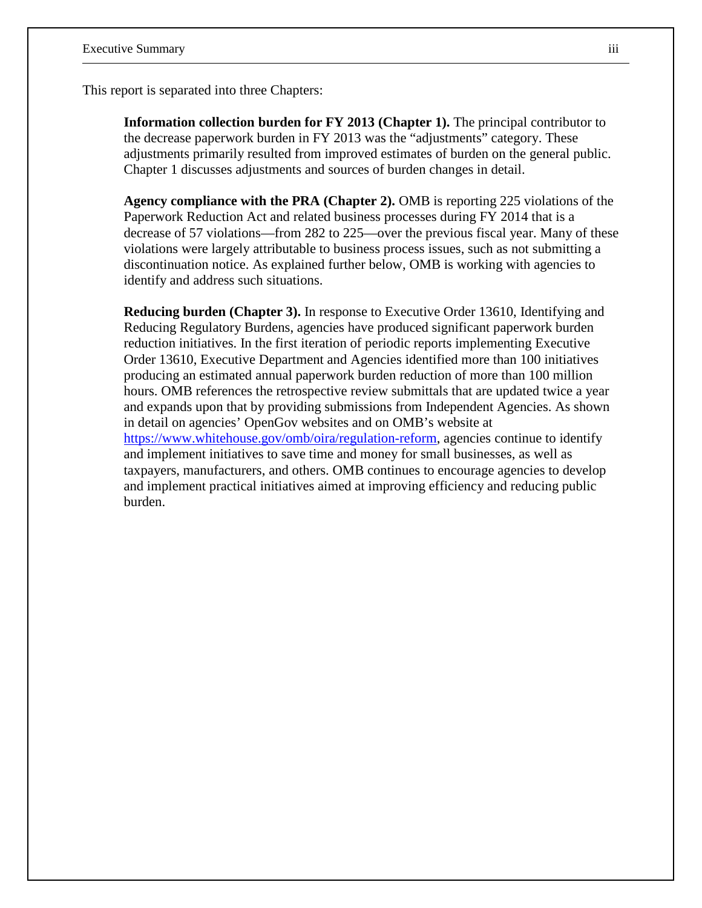This report is separated into three Chapters:

**Information collection burden for FY 2013 (Chapter 1).** The principal contributor to the decrease paperwork burden in FY 2013 was the "adjustments" category. These adjustments primarily resulted from improved estimates of burden on the general public. Chapter 1 discusses adjustments and sources of burden changes in detail.

**Agency compliance with the PRA (Chapter 2).** OMB is reporting 225 violations of the Paperwork Reduction Act and related business processes during FY 2014 that is a decrease of 57 violations—from 282 to 225—over the previous fiscal year. Many of these violations were largely attributable to business process issues, such as not submitting a discontinuation notice. As explained further below, OMB is working with agencies to identify and address such situations.

**Reducing burden (Chapter 3).** In response to Executive Order 13610, Identifying and Reducing Regulatory Burdens, agencies have produced significant paperwork burden reduction initiatives. In the first iteration of periodic reports implementing Executive Order 13610, Executive Department and Agencies identified more than 100 initiatives producing an estimated annual paperwork burden reduction of more than 100 million hours. OMB references the retrospective review submittals that are updated twice a year and expands upon that by providing submissions from Independent Agencies. As shown in detail on agencies' OpenGov websites and on OMB's website at https://www.whitehouse.gov/omb/oira/regulation-reform, agencies continue to identify and implement initiatives to save time and money for small businesses, as well as taxpayers, manufacturers, and others. OMB continues to encourage agencies to develop and implement practical initiatives aimed at improving efficiency and reducing public burden.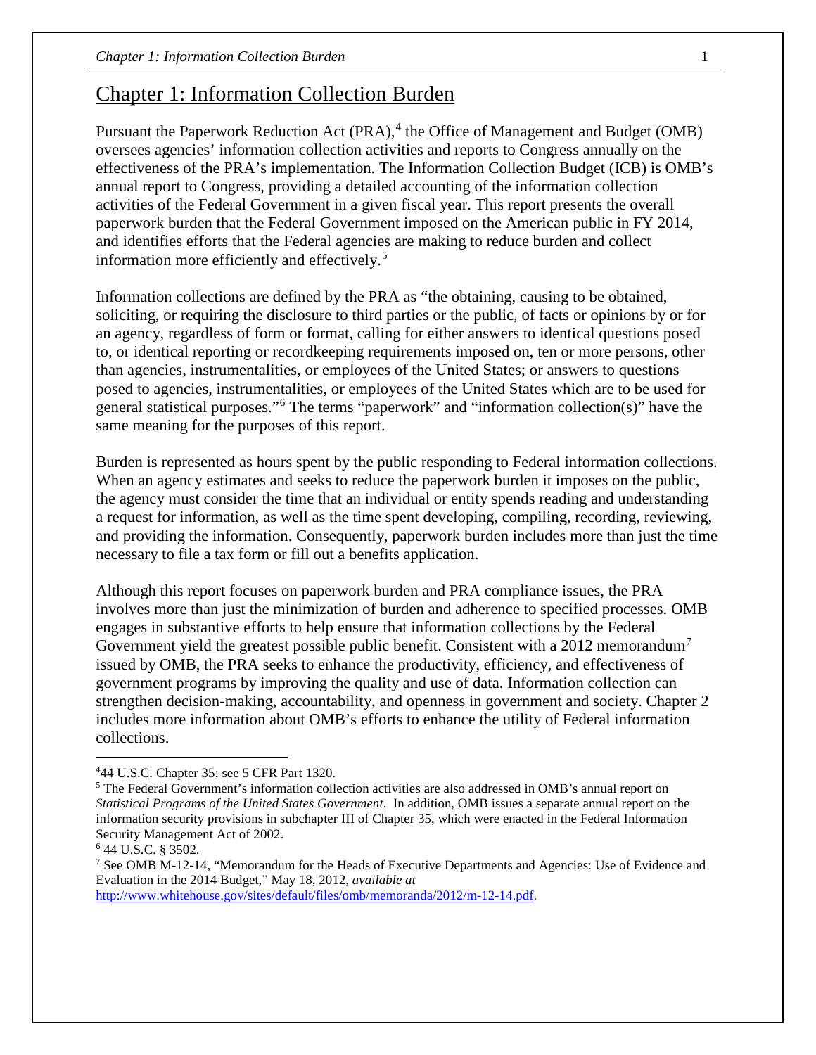# Chapter 1: Information Collection Burden

Pursuant the Paperwork Reduction Act (PRA),[4] the Office of Management and Budget (OMB) oversees agencies' information collection activities and reports to Congress annually on the effectiveness of the PRA's implementation. The Information Collection Budget (ICB) is OMB's annual report to Congress, providing a detailed accounting of the information collection activities of the Federal Government in a given fiscal year. This report presents the overall paperwork burden that the Federal Government imposed on the American public in FY 2014, and identifies efforts that the Federal agencies are making to reduce burden and collect information more efficiently and effectively.[5]

Information collections are defined by the PRA as "the obtaining, causing to be obtained, soliciting, or requiring the disclosure to third parties or the public, of facts or opinions by or for an agency, regardless of form or format, calling for either answers to identical questions posed to, or identical reporting or recordkeeping requirements imposed on, ten or more persons, other than agencies, instrumentalities, or employees of the United States; or answers to questions posed to agencies, instrumentalities, or employees of the United States which are to be used for general statistical purposes."[6] The terms "paperwork" and "information collection(s)" have the same meaning for the purposes of this report.

Burden is represented as hours spent by the public responding to Federal information collections. When an agency estimates and seeks to reduce the paperwork burden it imposes on the public, the agency must consider the time that an individual or entity spends reading and understanding a request for information, as well as the time spent developing, compiling, recording, reviewing, and providing the information. Consequently, paperwork burden includes more than just the time necessary to file a tax form or fill out a benefits application.

Although this report focuses on paperwork burden and PRA compliance issues, the PRA involves more than just the minimization of burden and adherence to specified processes. OMB engages in substantive efforts to help ensure that information collections by the Federal Government yield the greatest possible public benefit. Consistent with a 2012 memorandum[7] issued by OMB, the PRA seeks to enhance the productivity, efficiency, and effectiveness of government programs by improving the quality and use of data. Information collection can strengthen decision-making, accountability, and openness in government and society. Chapter 2 includes more information about OMB's efforts to enhance the utility of Federal information collections.

---

[4] 44 U.S.C. Chapter 35; see 5 CFR Part 1320.

[5] The Federal Government's information collection activities are also addressed in OMB's annual report on *Statistical Programs of the United States Government*. In addition, OMB issues a separate annual report on the information security provisions in subchapter III of Chapter 35, which were enacted in the Federal Information Security Management Act of 2002.

[6] 44 U.S.C. § 3502.

[7] See OMB M-12-14, "Memorandum for the Heads of Executive Departments and Agencies: Use of Evidence and Evaluation in the 2014 Budget," May 18, 2012, *available at* http://www.whitehouse.gov/sites/default/files/omb/memoranda/2012/m-12-14.pdf.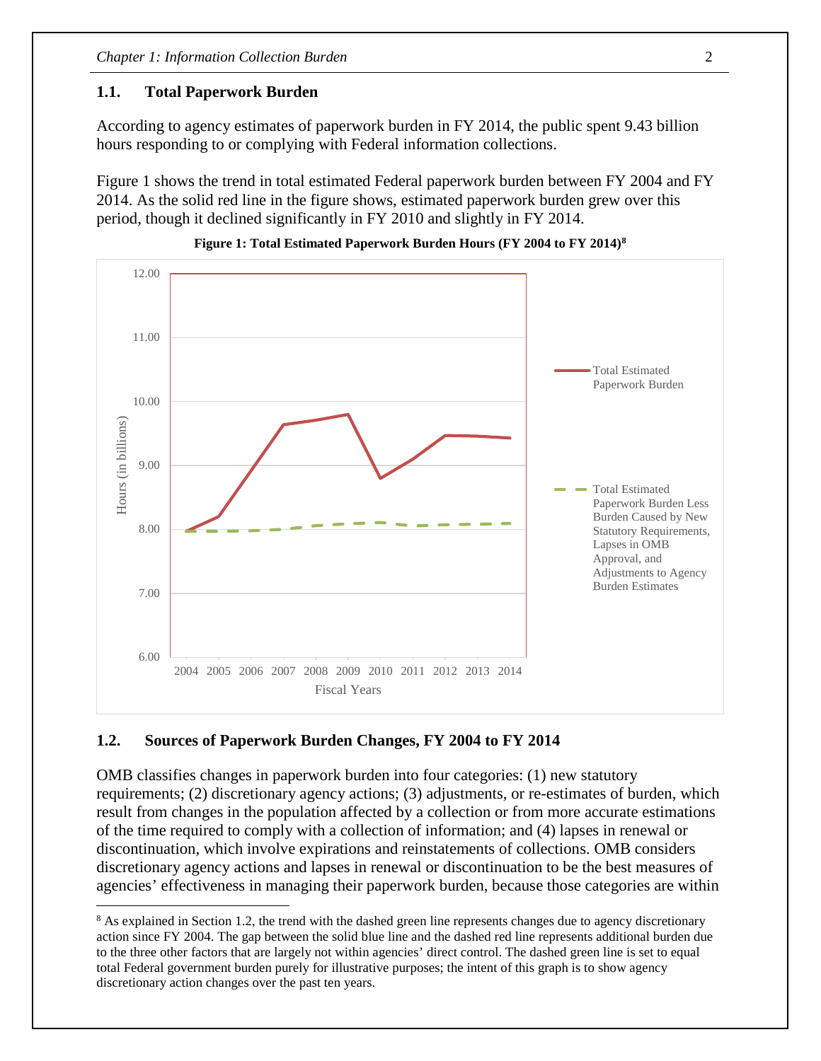## 1.1. Total Paperwork Burden

According to agency estimates of paperwork burden in FY 2014, the public spent 9.43 billion hours responding to or complying with Federal information collections.

Figure 1 shows the trend in total estimated Federal paperwork burden between FY 2004 and FY 2014. As the solid red line in the figure shows, estimated paperwork burden grew over this period, though it declined significantly in FY 2010 and slightly in FY 2014.

**Figure 1: Total Estimated Paperwork Burden Hours (FY 2004 to FY 2014)**[8]

## 1.2. Sources of Paperwork Burden Changes, FY 2004 to FY 2014

OMB classifies changes in paperwork burden into four categories: (1) new statutory requirements; (2) discretionary agency actions; (3) adjustments, or re-estimates of burden, which result from changes in the population affected by a collection or from more accurate estimations of the time required to comply with a collection of information; and (4) lapses in renewal or discontinuation, which involve expirations and reinstatements of collections. OMB considers discretionary agency actions and lapses in renewal or discontinuation to be the best measures of agencies' effectiveness in managing their paperwork burden, because those categories are within

---

[8] As explained in Section 1.2, the trend with the dashed green line represents changes due to agency discretionary action since FY 2004. The gap between the solid blue line and the dashed red line represents additional burden due to the three other factors that are largely not within agencies' direct control. The dashed green line is set to equal total Federal government burden purely for illustrative purposes; the intent of this graph is to show agency discretionary action changes over the past ten years.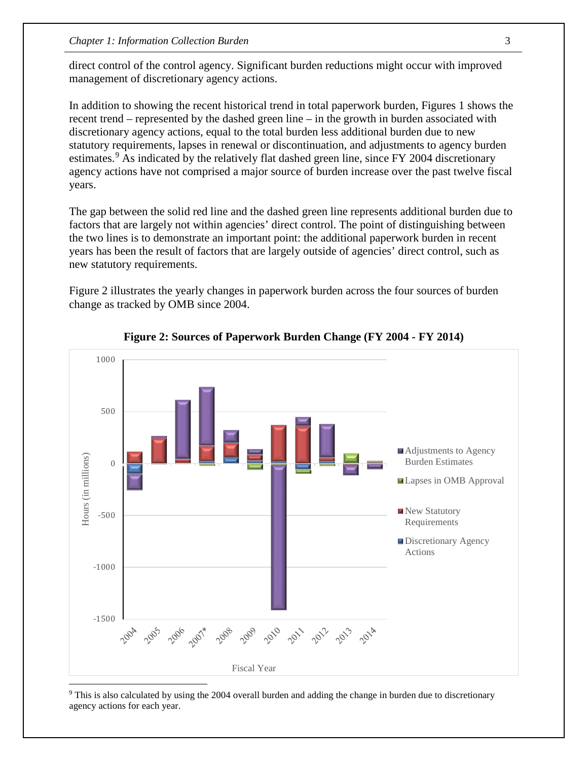direct control of the control agency. Significant burden reductions might occur with improved management of discretionary agency actions.

In addition to showing the recent historical trend in total paperwork burden, Figures 1 shows the recent trend – represented by the dashed green line – in the growth in burden associated with discretionary agency actions, equal to the total burden less additional burden due to new statutory requirements, lapses in renewal or discontinuation, and adjustments to agency burden estimates.[9] As indicated by the relatively flat dashed green line, since FY 2004 discretionary agency actions have not comprised a major source of burden increase over the past twelve fiscal years.

The gap between the solid red line and the dashed green line represents additional burden due to factors that are largely not within agencies' direct control. The point of distinguishing between the two lines is to demonstrate an important point: the additional paperwork burden in recent years has been the result of factors that are largely outside of agencies' direct control, such as new statutory requirements.

Figure 2 illustrates the yearly changes in paperwork burden across the four sources of burden change as tracked by OMB since 2004.

**Figure 2: Sources of Paperwork Burden Change (FY 2004 - FY 2014)**

[9] This is also calculated by using the 2004 overall burden and adding the change in burden due to discretionary agency actions for each year.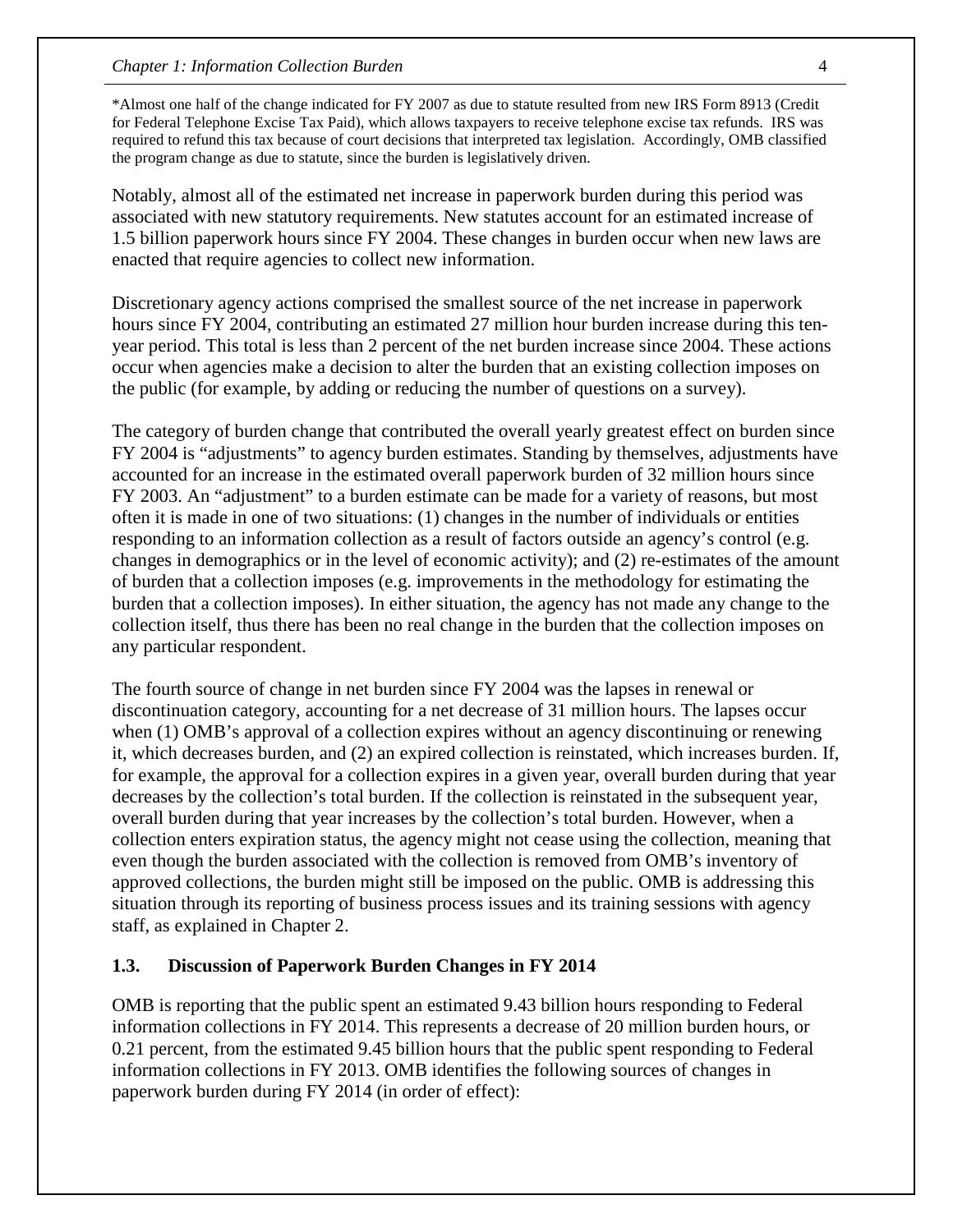*Almost one half of the change indicated for FY 2007 as due to statute resulted from new IRS Form 8913 (Credit for Federal Telephone Excise Tax Paid), which allows taxpayers to receive telephone excise tax refunds. IRS was required to refund this tax because of court decisions that interpreted tax legislation. Accordingly, OMB classified the program change as due to statute, since the burden is legislatively driven.

Notably, almost all of the estimated net increase in paperwork burden during this period was associated with new statutory requirements. New statutes account for an estimated increase of 1.5 billion paperwork hours since FY 2004. These changes in burden occur when new laws are enacted that require agencies to collect new information.

Discretionary agency actions comprised the smallest source of the net increase in paperwork hours since FY 2004, contributing an estimated 27 million hour burden increase during this ten-year period. This total is less than 2 percent of the net burden increase since 2004. These actions occur when agencies make a decision to alter the burden that an existing collection imposes on the public (for example, by adding or reducing the number of questions on a survey).

The category of burden change that contributed the overall yearly greatest effect on burden since FY 2004 is "adjustments" to agency burden estimates. Standing by themselves, adjustments have accounted for an increase in the estimated overall paperwork burden of 32 million hours since FY 2003. An "adjustment" to a burden estimate can be made for a variety of reasons, but most often it is made in one of two situations: (1) changes in the number of individuals or entities responding to an information collection as a result of factors outside an agency's control (e.g. changes in demographics or in the level of economic activity); and (2) re-estimates of the amount of burden that a collection imposes (e.g. improvements in the methodology for estimating the burden that a collection imposes). In either situation, the agency has not made any change to the collection itself, thus there has been no real change in the burden that the collection imposes on any particular respondent.

The fourth source of change in net burden since FY 2004 was the lapses in renewal or discontinuation category, accounting for a net decrease of 31 million hours. The lapses occur when (1) OMB's approval of a collection expires without an agency discontinuing or renewing it, which decreases burden, and (2) an expired collection is reinstated, which increases burden. If, for example, the approval for a collection expires in a given year, overall burden during that year decreases by the collection's total burden. If the collection is reinstated in the subsequent year, overall burden during that year increases by the collection's total burden. However, when a collection enters expiration status, the agency might not cease using the collection, meaning that even though the burden associated with the collection is removed from OMB's inventory of approved collections, the burden might still be imposed on the public. OMB is addressing this situation through its reporting of business process issues and its training sessions with agency staff, as explained in Chapter 2.

### 1.3. Discussion of Paperwork Burden Changes in FY 2014

OMB is reporting that the public spent an estimated 9.43 billion hours responding to Federal information collections in FY 2014. This represents a decrease of 20 million burden hours, or 0.21 percent, from the estimated 9.45 billion hours that the public spent responding to Federal information collections in FY 2013. OMB identifies the following sources of changes in paperwork burden during FY 2014 (in order of effect):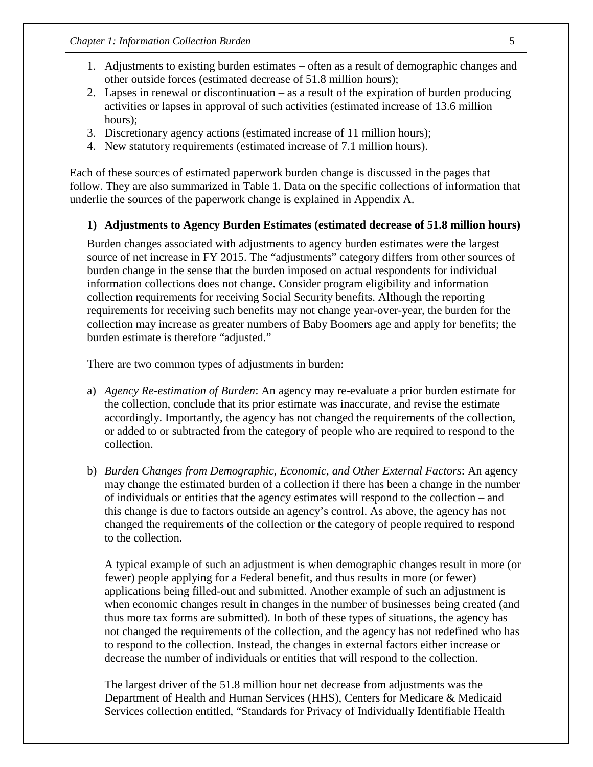1. Adjustments to existing burden estimates – often as a result of demographic changes and other outside forces (estimated decrease of 51.8 million hours);
2. Lapses in renewal or discontinuation – as a result of the expiration of burden producing activities or lapses in approval of such activities (estimated increase of 13.6 million hours);
3. Discretionary agency actions (estimated increase of 11 million hours);
4. New statutory requirements (estimated increase of 7.1 million hours).

Each of these sources of estimated paperwork burden change is discussed in the pages that follow. They are also summarized in Table 1. Data on the specific collections of information that underlie the sources of the paperwork change is explained in Appendix A.

### 1) Adjustments to Agency Burden Estimates (estimated decrease of 51.8 million hours)

Burden changes associated with adjustments to agency burden estimates were the largest source of net increase in FY 2015. The "adjustments" category differs from other sources of burden change in the sense that the burden imposed on actual respondents for individual information collections does not change. Consider program eligibility and information collection requirements for receiving Social Security benefits. Although the reporting requirements for receiving such benefits may not change year-over-year, the burden for the collection may increase as greater numbers of Baby Boomers age and apply for benefits; the burden estimate is therefore "adjusted."

There are two common types of adjustments in burden:

a) *Agency Re-estimation of Burden*: An agency may re-evaluate a prior burden estimate for the collection, conclude that its prior estimate was inaccurate, and revise the estimate accordingly. Importantly, the agency has not changed the requirements of the collection, or added to or subtracted from the category of people who are required to respond to the collection.

b) *Burden Changes from Demographic, Economic, and Other External Factors*: An agency may change the estimated burden of a collection if there has been a change in the number of individuals or entities that the agency estimates will respond to the collection – and this change is due to factors outside an agency's control. As above, the agency has not changed the requirements of the collection or the category of people required to respond to the collection.

   A typical example of such an adjustment is when demographic changes result in more (or fewer) people applying for a Federal benefit, and thus results in more (or fewer) applications being filled-out and submitted. Another example of such an adjustment is when economic changes result in changes in the number of businesses being created (and thus more tax forms are submitted). In both of these types of situations, the agency has not changed the requirements of the collection, and the agency has not redefined who has to respond to the collection. Instead, the changes in external factors either increase or decrease the number of individuals or entities that will respond to the collection.

   The largest driver of the 51.8 million hour net decrease from adjustments was the Department of Health and Human Services (HHS), Centers for Medicare & Medicaid Services collection entitled, "Standards for Privacy of Individually Identifiable Health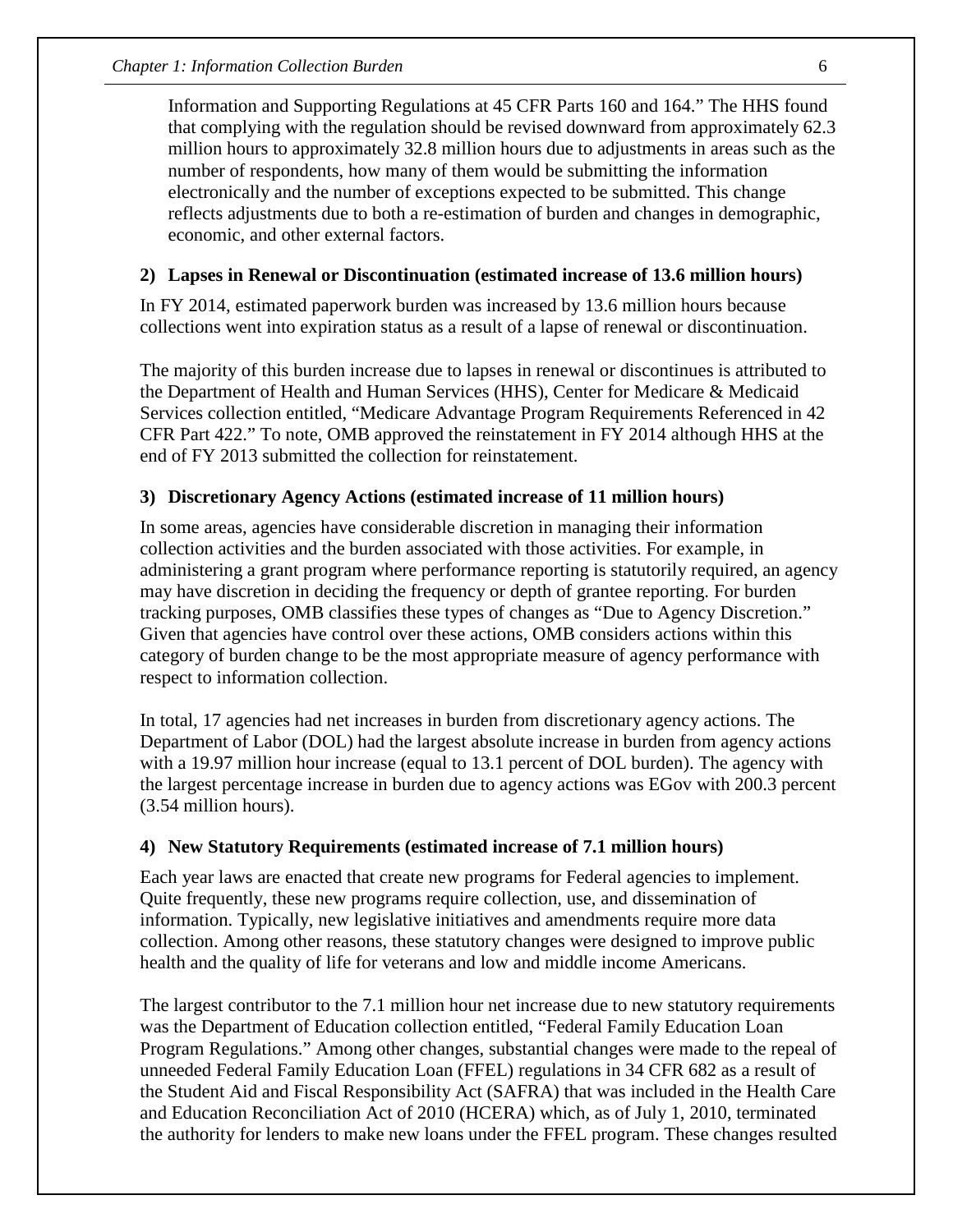Information and Supporting Regulations at 45 CFR Parts 160 and 164." The HHS found that complying with the regulation should be revised downward from approximately 62.3 million hours to approximately 32.8 million hours due to adjustments in areas such as the number of respondents, how many of them would be submitting the information electronically and the number of exceptions expected to be submitted. This change reflects adjustments due to both a re-estimation of burden and changes in demographic, economic, and other external factors.

### 2) Lapses in Renewal or Discontinuation (estimated increase of 13.6 million hours)

In FY 2014, estimated paperwork burden was increased by 13.6 million hours because collections went into expiration status as a result of a lapse of renewal or discontinuation.

The majority of this burden increase due to lapses in renewal or discontinues is attributed to the Department of Health and Human Services (HHS), Center for Medicare & Medicaid Services collection entitled, "Medicare Advantage Program Requirements Referenced in 42 CFR Part 422." To note, OMB approved the reinstatement in FY 2014 although HHS at the end of FY 2013 submitted the collection for reinstatement.

### 3) Discretionary Agency Actions (estimated increase of 11 million hours)

In some areas, agencies have considerable discretion in managing their information collection activities and the burden associated with those activities. For example, in administering a grant program where performance reporting is statutorily required, an agency may have discretion in deciding the frequency or depth of grantee reporting. For burden tracking purposes, OMB classifies these types of changes as "Due to Agency Discretion." Given that agencies have control over these actions, OMB considers actions within this category of burden change to be the most appropriate measure of agency performance with respect to information collection.

In total, 17 agencies had net increases in burden from discretionary agency actions. The Department of Labor (DOL) had the largest absolute increase in burden from agency actions with a 19.97 million hour increase (equal to 13.1 percent of DOL burden). The agency with the largest percentage increase in burden due to agency actions was EGov with 200.3 percent (3.54 million hours).

### 4) New Statutory Requirements (estimated increase of 7.1 million hours)

Each year laws are enacted that create new programs for Federal agencies to implement. Quite frequently, these new programs require collection, use, and dissemination of information. Typically, new legislative initiatives and amendments require more data collection. Among other reasons, these statutory changes were designed to improve public health and the quality of life for veterans and low and middle income Americans.

The largest contributor to the 7.1 million hour net increase due to new statutory requirements was the Department of Education collection entitled, "Federal Family Education Loan Program Regulations." Among other changes, substantial changes were made to the repeal of unneeded Federal Family Education Loan (FFEL) regulations in 34 CFR 682 as a result of the Student Aid and Fiscal Responsibility Act (SAFRA) that was included in the Health Care and Education Reconciliation Act of 2010 (HCERA) which, as of July 1, 2010, terminated the authority for lenders to make new loans under the FFEL program. These changes resulted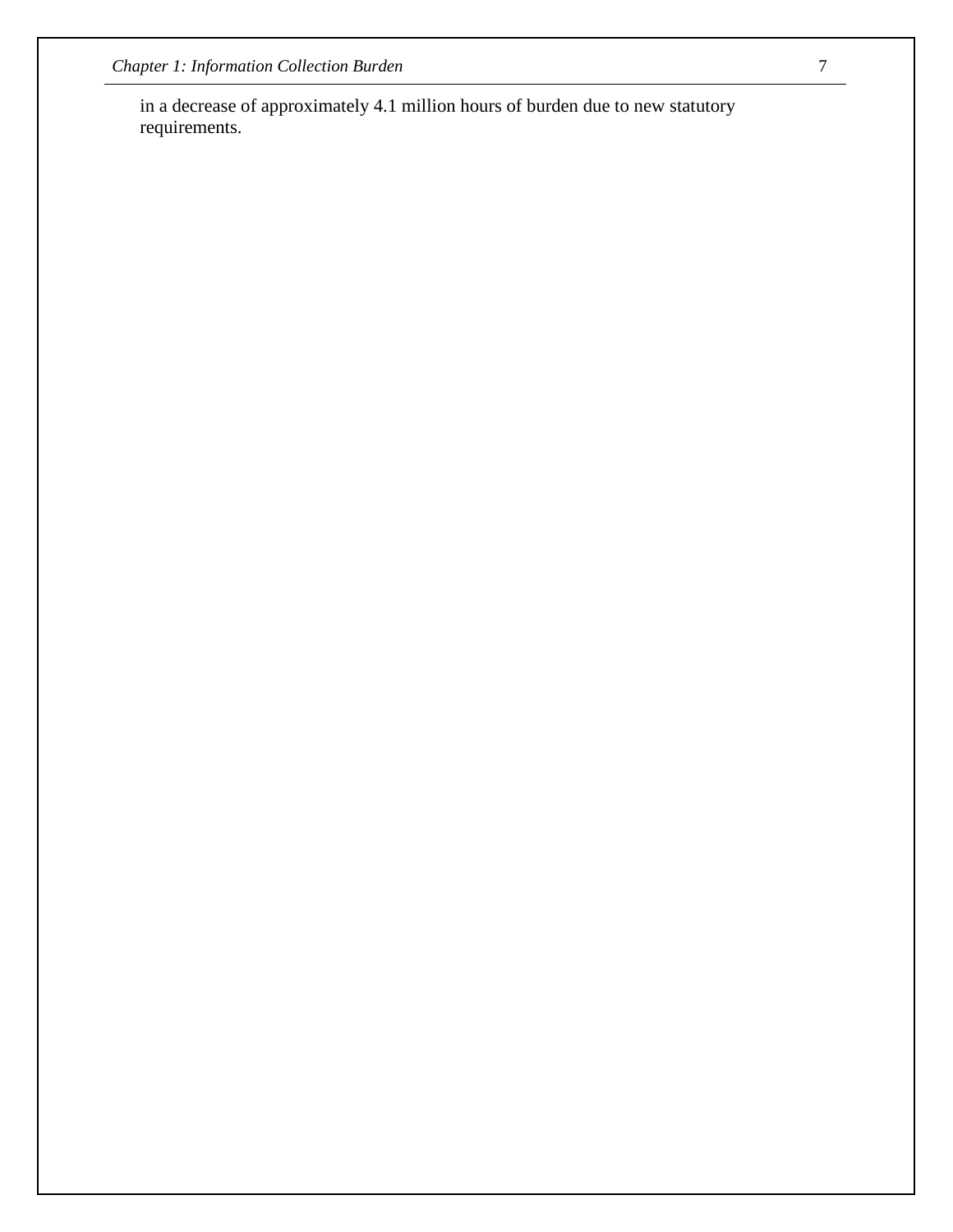in a decrease of approximately 4.1 million hours of burden due to new statutory requirements.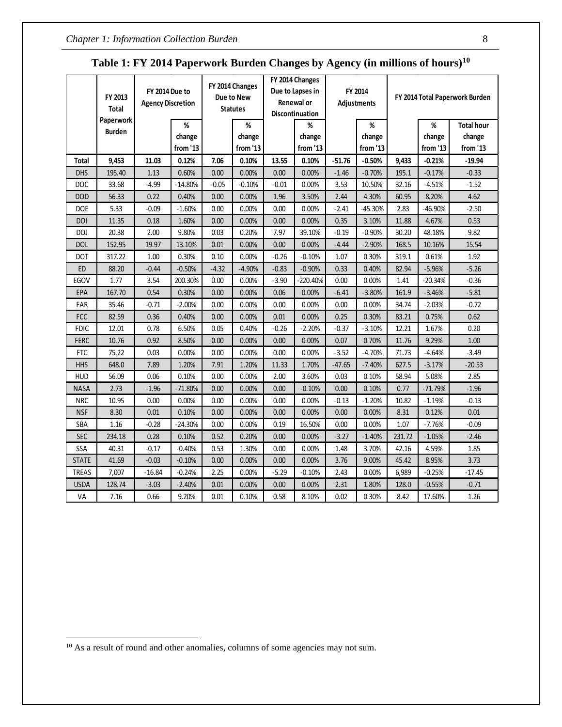**Table 1: FY 2014 Paperwork Burden Changes by Agency (in millions of hours)[10]**

| | FY 2013 Total Paperwork Burden | FY 2014 Due to Agency Discretion | | FY 2014 Changes Due to New Statutes | | FY 2014 Changes Due to Lapses in Renewal or Discontinuation | | FY 2014 Adjustments | | FY 2014 Total Paperwork Burden | | |
|---|---|---|---|---|---|---|---|---|---|---|---|---|
| | | | % change from '13 | | % change from '13 | | % change from '13 | | % change from '13 | | % change from '13 | Total hour change from '13 |
| **Total** | **9,453** | **11.03** | **0.12%** | **7.06** | **0.10%** | **13.55** | **0.10%** | **-51.76** | **-0.50%** | **9,433** | **-0.21%** | **-19.94** |
| DHS | 195.40 | 1.13 | 0.60% | 0.00 | 0.00% | 0.00 | 0.00% | -1.46 | -0.70% | 195.1 | -0.17% | -0.33 |
| DOC | 33.68 | -4.99 | -14.80% | -0.05 | -0.10% | -0.01 | 0.00% | 3.53 | 10.50% | 32.16 | -4.51% | -1.52 |
| DOD | 56.33 | 0.22 | 0.40% | 0.00 | 0.00% | 1.96 | 3.50% | 2.44 | 4.30% | 60.95 | 8.20% | 4.62 |
| DOE | 5.33 | -0.09 | -1.60% | 0.00 | 0.00% | 0.00 | 0.00% | -2.41 | -45.30% | 2.83 | -46.90% | -2.50 |
| DOI | 11.35 | 0.18 | 1.60% | 0.00 | 0.00% | 0.00 | 0.00% | 0.35 | 3.10% | 11.88 | 4.67% | 0.53 |
| DOJ | 20.38 | 2.00 | 9.80% | 0.03 | 0.20% | 7.97 | 39.10% | -0.19 | -0.90% | 30.20 | 48.18% | 9.82 |
| DOL | 152.95 | 19.97 | 13.10% | 0.01 | 0.00% | 0.00 | 0.00% | -4.44 | -2.90% | 168.5 | 10.16% | 15.54 |
| DOT | 317.22 | 1.00 | 0.30% | 0.10 | 0.00% | -0.26 | -0.10% | 1.07 | 0.30% | 319.1 | 0.61% | 1.92 |
| ED | 88.20 | -0.44 | -0.50% | -4.32 | -4.90% | -0.83 | -0.90% | 0.33 | 0.40% | 82.94 | -5.96% | -5.26 |
| EGOV | 1.77 | 3.54 | 200.30% | 0.00 | 0.00% | -3.90 | -220.40% | 0.00 | 0.00% | 1.41 | -20.34% | -0.36 |
| EPA | 167.70 | 0.54 | 0.30% | 0.00 | 0.00% | 0.06 | 0.00% | -6.41 | -3.80% | 161.9 | -3.46% | -5.81 |
| FAR | 35.46 | -0.71 | -2.00% | 0.00 | 0.00% | 0.00 | 0.00% | 0.00 | 0.00% | 34.74 | -2.03% | -0.72 |
| FCC | 82.59 | 0.36 | 0.40% | 0.00 | 0.00% | 0.01 | 0.00% | 0.25 | 0.30% | 83.21 | 0.75% | 0.62 |
| FDIC | 12.01 | 0.78 | 6.50% | 0.05 | 0.40% | -0.26 | -2.20% | -0.37 | -3.10% | 12.21 | 1.67% | 0.20 |
| FERC | 10.76 | 0.92 | 8.50% | 0.00 | 0.00% | 0.00 | 0.00% | 0.07 | 0.70% | 11.76 | 9.29% | 1.00 |
| FTC | 75.22 | 0.03 | 0.00% | 0.00 | 0.00% | 0.00 | 0.00% | -3.52 | -4.70% | 71.73 | -4.64% | -3.49 |
| HHS | 648.0 | 7.89 | 1.20% | 7.91 | 1.20% | 11.33 | 1.70% | -47.65 | -7.40% | 627.5 | -3.17% | -20.53 |
| HUD | 56.09 | 0.06 | 0.10% | 0.00 | 0.00% | 2.00 | 3.60% | 0.03 | 0.10% | 58.94 | 5.08% | 2.85 |
| NASA | 2.73 | -1.96 | -71.80% | 0.00 | 0.00% | 0.00 | -0.10% | 0.00 | 0.10% | 0.77 | -71.79% | -1.96 |
| NRC | 10.95 | 0.00 | 0.00% | 0.00 | 0.00% | 0.00 | 0.00% | -0.13 | -1.20% | 10.82 | -1.19% | -0.13 |
| NSF | 8.30 | 0.01 | 0.10% | 0.00 | 0.00% | 0.00 | 0.00% | 0.00 | 0.00% | 8.31 | 0.12% | 0.01 |
| SBA | 1.16 | -0.28 | -24.30% | 0.00 | 0.00% | 0.19 | 16.50% | 0.00 | 0.00% | 1.07 | -7.76% | -0.09 |
| SEC | 234.18 | 0.28 | 0.10% | 0.52 | 0.20% | 0.00 | 0.00% | -3.27 | -1.40% | 231.72 | -1.05% | -2.46 |
| SSA | 40.31 | -0.17 | -0.40% | 0.53 | 1.30% | 0.00 | 0.00% | 1.48 | 3.70% | 42.16 | 4.59% | 1.85 |
| STATE | 41.69 | -0.03 | -0.10% | 0.00 | 0.00% | 0.00 | 0.00% | 3.76 | 9.00% | 45.42 | 8.95% | 3.73 |
| TREAS | 7,007 | -16.84 | -0.24% | 2.25 | 0.00% | -5.29 | -0.10% | 2.43 | 0.00% | 6,989 | -0.25% | -17.45 |
| USDA | 128.74 | -3.03 | -2.40% | 0.01 | 0.00% | 0.00 | 0.00% | 2.31 | 1.80% | 128.0 | -0.55% | -0.71 |
| VA | 7.16 | 0.66 | 9.20% | 0.01 | 0.10% | 0.58 | 8.10% | 0.02 | 0.30% | 8.42 | 17.60% | 1.26 |

[10] As a result of round and other anomalies, columns of some agencies may not sum.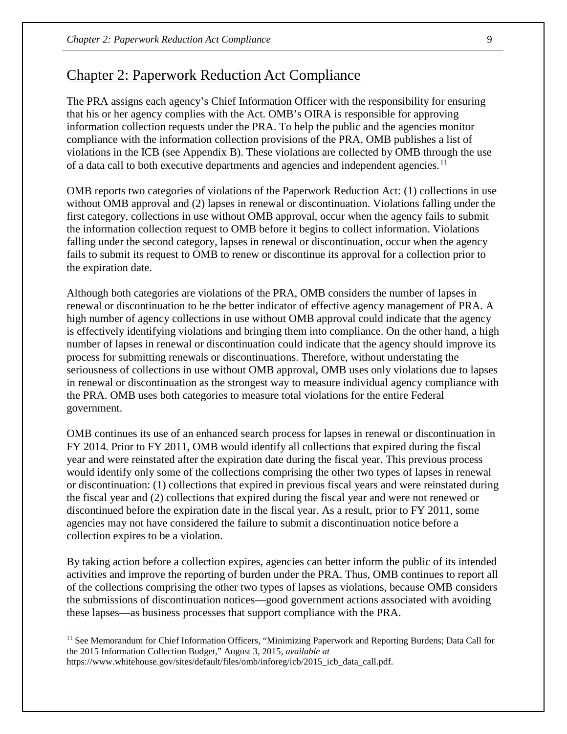# Chapter 2: Paperwork Reduction Act Compliance

The PRA assigns each agency's Chief Information Officer with the responsibility for ensuring that his or her agency complies with the Act. OMB's OIRA is responsible for approving information collection requests under the PRA. To help the public and the agencies monitor compliance with the information collection provisions of the PRA, OMB publishes a list of violations in the ICB (see Appendix B). These violations are collected by OMB through the use of a data call to both executive departments and agencies and independent agencies.[11]

OMB reports two categories of violations of the Paperwork Reduction Act: (1) collections in use without OMB approval and (2) lapses in renewal or discontinuation. Violations falling under the first category, collections in use without OMB approval, occur when the agency fails to submit the information collection request to OMB before it begins to collect information. Violations falling under the second category, lapses in renewal or discontinuation, occur when the agency fails to submit its request to OMB to renew or discontinue its approval for a collection prior to the expiration date.

Although both categories are violations of the PRA, OMB considers the number of lapses in renewal or discontinuation to be the better indicator of effective agency management of PRA. A high number of agency collections in use without OMB approval could indicate that the agency is effectively identifying violations and bringing them into compliance. On the other hand, a high number of lapses in renewal or discontinuation could indicate that the agency should improve its process for submitting renewals or discontinuations. Therefore, without understating the seriousness of collections in use without OMB approval, OMB uses only violations due to lapses in renewal or discontinuation as the strongest way to measure individual agency compliance with the PRA. OMB uses both categories to measure total violations for the entire Federal government.

OMB continues its use of an enhanced search process for lapses in renewal or discontinuation in FY 2014. Prior to FY 2011, OMB would identify all collections that expired during the fiscal year and were reinstated after the expiration date during the fiscal year. This previous process would identify only some of the collections comprising the other two types of lapses in renewal or discontinuation: (1) collections that expired in previous fiscal years and were reinstated during the fiscal year and (2) collections that expired during the fiscal year and were not renewed or discontinued before the expiration date in the fiscal year. As a result, prior to FY 2011, some agencies may not have considered the failure to submit a discontinuation notice before a collection expires to be a violation.

By taking action before a collection expires, agencies can better inform the public of its intended activities and improve the reporting of burden under the PRA. Thus, OMB continues to report all of the collections comprising the other two types of lapses as violations, because OMB considers the submissions of discontinuation notices—good government actions associated with avoiding these lapses—as business processes that support compliance with the PRA.

---

[11] See Memorandum for Chief Information Officers, "Minimizing Paperwork and Reporting Burdens; Data Call for the 2015 Information Collection Budget," August 3, 2015, *available at* https://www.whitehouse.gov/sites/default/files/omb/inforeg/icb/2015_icb_data_call.pdf.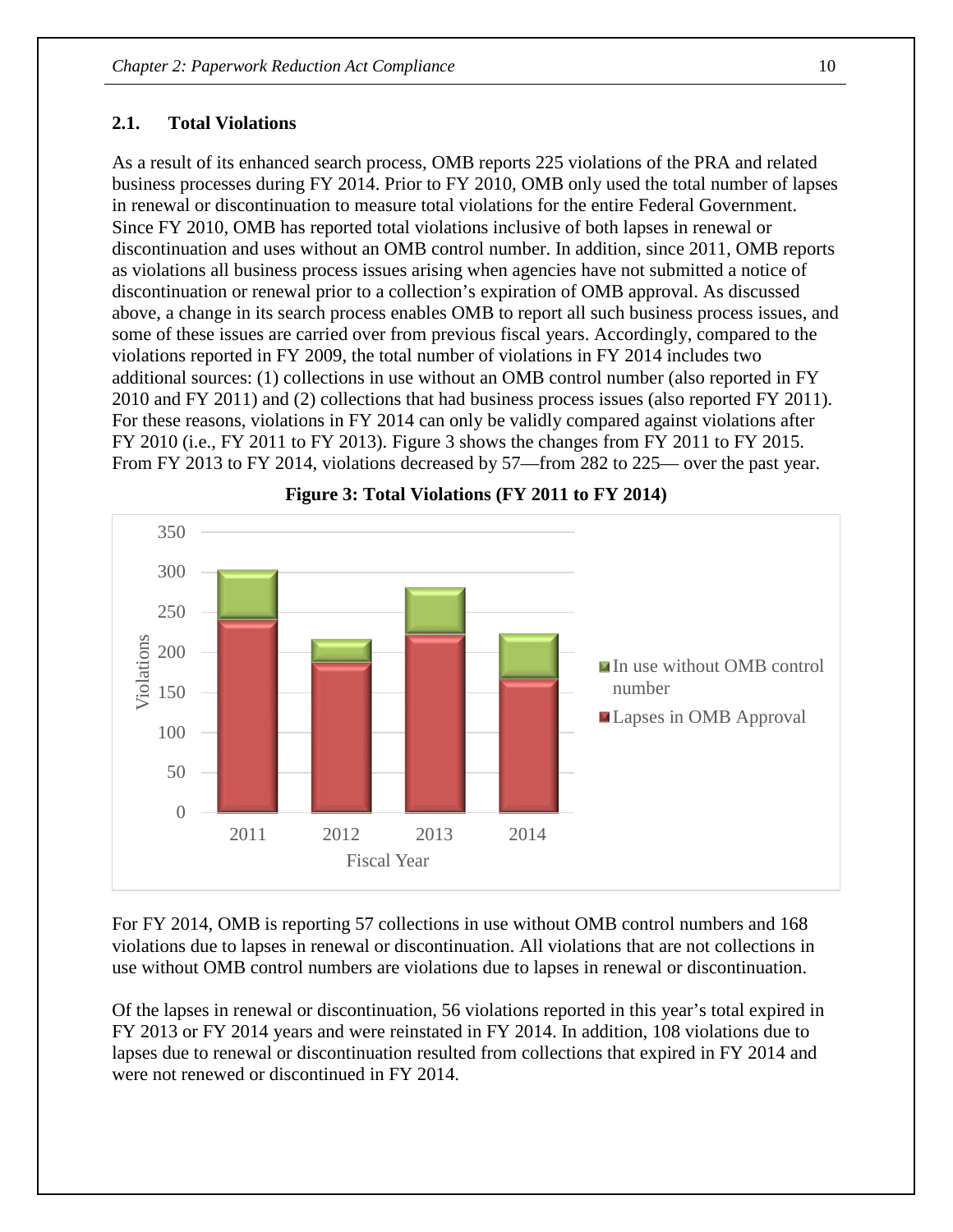## 2.1. Total Violations

As a result of its enhanced search process, OMB reports 225 violations of the PRA and related business processes during FY 2014. Prior to FY 2010, OMB only used the total number of lapses in renewal or discontinuation to measure total violations for the entire Federal Government. Since FY 2010, OMB has reported total violations inclusive of both lapses in renewal or discontinuation and uses without an OMB control number. In addition, since 2011, OMB reports as violations all business process issues arising when agencies have not submitted a notice of discontinuation or renewal prior to a collection's expiration of OMB approval. As discussed above, a change in its search process enables OMB to report all such business process issues, and some of these issues are carried over from previous fiscal years. Accordingly, compared to the violations reported in FY 2009, the total number of violations in FY 2014 includes two additional sources: (1) collections in use without an OMB control number (also reported in FY 2010 and FY 2011) and (2) collections that had business process issues (also reported FY 2011). For these reasons, violations in FY 2014 can only be validly compared against violations after FY 2010 (i.e., FY 2011 to FY 2013). Figure 3 shows the changes from FY 2011 to FY 2015. From FY 2013 to FY 2014, violations decreased by 57—from 282 to 225— over the past year.

**Figure 3: Total Violations (FY 2011 to FY 2014)**

For FY 2014, OMB is reporting 57 collections in use without OMB control numbers and 168 violations due to lapses in renewal or discontinuation. All violations that are not collections in use without OMB control numbers are violations due to lapses in renewal or discontinuation.

Of the lapses in renewal or discontinuation, 56 violations reported in this year's total expired in FY 2013 or FY 2014 years and were reinstated in FY 2014. In addition, 108 violations due to lapses due to renewal or discontinuation resulted from collections that expired in FY 2014 and were not renewed or discontinued in FY 2014.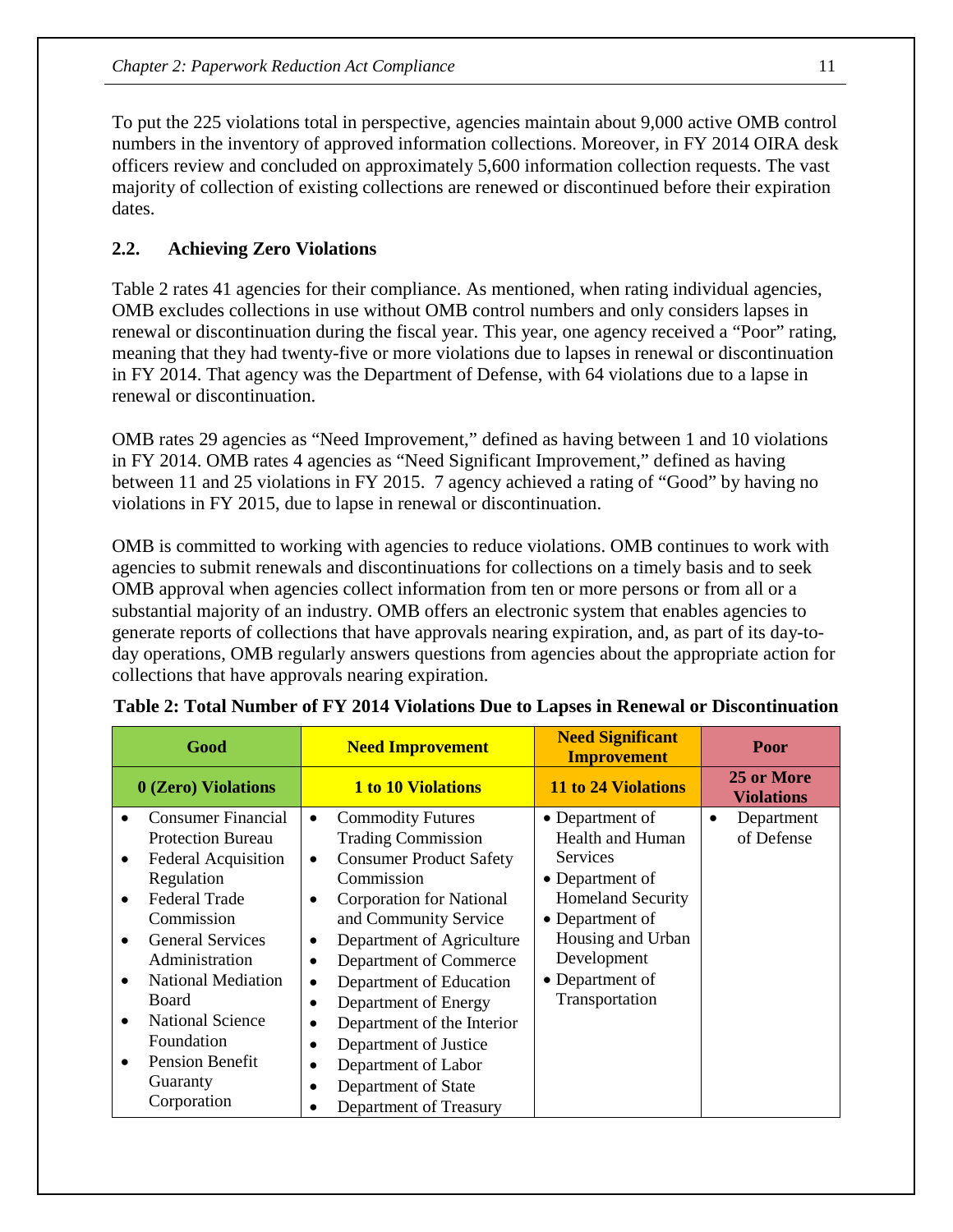To put the 225 violations total in perspective, agencies maintain about 9,000 active OMB control numbers in the inventory of approved information collections. Moreover, in FY 2014 OIRA desk officers review and concluded on approximately 5,600 information collection requests. The vast majority of collection of existing collections are renewed or discontinued before their expiration dates.

## 2.2. Achieving Zero Violations

Table 2 rates 41 agencies for their compliance. As mentioned, when rating individual agencies, OMB excludes collections in use without OMB control numbers and only considers lapses in renewal or discontinuation during the fiscal year. This year, one agency received a "Poor" rating, meaning that they had twenty-five or more violations due to lapses in renewal or discontinuation in FY 2014. That agency was the Department of Defense, with 64 violations due to a lapse in renewal or discontinuation.

OMB rates 29 agencies as "Need Improvement," defined as having between 1 and 10 violations in FY 2014. OMB rates 4 agencies as "Need Significant Improvement," defined as having between 11 and 25 violations in FY 2015. 7 agency achieved a rating of "Good" by having no violations in FY 2015, due to lapse in renewal or discontinuation.

OMB is committed to working with agencies to reduce violations. OMB continues to work with agencies to submit renewals and discontinuations for collections on a timely basis and to seek OMB approval when agencies collect information from ten or more persons or from all or a substantial majority of an industry. OMB offers an electronic system that enables agencies to generate reports of collections that have approvals nearing expiration, and, as part of its day-to-day operations, OMB regularly answers questions from agencies about the appropriate action for collections that have approvals nearing expiration.

**Table 2: Total Number of FY 2014 Violations Due to Lapses in Renewal or Discontinuation**

| Good | Need Improvement | Need Significant Improvement | Poor |
|---|---|---|---|
| **0 (Zero) Violations** | **1 to 10 Violations** | **11 to 24 Violations** | **25 or More Violations** |
| • Consumer Financial Protection Bureau<br>• Federal Acquisition Regulation<br>• Federal Trade Commission<br>• General Services Administration<br>• National Mediation Board<br>• National Science Foundation<br>• Pension Benefit Guaranty Corporation | • Commodity Futures Trading Commission<br>• Consumer Product Safety Commission<br>• Corporation for National and Community Service<br>• Department of Agriculture<br>• Department of Commerce<br>• Department of Education<br>• Department of Energy<br>• Department of the Interior<br>• Department of Justice<br>• Department of Labor<br>• Department of State<br>• Department of Treasury | • Department of Health and Human Services<br>• Department of Homeland Security<br>• Department of Housing and Urban Development<br>• Department of Transportation | • Department of Defense |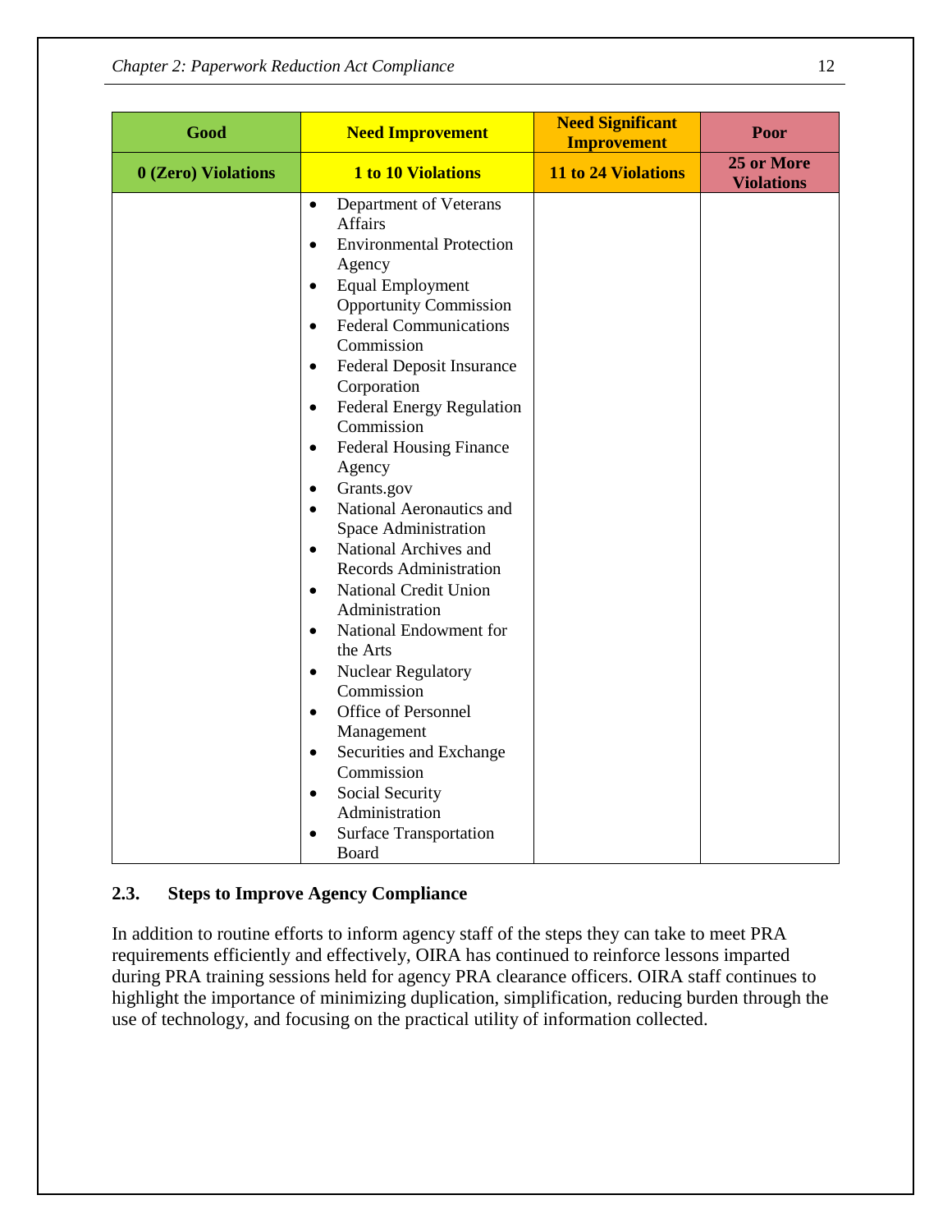| Good | Need Improvement | Need Significant Improvement | Poor |
|---|---|---|---|
| 0 (Zero) Violations | 1 to 10 Violations | 11 to 24 Violations | 25 or More Violations |
| | • Department of Veterans Affairs<br>• Environmental Protection Agency<br>• Equal Employment Opportunity Commission<br>• Federal Communications Commission<br>• Federal Deposit Insurance Corporation<br>• Federal Energy Regulation Commission<br>• Federal Housing Finance Agency<br>• Grants.gov<br>• National Aeronautics and Space Administration<br>• National Archives and Records Administration<br>• National Credit Union Administration<br>• National Endowment for the Arts<br>• Nuclear Regulatory Commission<br>• Office of Personnel Management<br>• Securities and Exchange Commission<br>• Social Security Administration<br>• Surface Transportation Board | | |

### 2.3. Steps to Improve Agency Compliance

In addition to routine efforts to inform agency staff of the steps they can take to meet PRA requirements efficiently and effectively, OIRA has continued to reinforce lessons imparted during PRA training sessions held for agency PRA clearance officers. OIRA staff continues to highlight the importance of minimizing duplication, simplification, reducing burden through the use of technology, and focusing on the practical utility of information collected.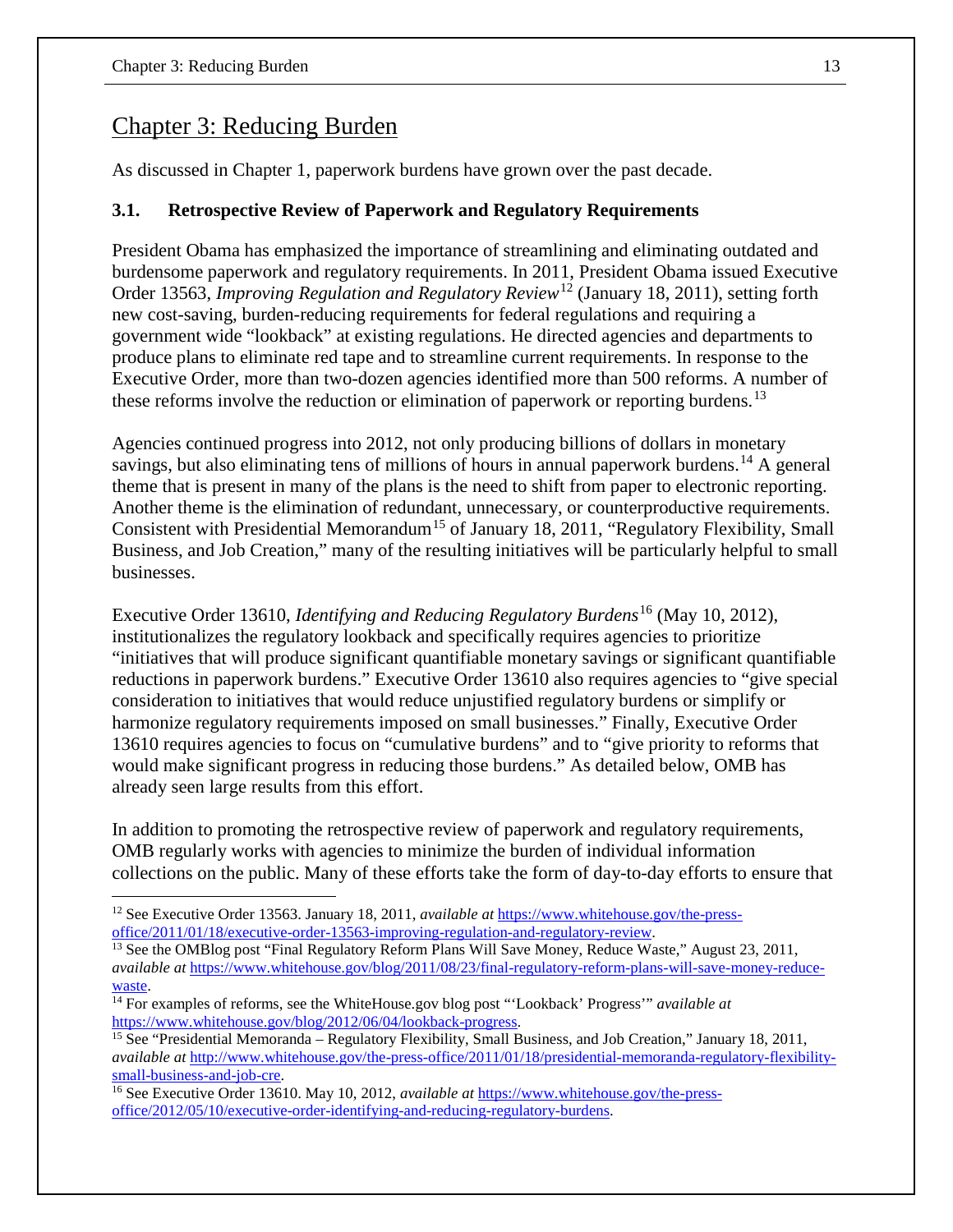# Chapter 3: Reducing Burden

As discussed in Chapter 1, paperwork burdens have grown over the past decade.

### 3.1. Retrospective Review of Paperwork and Regulatory Requirements

President Obama has emphasized the importance of streamlining and eliminating outdated and burdensome paperwork and regulatory requirements. In 2011, President Obama issued Executive Order 13563, *Improving Regulation and Regulatory Review*[12] (January 18, 2011), setting forth new cost-saving, burden-reducing requirements for federal regulations and requiring a government wide "lookback" at existing regulations. He directed agencies and departments to produce plans to eliminate red tape and to streamline current requirements. In response to the Executive Order, more than two-dozen agencies identified more than 500 reforms. A number of these reforms involve the reduction or elimination of paperwork or reporting burdens.[13]

Agencies continued progress into 2012, not only producing billions of dollars in monetary savings, but also eliminating tens of millions of hours in annual paperwork burdens.[14] A general theme that is present in many of the plans is the need to shift from paper to electronic reporting. Another theme is the elimination of redundant, unnecessary, or counterproductive requirements. Consistent with Presidential Memorandum[15] of January 18, 2011, "Regulatory Flexibility, Small Business, and Job Creation," many of the resulting initiatives will be particularly helpful to small businesses.

Executive Order 13610, *Identifying and Reducing Regulatory Burdens*[16] (May 10, 2012), institutionalizes the regulatory lookback and specifically requires agencies to prioritize "initiatives that will produce significant quantifiable monetary savings or significant quantifiable reductions in paperwork burdens." Executive Order 13610 also requires agencies to "give special consideration to initiatives that would reduce unjustified regulatory burdens or simplify or harmonize regulatory requirements imposed on small businesses." Finally, Executive Order 13610 requires agencies to focus on "cumulative burdens" and to "give priority to reforms that would make significant progress in reducing those burdens." As detailed below, OMB has already seen large results from this effort.

In addition to promoting the retrospective review of paperwork and regulatory requirements, OMB regularly works with agencies to minimize the burden of individual information collections on the public. Many of these efforts take the form of day-to-day efforts to ensure that

---

[12] See Executive Order 13563. January 18, 2011, *available at* https://www.whitehouse.gov/the-press-office/2011/01/18/executive-order-13563-improving-regulation-and-regulatory-review.

[13] See the OMBlog post "Final Regulatory Reform Plans Will Save Money, Reduce Waste," August 23, 2011, *available at* https://www.whitehouse.gov/blog/2011/08/23/final-regulatory-reform-plans-will-save-money-reduce-waste.

[14] For examples of reforms, see the WhiteHouse.gov blog post "'Lookback' Progress'" *available at* https://www.whitehouse.gov/blog/2012/06/04/lookback-progress.

[15] See "Presidential Memoranda – Regulatory Flexibility, Small Business, and Job Creation," January 18, 2011, *available at* http://www.whitehouse.gov/the-press-office/2011/01/18/presidential-memoranda-regulatory-flexibility-small-business-and-job-cre.

[16] See Executive Order 13610. May 10, 2012, *available at* https://www.whitehouse.gov/the-press-office/2012/05/10/executive-order-identifying-and-reducing-regulatory-burdens.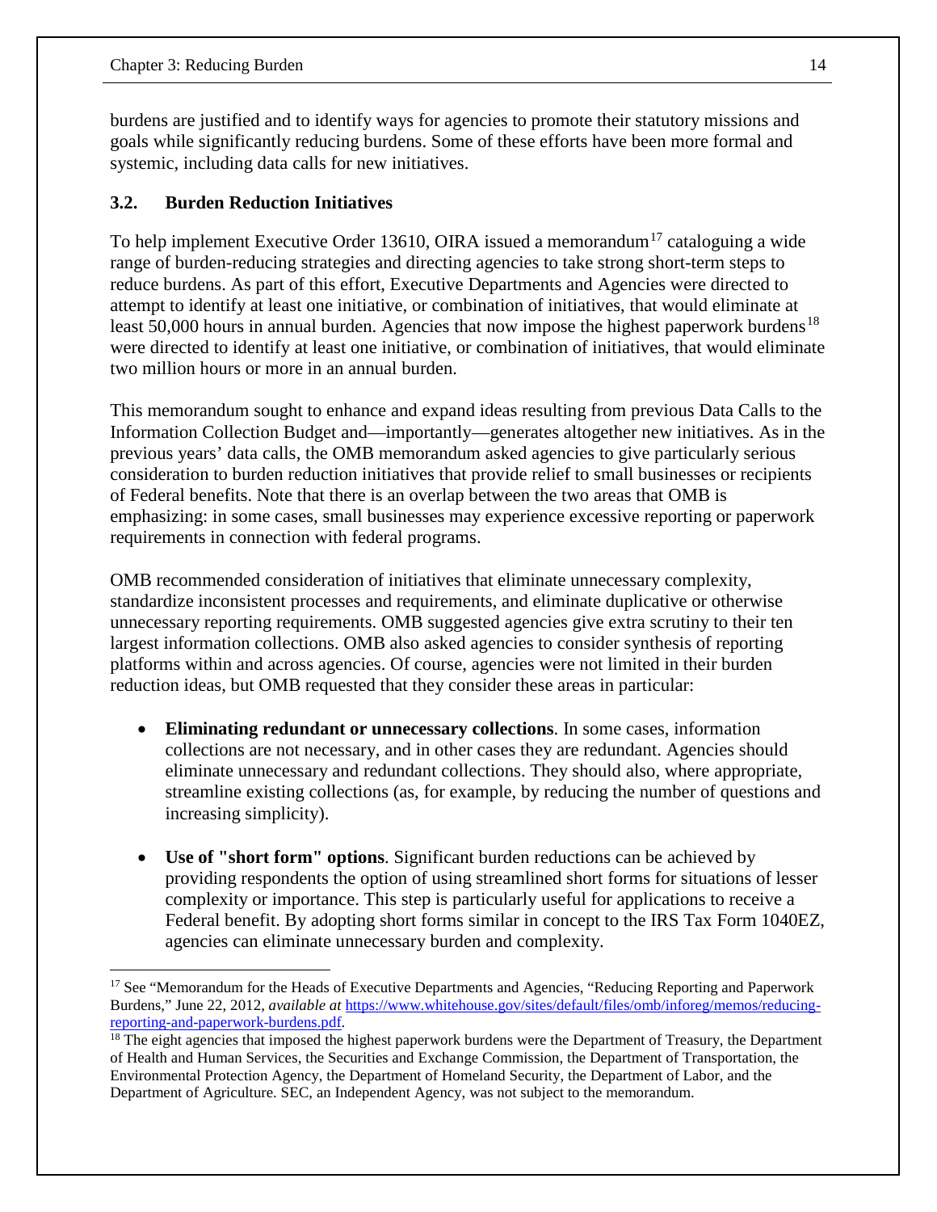burdens are justified and to identify ways for agencies to promote their statutory missions and goals while significantly reducing burdens. Some of these efforts have been more formal and systemic, including data calls for new initiatives.

### 3.2. Burden Reduction Initiatives

To help implement Executive Order 13610, OIRA issued a memorandum[17] cataloguing a wide range of burden-reducing strategies and directing agencies to take strong short-term steps to reduce burdens. As part of this effort, Executive Departments and Agencies were directed to attempt to identify at least one initiative, or combination of initiatives, that would eliminate at least 50,000 hours in annual burden. Agencies that now impose the highest paperwork burdens[18] were directed to identify at least one initiative, or combination of initiatives, that would eliminate two million hours or more in an annual burden.

This memorandum sought to enhance and expand ideas resulting from previous Data Calls to the Information Collection Budget and—importantly—generates altogether new initiatives. As in the previous years' data calls, the OMB memorandum asked agencies to give particularly serious consideration to burden reduction initiatives that provide relief to small businesses or recipients of Federal benefits. Note that there is an overlap between the two areas that OMB is emphasizing: in some cases, small businesses may experience excessive reporting or paperwork requirements in connection with federal programs.

OMB recommended consideration of initiatives that eliminate unnecessary complexity, standardize inconsistent processes and requirements, and eliminate duplicative or otherwise unnecessary reporting requirements. OMB suggested agencies give extra scrutiny to their ten largest information collections. OMB also asked agencies to consider synthesis of reporting platforms within and across agencies. Of course, agencies were not limited in their burden reduction ideas, but OMB requested that they consider these areas in particular:

- **Eliminating redundant or unnecessary collections**. In some cases, information collections are not necessary, and in other cases they are redundant. Agencies should eliminate unnecessary and redundant collections. They should also, where appropriate, streamline existing collections (as, for example, by reducing the number of questions and increasing simplicity).

- **Use of "short form" options**. Significant burden reductions can be achieved by providing respondents the option of using streamlined short forms for situations of lesser complexity or importance. This step is particularly useful for applications to receive a Federal benefit. By adopting short forms similar in concept to the IRS Tax Form 1040EZ, agencies can eliminate unnecessary burden and complexity.

---

[17] See "Memorandum for the Heads of Executive Departments and Agencies, "Reducing Reporting and Paperwork Burdens," June 22, 2012, *available at* https://www.whitehouse.gov/sites/default/files/omb/inforeg/memos/reducing-reporting-and-paperwork-burdens.pdf.

[18] The eight agencies that imposed the highest paperwork burdens were the Department of Treasury, the Department of Health and Human Services, the Securities and Exchange Commission, the Department of Transportation, the Environmental Protection Agency, the Department of Homeland Security, the Department of Labor, and the Department of Agriculture. SEC, an Independent Agency, was not subject to the memorandum.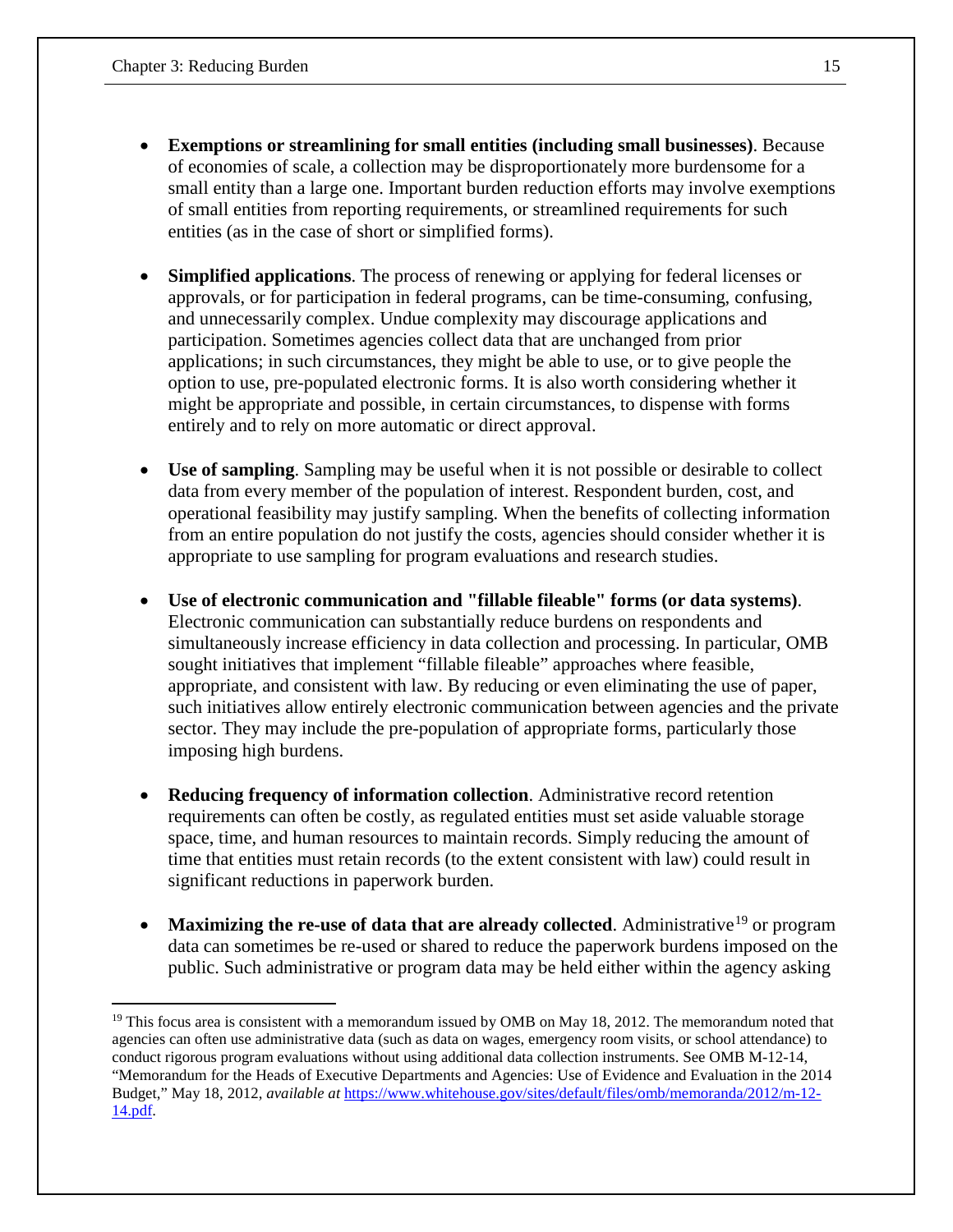- **Exemptions or streamlining for small entities (including small businesses)**. Because of economies of scale, a collection may be disproportionately more burdensome for a small entity than a large one. Important burden reduction efforts may involve exemptions of small entities from reporting requirements, or streamlined requirements for such entities (as in the case of short or simplified forms).

- **Simplified applications**. The process of renewing or applying for federal licenses or approvals, or for participation in federal programs, can be time-consuming, confusing, and unnecessarily complex. Undue complexity may discourage applications and participation. Sometimes agencies collect data that are unchanged from prior applications; in such circumstances, they might be able to use, or to give people the option to use, pre-populated electronic forms. It is also worth considering whether it might be appropriate and possible, in certain circumstances, to dispense with forms entirely and to rely on more automatic or direct approval.

- **Use of sampling**. Sampling may be useful when it is not possible or desirable to collect data from every member of the population of interest. Respondent burden, cost, and operational feasibility may justify sampling. When the benefits of collecting information from an entire population do not justify the costs, agencies should consider whether it is appropriate to use sampling for program evaluations and research studies.

- **Use of electronic communication and "fillable fileable" forms (or data systems)**. Electronic communication can substantially reduce burdens on respondents and simultaneously increase efficiency in data collection and processing. In particular, OMB sought initiatives that implement "fillable fileable" approaches where feasible, appropriate, and consistent with law. By reducing or even eliminating the use of paper, such initiatives allow entirely electronic communication between agencies and the private sector. They may include the pre-population of appropriate forms, particularly those imposing high burdens.

- **Reducing frequency of information collection**. Administrative record retention requirements can often be costly, as regulated entities must set aside valuable storage space, time, and human resources to maintain records. Simply reducing the amount of time that entities must retain records (to the extent consistent with law) could result in significant reductions in paperwork burden.

- **Maximizing the re-use of data that are already collected**. Administrative[19] or program data can sometimes be re-used or shared to reduce the paperwork burdens imposed on the public. Such administrative or program data may be held either within the agency asking

---

[19] This focus area is consistent with a memorandum issued by OMB on May 18, 2012. The memorandum noted that agencies can often use administrative data (such as data on wages, emergency room visits, or school attendance) to conduct rigorous program evaluations without using additional data collection instruments. See OMB M-12-14, "Memorandum for the Heads of Executive Departments and Agencies: Use of Evidence and Evaluation in the 2014 Budget," May 18, 2012, *available at* https://www.whitehouse.gov/sites/default/files/omb/memoranda/2012/m-12-14.pdf.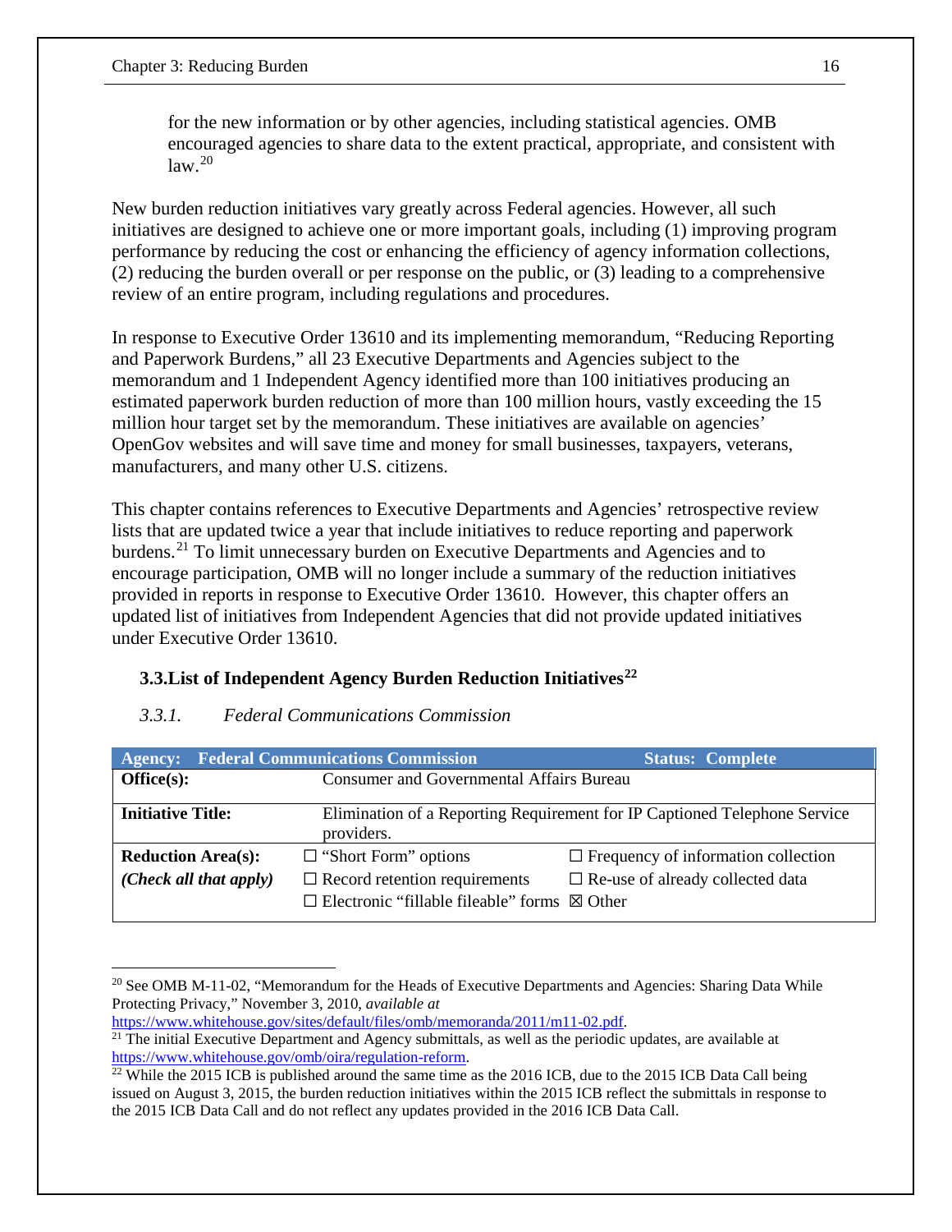for the new information or by other agencies, including statistical agencies. OMB encouraged agencies to share data to the extent practical, appropriate, and consistent with law.[20]

New burden reduction initiatives vary greatly across Federal agencies. However, all such initiatives are designed to achieve one or more important goals, including (1) improving program performance by reducing the cost or enhancing the efficiency of agency information collections, (2) reducing the burden overall or per response on the public, or (3) leading to a comprehensive review of an entire program, including regulations and procedures.

In response to Executive Order 13610 and its implementing memorandum, "Reducing Reporting and Paperwork Burdens," all 23 Executive Departments and Agencies subject to the memorandum and 1 Independent Agency identified more than 100 initiatives producing an estimated paperwork burden reduction of more than 100 million hours, vastly exceeding the 15 million hour target set by the memorandum. These initiatives are available on agencies' OpenGov websites and will save time and money for small businesses, taxpayers, veterans, manufacturers, and many other U.S. citizens.

This chapter contains references to Executive Departments and Agencies' retrospective review lists that are updated twice a year that include initiatives to reduce reporting and paperwork burdens.[21] To limit unnecessary burden on Executive Departments and Agencies and to encourage participation, OMB will no longer include a summary of the reduction initiatives provided in reports in response to Executive Order 13610. However, this chapter offers an updated list of initiatives from Independent Agencies that did not provide updated initiatives under Executive Order 13610.

### 3.3. List of Independent Agency Burden Reduction Initiatives[22]

#### *3.3.1. Federal Communications Commission*

| **Agency: Federal Communications Commission** | | **Status: Complete** |
|---|---|---|
| **Office(s):** | Consumer and Governmental Affairs Bureau | |
| **Initiative Title:** | Elimination of a Reporting Requirement for IP Captioned Telephone Service providers. | |
| **Reduction Area(s):** *(Check all that apply)* | ☐ "Short Form" options<br>☐ Record retention requirements<br>☐ Electronic "fillable fileable" forms | ☐ Frequency of information collection<br>☐ Re-use of already collected data<br>☒ Other |

[20] See OMB M-11-02, "Memorandum for the Heads of Executive Departments and Agencies: Sharing Data While Protecting Privacy," November 3, 2010, *available at* https://www.whitehouse.gov/sites/default/files/omb/memoranda/2011/m11-02.pdf.

[21] The initial Executive Department and Agency submittals, as well as the periodic updates, are available at https://www.whitehouse.gov/omb/oira/regulation-reform.

[22] While the 2015 ICB is published around the same time as the 2016 ICB, due to the 2015 ICB Data Call being issued on August 3, 2015, the burden reduction initiatives within the 2015 ICB reflect the submittals in response to the 2015 ICB Data Call and do not reflect any updates provided in the 2016 ICB Data Call.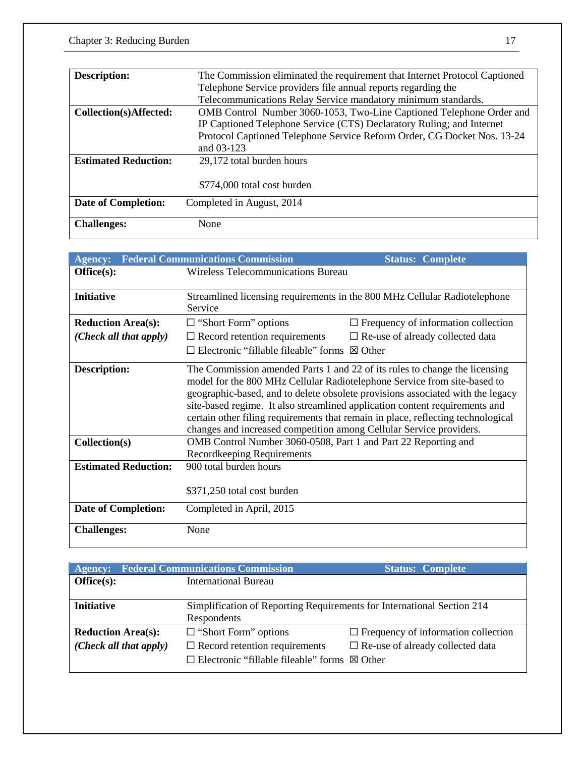| | |
|---|---|
| **Description:** | The Commission eliminated the requirement that Internet Protocol Captioned Telephone Service providers file annual reports regarding the Telecommunications Relay Service mandatory minimum standards. |
| **Collection(s)Affected:** | OMB Control Number 3060-1053, Two-Line Captioned Telephone Order and IP Captioned Telephone Service (CTS) Declaratory Ruling; and Internet Protocol Captioned Telephone Service Reform Order, CG Docket Nos. 13-24 and 03-123 |
| **Estimated Reduction:** | 29,172 total burden hours<br><br>$774,000 total cost burden |
| **Date of Completion:** | Completed in August, 2014 |
| **Challenges:** | None |

| **Agency: Federal Communications Commission** | **Status: Complete** |
|---|---|
| **Office(s):** | Wireless Telecommunications Bureau |
| **Initiative** | Streamlined licensing requirements in the 800 MHz Cellular Radiotelephone Service |
| **Reduction Area(s):** *(Check all that apply)* | ☐ "Short Form" options ☐ Frequency of information collection<br>☐ Record retention requirements ☐ Re-use of already collected data<br>☐ Electronic "fillable fileable" forms ☒ Other |
| **Description:** | The Commission amended Parts 1 and 22 of its rules to change the licensing model for the 800 MHz Cellular Radiotelephone Service from site-based to geographic-based, and to delete obsolete provisions associated with the legacy site-based regime. It also streamlined application content requirements and certain other filing requirements that remain in place, reflecting technological changes and increased competition among Cellular Service providers. |
| **Collection(s)** | OMB Control Number 3060-0508, Part 1 and Part 22 Reporting and Recordkeeping Requirements |
| **Estimated Reduction:** | 900 total burden hours<br><br>$371,250 total cost burden |
| **Date of Completion:** | Completed in April, 2015 |
| **Challenges:** | None |

| **Agency: Federal Communications Commission** | **Status: Complete** |
|---|---|
| **Office(s):** | International Bureau |
| **Initiative** | Simplification of Reporting Requirements for International Section 214 Respondents |
| **Reduction Area(s):** *(Check all that apply)* | ☐ "Short Form" options ☐ Frequency of information collection<br>☐ Record retention requirements ☐ Re-use of already collected data<br>☐ Electronic "fillable fileable" forms ☒ Other |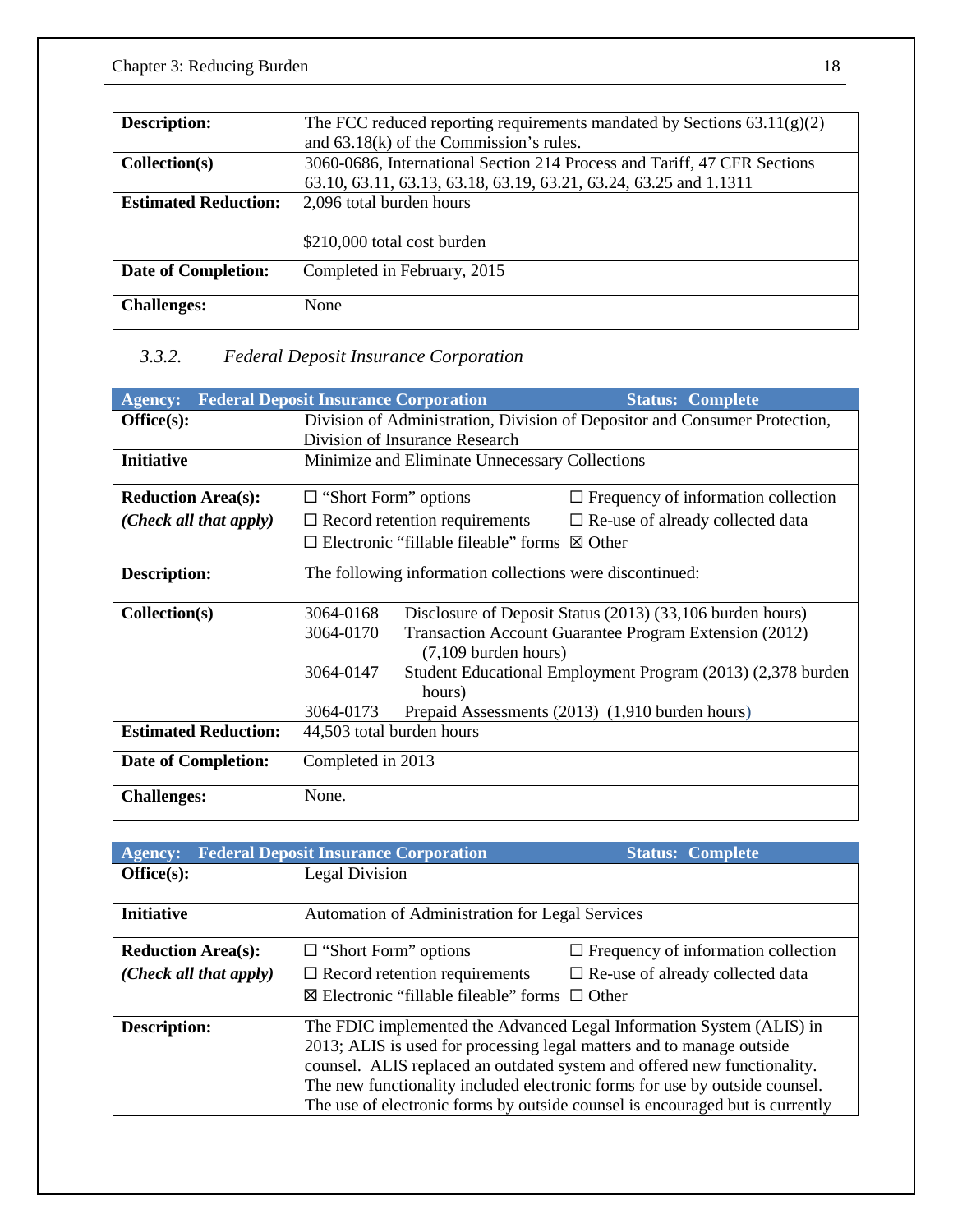| | |
|---|---|
| **Description:** | The FCC reduced reporting requirements mandated by Sections 63.11(g)(2) and 63.18(k) of the Commission's rules. |
| **Collection(s)** | 3060-0686, International Section 214 Process and Tariff, 47 CFR Sections 63.10, 63.11, 63.13, 63.18, 63.19, 63.21, 63.24, 63.25 and 1.1311 |
| **Estimated Reduction:** | 2,096 total burden hours<br><br>$210,000 total cost burden |
| **Date of Completion:** | Completed in February, 2015 |
| **Challenges:** | None |

### *3.3.2. Federal Deposit Insurance Corporation*

| **Agency: Federal Deposit Insurance Corporation** | **Status: Complete** |
|---|---|
| **Office(s):** | Division of Administration, Division of Depositor and Consumer Protection, Division of Insurance Research |
| **Initiative** | Minimize and Eliminate Unnecessary Collections |
| **Reduction Area(s):**<br>***(Check all that apply)*** | ☐ "Short Form" options ☐ Frequency of information collection<br>☐ Record retention requirements ☐ Re-use of already collected data<br>☐ Electronic "fillable fileable" forms ☒ Other |
| **Description:** | The following information collections were discontinued: |
| **Collection(s)** | 3064-0168 Disclosure of Deposit Status (2013) (33,106 burden hours)<br>3064-0170 Transaction Account Guarantee Program Extension (2012) (7,109 burden hours)<br>3064-0147 Student Educational Employment Program (2013) (2,378 burden hours)<br>3064-0173 Prepaid Assessments (2013) (1,910 burden hours) |
| **Estimated Reduction:** | 44,503 total burden hours |
| **Date of Completion:** | Completed in 2013 |
| **Challenges:** | None. |

| **Agency: Federal Deposit Insurance Corporation** | **Status: Complete** |
|---|---|
| **Office(s):** | Legal Division |
| **Initiative** | Automation of Administration for Legal Services |
| **Reduction Area(s):**<br>***(Check all that apply)*** | ☐ "Short Form" options ☐ Frequency of information collection<br>☐ Record retention requirements ☐ Re-use of already collected data<br>☒ Electronic "fillable fileable" forms ☐ Other |
| **Description:** | The FDIC implemented the Advanced Legal Information System (ALIS) in 2013; ALIS is used for processing legal matters and to manage outside counsel. ALIS replaced an outdated system and offered new functionality. The new functionality included electronic forms for use by outside counsel. The use of electronic forms by outside counsel is encouraged but is currently |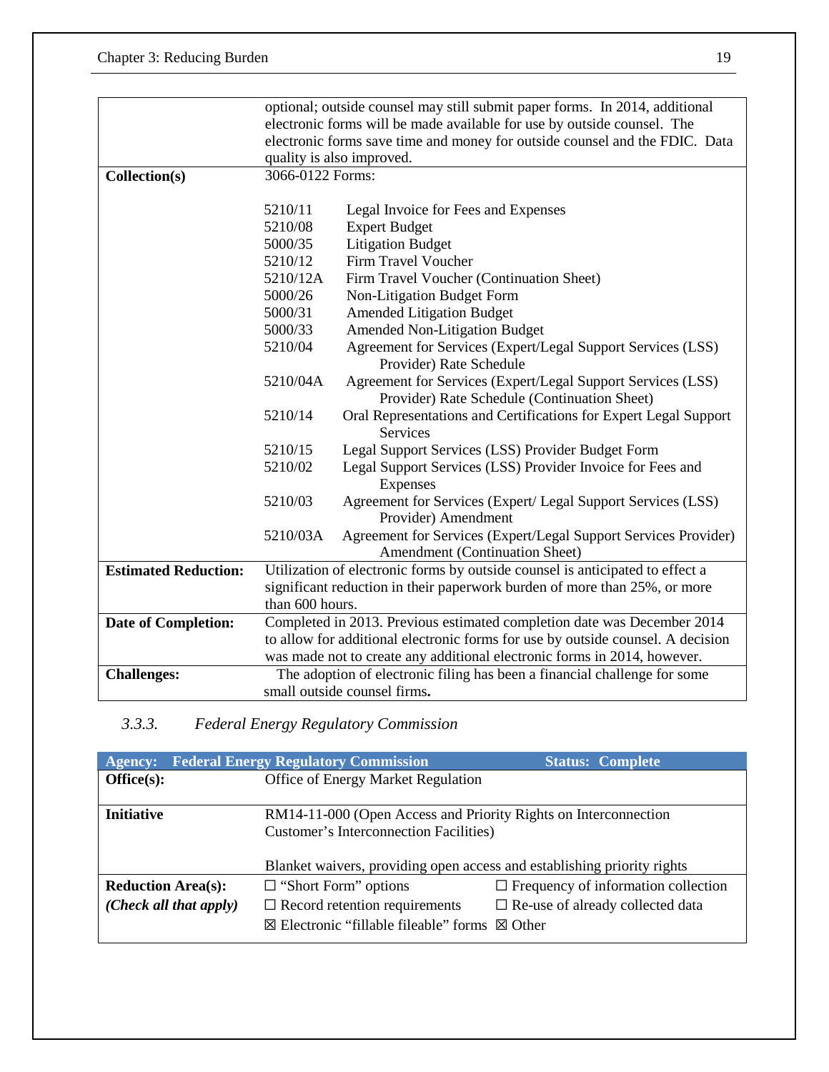| | |
|---|---|
| | optional; outside counsel may still submit paper forms. In 2014, additional electronic forms will be made available for use by outside counsel. The electronic forms save time and money for outside counsel and the FDIC. Data quality is also improved. |
| **Collection(s)** | 3066-0122 Forms:<br><br>5210/11 Legal Invoice for Fees and Expenses<br>5210/08 Expert Budget<br>5000/35 Litigation Budget<br>5210/12 Firm Travel Voucher<br>5210/12A Firm Travel Voucher (Continuation Sheet)<br>5000/26 Non-Litigation Budget Form<br>5000/31 Amended Litigation Budget<br>5000/33 Amended Non-Litigation Budget<br>5210/04 Agreement for Services (Expert/Legal Support Services (LSS) Provider) Rate Schedule<br>5210/04A Agreement for Services (Expert/Legal Support Services (LSS) Provider) Rate Schedule (Continuation Sheet)<br>5210/14 Oral Representations and Certifications for Expert Legal Support Services<br>5210/15 Legal Support Services (LSS) Provider Budget Form<br>5210/02 Legal Support Services (LSS) Provider Invoice for Fees and Expenses<br>5210/03 Agreement for Services (Expert/ Legal Support Services (LSS) Provider) Amendment<br>5210/03A Agreement for Services (Expert/Legal Support Services Provider) Amendment (Continuation Sheet) |
| **Estimated Reduction:** | Utilization of electronic forms by outside counsel is anticipated to effect a significant reduction in their paperwork burden of more than 25%, or more than 600 hours. |
| **Date of Completion:** | Completed in 2013. Previous estimated completion date was December 2014 to allow for additional electronic forms for use by outside counsel. A decision was made not to create any additional electronic forms in 2014, however. |
| **Challenges:** | The adoption of electronic filing has been a financial challenge for some small outside counsel firms**.** |

### 3.3.3. *Federal Energy Regulatory Commission*

| **Agency: Federal Energy Regulatory Commission** | **Status: Complete** | |
|---|---|---|
| **Office(s):** | Office of Energy Market Regulation | |
| **Initiative** | RM14-11-000 (Open Access and Priority Rights on Interconnection Customer's Interconnection Facilities)<br><br>Blanket waivers, providing open access and establishing priority rights | |
| **Reduction Area(s):** *(Check all that apply)* | ☐ "Short Form" options<br>☐ Record retention requirements<br>☒ Electronic "fillable fileable" forms | ☐ Frequency of information collection<br>☐ Re-use of already collected data<br>☒ Other |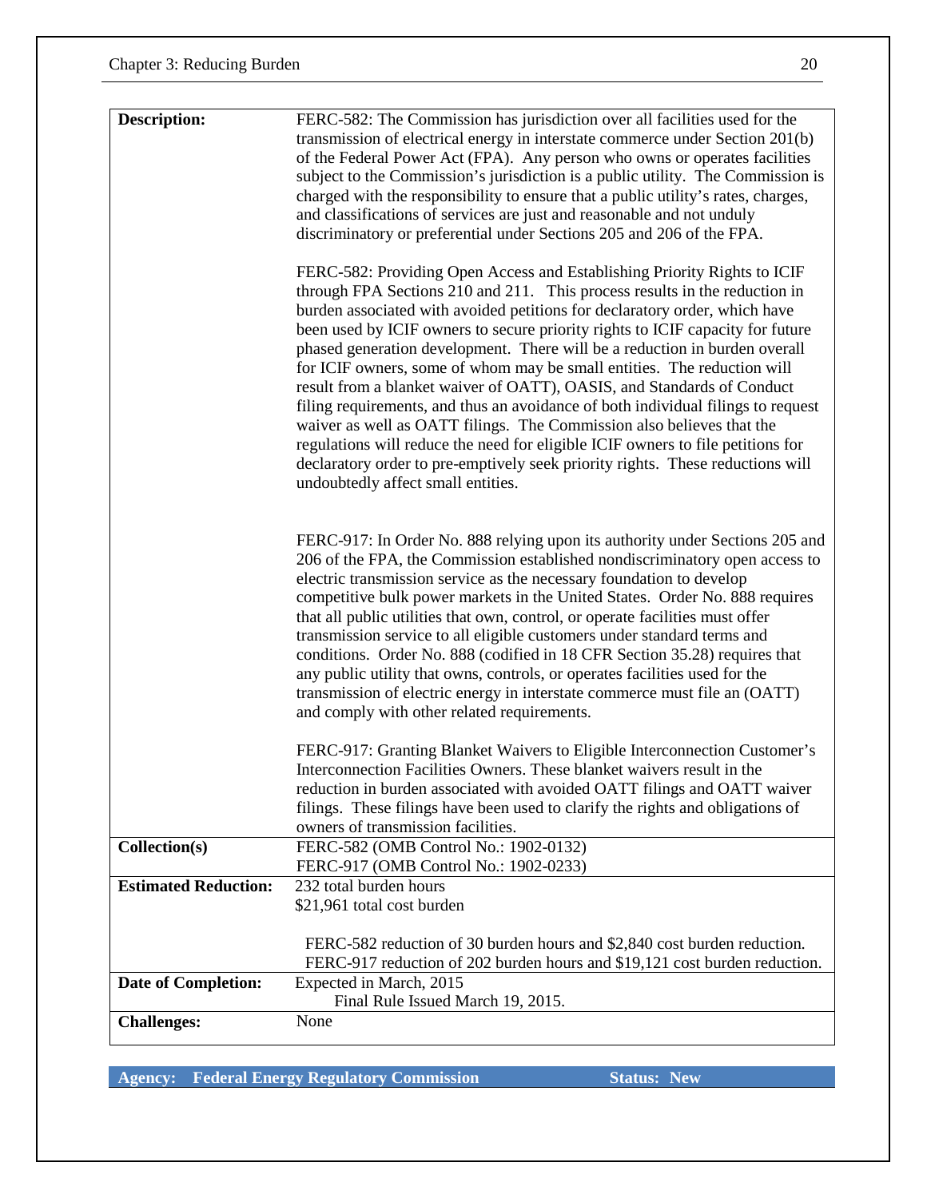| | |
|---|---|
| **Description:** | FERC-582: The Commission has jurisdiction over all facilities used for the transmission of electrical energy in interstate commerce under Section 201(b) of the Federal Power Act (FPA). Any person who owns or operates facilities subject to the Commission's jurisdiction is a public utility. The Commission is charged with the responsibility to ensure that a public utility's rates, charges, and classifications of services are just and reasonable and not unduly discriminatory or preferential under Sections 205 and 206 of the FPA.<br><br>FERC-582: Providing Open Access and Establishing Priority Rights to ICIF through FPA Sections 210 and 211. This process results in the reduction in burden associated with avoided petitions for declaratory order, which have been used by ICIF owners to secure priority rights to ICIF capacity for future phased generation development. There will be a reduction in burden overall for ICIF owners, some of whom may be small entities. The reduction will result from a blanket waiver of OATT), OASIS, and Standards of Conduct filing requirements, and thus an avoidance of both individual filings to request waiver as well as OATT filings. The Commission also believes that the regulations will reduce the need for eligible ICIF owners to file petitions for declaratory order to pre-emptively seek priority rights. These reductions will undoubtedly affect small entities.<br><br>FERC-917: In Order No. 888 relying upon its authority under Sections 205 and 206 of the FPA, the Commission established nondiscriminatory open access to electric transmission service as the necessary foundation to develop competitive bulk power markets in the United States. Order No. 888 requires that all public utilities that own, control, or operate facilities must offer transmission service to all eligible customers under standard terms and conditions. Order No. 888 (codified in 18 CFR Section 35.28) requires that any public utility that owns, controls, or operates facilities used for the transmission of electric energy in interstate commerce must file an (OATT) and comply with other related requirements.<br><br>FERC-917: Granting Blanket Waivers to Eligible Interconnection Customer's Interconnection Facilities Owners. These blanket waivers result in the reduction in burden associated with avoided OATT filings and OATT waiver filings. These filings have been used to clarify the rights and obligations of owners of transmission facilities. |
| **Collection(s)** | FERC-582 (OMB Control No.: 1902-0132)<br>FERC-917 (OMB Control No.: 1902-0233) |
| **Estimated Reduction:** | 232 total burden hours<br>$21,961 total cost burden<br><br>FERC-582 reduction of 30 burden hours and $2,840 cost burden reduction.<br>FERC-917 reduction of 202 burden hours and $19,121 cost burden reduction. |
| **Date of Completion:** | Expected in March, 2015<br>Final Rule Issued March 19, 2015. |
| **Challenges:** | None |

**Agency: Federal Energy Regulatory Commission** **Status: New**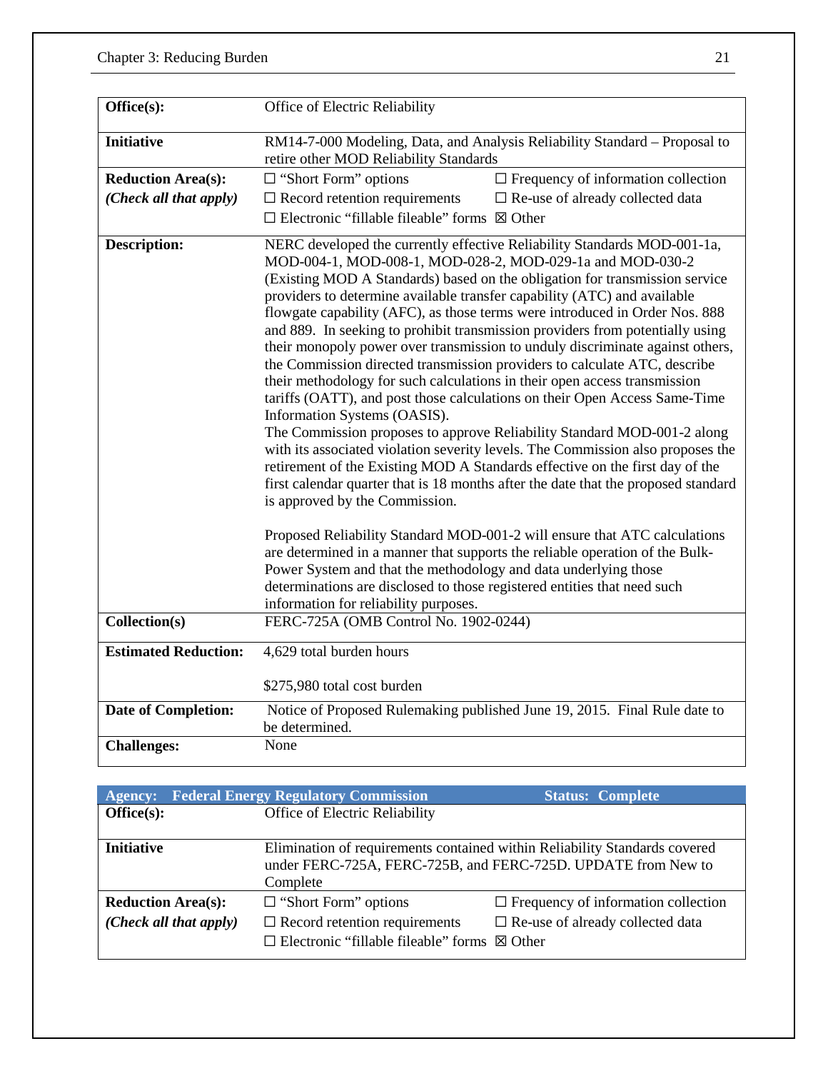| **Office(s):** | Office of Electric Reliability |
|---|---|
| **Initiative** | RM14-7-000 Modeling, Data, and Analysis Reliability Standard – Proposal to retire other MOD Reliability Standards |
| **Reduction Area(s):** *(Check all that apply)* | ☐ "Short Form" options ☐ Frequency of information collection ☐ Record retention requirements ☐ Re-use of already collected data ☐ Electronic "fillable fileable" forms ☒ Other |
| **Description:** | NERC developed the currently effective Reliability Standards MOD-001-1a, MOD-004-1, MOD-008-1, MOD-028-2, MOD-029-1a and MOD-030-2 (Existing MOD A Standards) based on the obligation for transmission service providers to determine available transfer capability (ATC) and available flowgate capability (AFC), as those terms were introduced in Order Nos. 888 and 889. In seeking to prohibit transmission providers from potentially using their monopoly power over transmission to unduly discriminate against others, the Commission directed transmission providers to calculate ATC, describe their methodology for such calculations in their open access transmission tariffs (OATT), and post those calculations on their Open Access Same-Time Information Systems (OASIS). The Commission proposes to approve Reliability Standard MOD-001-2 along with its associated violation severity levels. The Commission also proposes the retirement of the Existing MOD A Standards effective on the first day of the first calendar quarter that is 18 months after the date that the proposed standard is approved by the Commission. <br><br> Proposed Reliability Standard MOD-001-2 will ensure that ATC calculations are determined in a manner that supports the reliable operation of the Bulk-Power System and that the methodology and data underlying those determinations are disclosed to those registered entities that need such information for reliability purposes. |
| **Collection(s)** | FERC-725A (OMB Control No. 1902-0244) |
| **Estimated Reduction:** | 4,629 total burden hours <br><br> $275,980 total cost burden |
| **Date of Completion:** | Notice of Proposed Rulemaking published June 19, 2015. Final Rule date to be determined. |
| **Challenges:** | None |

| **Agency: Federal Energy Regulatory Commission** | **Status: Complete** |
|---|---|
| **Office(s):** | Office of Electric Reliability |
| **Initiative** | Elimination of requirements contained within Reliability Standards covered under FERC-725A, FERC-725B, and FERC-725D. UPDATE from New to Complete |
| **Reduction Area(s):** *(Check all that apply)* | ☐ "Short Form" options ☐ Frequency of information collection ☐ Record retention requirements ☐ Re-use of already collected data ☐ Electronic "fillable fileable" forms ☒ Other |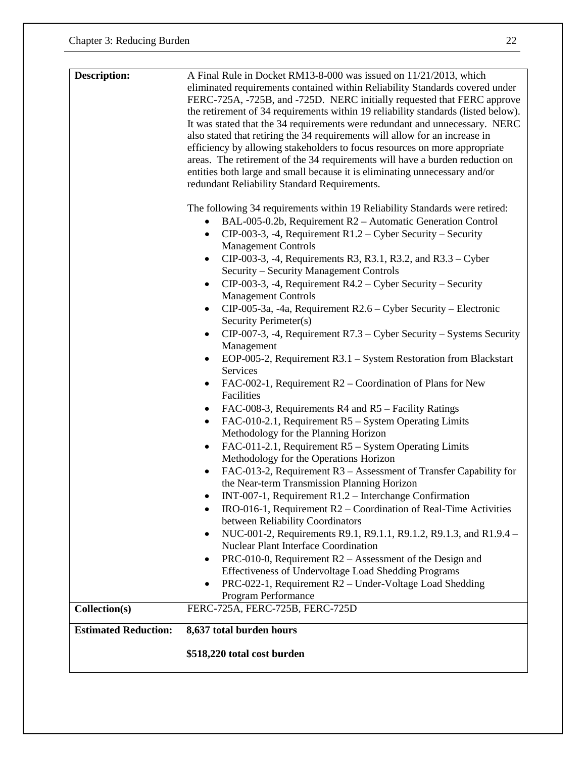| | |
|---|---|
| **Description:** | A Final Rule in Docket RM13-8-000 was issued on 11/21/2013, which eliminated requirements contained within Reliability Standards covered under FERC-725A, -725B, and -725D. NERC initially requested that FERC approve the retirement of 34 requirements within 19 reliability standards (listed below). It was stated that the 34 requirements were redundant and unnecessary. NERC also stated that retiring the 34 requirements will allow for an increase in efficiency by allowing stakeholders to focus resources on more appropriate areas. The retirement of the 34 requirements will have a burden reduction on entities both large and small because it is eliminating unnecessary and/or redundant Reliability Standard Requirements.<br><br>The following 34 requirements within 19 Reliability Standards were retired:<br>• BAL-005-0.2b, Requirement R2 – Automatic Generation Control<br>• CIP-003-3, -4, Requirement R1.2 – Cyber Security – Security Management Controls<br>• CIP-003-3, -4, Requirements R3, R3.1, R3.2, and R3.3 – Cyber Security – Security Management Controls<br>• CIP-003-3, -4, Requirement R4.2 – Cyber Security – Security Management Controls<br>• CIP-005-3a, -4a, Requirement R2.6 – Cyber Security – Electronic Security Perimeter(s)<br>• CIP-007-3, -4, Requirement R7.3 – Cyber Security – Systems Security Management<br>• EOP-005-2, Requirement R3.1 – System Restoration from Blackstart Services<br>• FAC-002-1, Requirement R2 – Coordination of Plans for New Facilities<br>• FAC-008-3, Requirements R4 and R5 – Facility Ratings<br>• FAC-010-2.1, Requirement R5 – System Operating Limits Methodology for the Planning Horizon<br>• FAC-011-2.1, Requirement R5 – System Operating Limits Methodology for the Operations Horizon<br>• FAC-013-2, Requirement R3 – Assessment of Transfer Capability for the Near-term Transmission Planning Horizon<br>• INT-007-1, Requirement R1.2 – Interchange Confirmation<br>• IRO-016-1, Requirement R2 – Coordination of Real-Time Activities between Reliability Coordinators<br>• NUC-001-2, Requirements R9.1, R9.1.1, R9.1.2, R9.1.3, and R1.9.4 – Nuclear Plant Interface Coordination<br>• PRC-010-0, Requirement R2 – Assessment of the Design and Effectiveness of Undervoltage Load Shedding Programs<br>• PRC-022-1, Requirement R2 – Under-Voltage Load Shedding Program Performance |
| **Collection(s)** | FERC-725A, FERC-725B, FERC-725D |
| **Estimated Reduction:** | **8,637 total burden hours**<br><br>**$518,220 total cost burden** |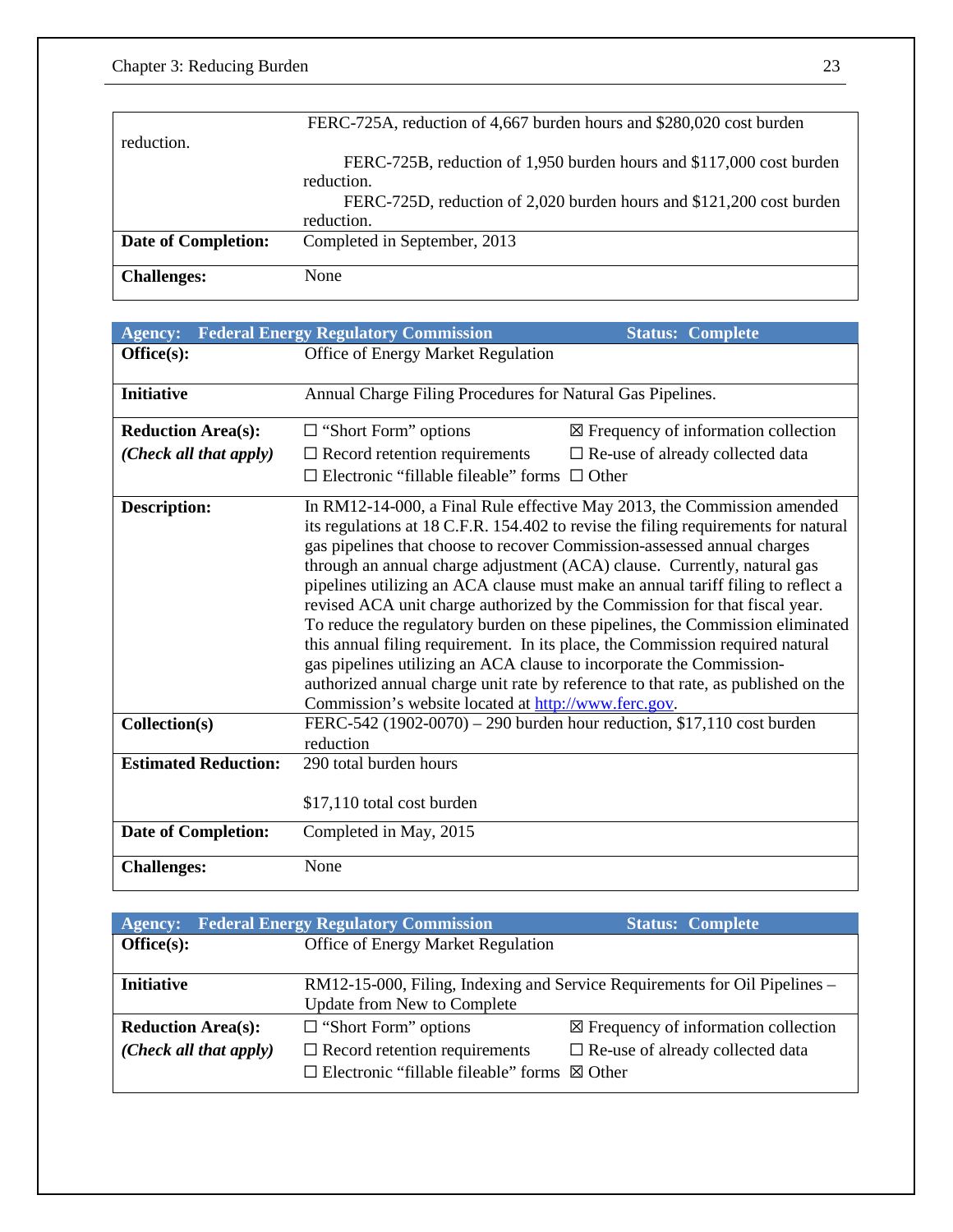| | |
|---|---|
| | FERC-725A, reduction of 4,667 burden hours and $280,020 cost burden reduction.<br>FERC-725B, reduction of 1,950 burden hours and $117,000 cost burden reduction.<br>FERC-725D, reduction of 2,020 burden hours and $121,200 cost burden reduction. |
| **Date of Completion:** | Completed in September, 2013 |
| **Challenges:** | None |

| **Agency: Federal Energy Regulatory Commission** | **Status: Complete** | |
|---|---|---|
| **Office(s):** | Office of Energy Market Regulation | |
| **Initiative** | Annual Charge Filing Procedures for Natural Gas Pipelines. | |
| **Reduction Area(s):**<br>***(Check all that apply)*** | ☐ "Short Form" options<br>☐ Record retention requirements<br>☐ Electronic "fillable fileable" forms | ☒ Frequency of information collection<br>☐ Re-use of already collected data<br>☐ Other |
| **Description:** | In RM12-14-000, a Final Rule effective May 2013, the Commission amended its regulations at 18 C.F.R. 154.402 to revise the filing requirements for natural gas pipelines that choose to recover Commission-assessed annual charges through an annual charge adjustment (ACA) clause. Currently, natural gas pipelines utilizing an ACA clause must make an annual tariff filing to reflect a revised ACA unit charge authorized by the Commission for that fiscal year. To reduce the regulatory burden on these pipelines, the Commission eliminated this annual filing requirement. In its place, the Commission required natural gas pipelines utilizing an ACA clause to incorporate the Commission-authorized annual charge unit rate by reference to that rate, as published on the Commission's website located at http://www.ferc.gov. | |
| **Collection(s)** | FERC-542 (1902-0070) – 290 burden hour reduction, $17,110 cost burden reduction | |
| **Estimated Reduction:** | 290 total burden hours<br><br>$17,110 total cost burden | |
| **Date of Completion:** | Completed in May, 2015 | |
| **Challenges:** | None | |

| **Agency: Federal Energy Regulatory Commission** | **Status: Complete** | |
|---|---|---|
| **Office(s):** | Office of Energy Market Regulation | |
| **Initiative** | RM12-15-000, Filing, Indexing and Service Requirements for Oil Pipelines – Update from New to Complete | |
| **Reduction Area(s):**<br>***(Check all that apply)*** | ☐ "Short Form" options<br>☐ Record retention requirements<br>☐ Electronic "fillable fileable" forms | ☒ Frequency of information collection<br>☐ Re-use of already collected data<br>☒ Other |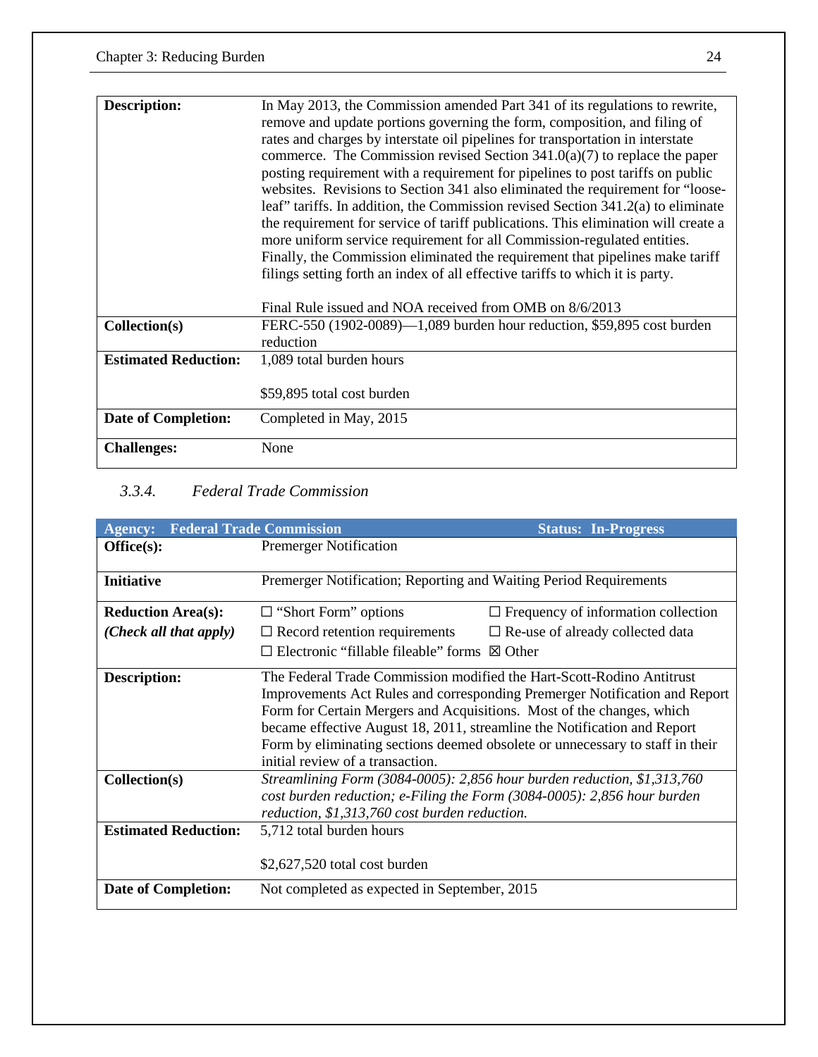| | |
|---|---|
| **Description:** | In May 2013, the Commission amended Part 341 of its regulations to rewrite, remove and update portions governing the form, composition, and filing of rates and charges by interstate oil pipelines for transportation in interstate commerce. The Commission revised Section 341.0(a)(7) to replace the paper posting requirement with a requirement for pipelines to post tariffs on public websites. Revisions to Section 341 also eliminated the requirement for "loose-leaf" tariffs. In addition, the Commission revised Section 341.2(a) to eliminate the requirement for service of tariff publications. This elimination will create a more uniform service requirement for all Commission-regulated entities. Finally, the Commission eliminated the requirement that pipelines make tariff filings setting forth an index of all effective tariffs to which it is party.<br><br>Final Rule issued and NOA received from OMB on 8/6/2013 |
| **Collection(s)** | FERC-550 (1902-0089)—1,089 burden hour reduction, $59,895 cost burden reduction |
| **Estimated Reduction:** | 1,089 total burden hours<br><br>$59,895 total cost burden |
| **Date of Completion:** | Completed in May, 2015 |
| **Challenges:** | None |

### 3.3.4. *Federal Trade Commission*

| **Agency: Federal Trade Commission** | | **Status: In-Progress** |
|---|---|---|
| **Office(s):** | Premerger Notification | |
| **Initiative** | Premerger Notification; Reporting and Waiting Period Requirements | |
| **Reduction Area(s):**<br>***(Check all that apply)*** | ☐ "Short Form" options<br>☐ Record retention requirements<br>☐ Electronic "fillable fileable" forms | ☐ Frequency of information collection<br>☐ Re-use of already collected data<br>☒ Other |
| **Description:** | The Federal Trade Commission modified the Hart-Scott-Rodino Antitrust Improvements Act Rules and corresponding Premerger Notification and Report Form for Certain Mergers and Acquisitions. Most of the changes, which became effective August 18, 2011, streamline the Notification and Report Form by eliminating sections deemed obsolete or unnecessary to staff in their initial review of a transaction. | |
| **Collection(s)** | *Streamlining Form (3084-0005): 2,856 hour burden reduction, $1,313,760 cost burden reduction; e-Filing the Form (3084-0005): 2,856 hour burden reduction, $1,313,760 cost burden reduction.* | |
| **Estimated Reduction:** | 5,712 total burden hours<br><br>$2,627,520 total cost burden | |
| **Date of Completion:** | Not completed as expected in September, 2015 | |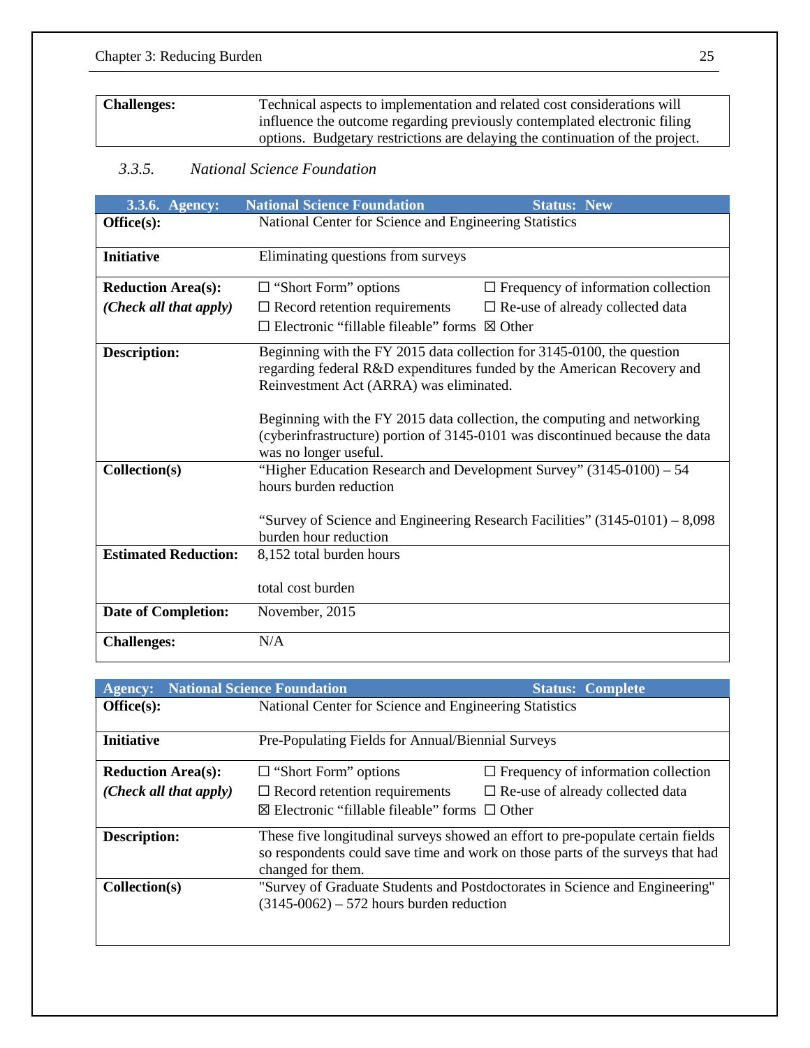| **Challenges:** | Technical aspects to implementation and related cost considerations will influence the outcome regarding previously contemplated electronic filing options. Budgetary restrictions are delaying the continuation of the project. |
|---|---|

### *3.3.5. National Science Foundation*

| **3.3.6. Agency:** | **National Science Foundation** | **Status: New** |
|---|---|---|
| **Office(s):** | National Center for Science and Engineering Statistics | |
| **Initiative** | Eliminating questions from surveys | |
| **Reduction Area(s):** ***(Check all that apply)*** | ☐ "Short Form" options<br>☐ Record retention requirements<br>☐ Electronic "fillable fileable" forms | ☐ Frequency of information collection<br>☐ Re-use of already collected data<br>☒ Other |
| **Description:** | Beginning with the FY 2015 data collection for 3145-0100, the question regarding federal R&D expenditures funded by the American Recovery and Reinvestment Act (ARRA) was eliminated.<br><br>Beginning with the FY 2015 data collection, the computing and networking (cyberinfrastructure) portion of 3145-0101 was discontinued because the data was no longer useful. | |
| **Collection(s)** | "Higher Education Research and Development Survey" (3145-0100) – 54 hours burden reduction<br><br>"Survey of Science and Engineering Research Facilities" (3145-0101) – 8,098 burden hour reduction | |
| **Estimated Reduction:** | 8,152 total burden hours<br><br>total cost burden | |
| **Date of Completion:** | November, 2015 | |
| **Challenges:** | N/A | |

| **Agency:** | **National Science Foundation** | **Status: Complete** |
|---|---|---|
| **Office(s):** | National Center for Science and Engineering Statistics | |
| **Initiative** | Pre-Populating Fields for Annual/Biennial Surveys | |
| **Reduction Area(s):** ***(Check all that apply)*** | ☐ "Short Form" options<br>☐ Record retention requirements<br>☒ Electronic "fillable fileable" forms | ☐ Frequency of information collection<br>☐ Re-use of already collected data<br>☐ Other |
| **Description:** | These five longitudinal surveys showed an effort to pre-populate certain fields so respondents could save time and work on those parts of the surveys that had changed for them. | |
| **Collection(s)** | "Survey of Graduate Students and Postdoctorates in Science and Engineering" (3145-0062) – 572 hours burden reduction | |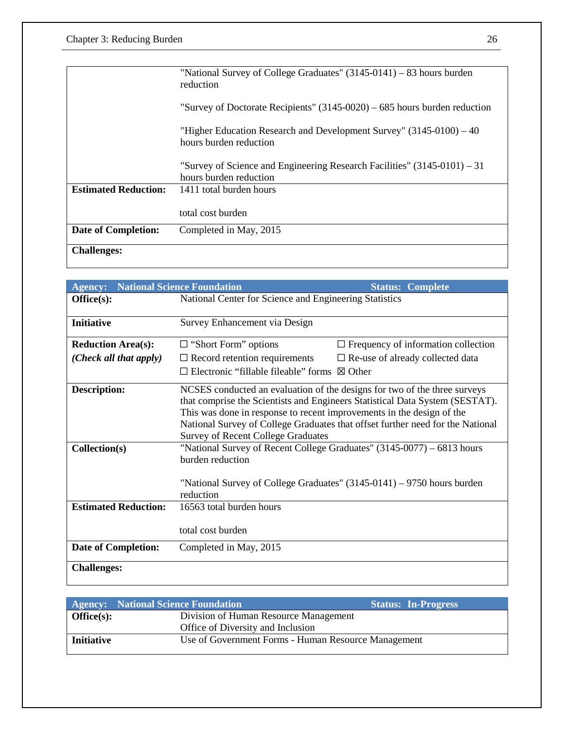| | |
|---|---|
| | "National Survey of College Graduates" (3145-0141) – 83 hours burden reduction<br><br>"Survey of Doctorate Recipients" (3145-0020) – 685 hours burden reduction<br><br>"Higher Education Research and Development Survey" (3145-0100) – 40 hours burden reduction<br><br>"Survey of Science and Engineering Research Facilities" (3145-0101) – 31 hours burden reduction |
| **Estimated Reduction:** | 1411 total burden hours<br><br>total cost burden |
| **Date of Completion:** | Completed in May, 2015 |
| **Challenges:** | |

| **Agency: National Science Foundation** | **Status: Complete** | |
|---|---|---|
| **Office(s):** | National Center for Science and Engineering Statistics | |
| **Initiative** | Survey Enhancement via Design | |
| **Reduction Area(s):**<br>***(Check all that apply)*** | ☐ "Short Form" options<br>☐ Record retention requirements<br>☐ Electronic "fillable fileable" forms | ☐ Frequency of information collection<br>☐ Re-use of already collected data<br>☒ Other |
| **Description:** | NCSES conducted an evaluation of the designs for two of the three surveys that comprise the Scientists and Engineers Statistical Data System (SESTAT). This was done in response to recent improvements in the design of the National Survey of College Graduates that offset further need for the National Survey of Recent College Graduates | |
| **Collection(s)** | "National Survey of Recent College Graduates" (3145-0077) – 6813 hours burden reduction<br><br>"National Survey of College Graduates" (3145-0141) – 9750 hours burden reduction | |
| **Estimated Reduction:** | 16563 total burden hours<br><br>total cost burden | |
| **Date of Completion:** | Completed in May, 2015 | |
| **Challenges:** | | |

| **Agency: National Science Foundation** | **Status: In-Progress** |
|---|---|
| **Office(s):** | Division of Human Resource Management<br>Office of Diversity and Inclusion |
| **Initiative** | Use of Government Forms - Human Resource Management |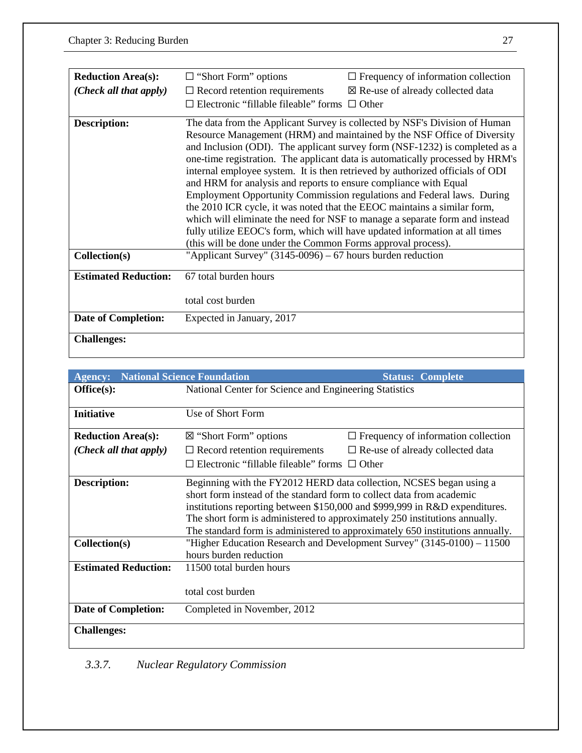| | | |
|---|---|---|
| **Reduction Area(s):** *(Check all that apply)* | ☐ "Short Form" options<br>☐ Record retention requirements<br>☐ Electronic "fillable fileable" forms | ☐ Frequency of information collection<br>☒ Re-use of already collected data<br>☐ Other |
| **Description:** | The data from the Applicant Survey is collected by NSF's Division of Human Resource Management (HRM) and maintained by the NSF Office of Diversity and Inclusion (ODI). The applicant survey form (NSF-1232) is completed as a one-time registration. The applicant data is automatically processed by HRM's internal employee system. It is then retrieved by authorized officials of ODI and HRM for analysis and reports to ensure compliance with Equal Employment Opportunity Commission regulations and Federal laws. During the 2010 ICR cycle, it was noted that the EEOC maintains a similar form, which will eliminate the need for NSF to manage a separate form and instead fully utilize EEOC's form, which will have updated information at all times (this will be done under the Common Forms approval process). | |
| **Collection(s)** | "Applicant Survey" (3145-0096) – 67 hours burden reduction | |
| **Estimated Reduction:** | 67 total burden hours<br><br>total cost burden | |
| **Date of Completion:** | Expected in January, 2017 | |
| **Challenges:** | | |

| **Agency: National Science Foundation** | | **Status: Complete** |
|---|---|---|
| **Office(s):** | National Center for Science and Engineering Statistics | |
| **Initiative** | Use of Short Form | |
| **Reduction Area(s):** *(Check all that apply)* | ☒ "Short Form" options<br>☐ Record retention requirements<br>☐ Electronic "fillable fileable" forms | ☐ Frequency of information collection<br>☐ Re-use of already collected data<br>☐ Other |
| **Description:** | Beginning with the FY2012 HERD data collection, NCSES began using a short form instead of the standard form to collect data from academic institutions reporting between $150,000 and $999,999 in R&D expenditures. The short form is administered to approximately 250 institutions annually. The standard form is administered to approximately 650 institutions annually. | |
| **Collection(s)** | "Higher Education Research and Development Survey" (3145-0100) – 11500 hours burden reduction | |
| **Estimated Reduction:** | 11500 total burden hours<br><br>total cost burden | |
| **Date of Completion:** | Completed in November, 2012 | |
| **Challenges:** | | |

### *3.3.7. Nuclear Regulatory Commission*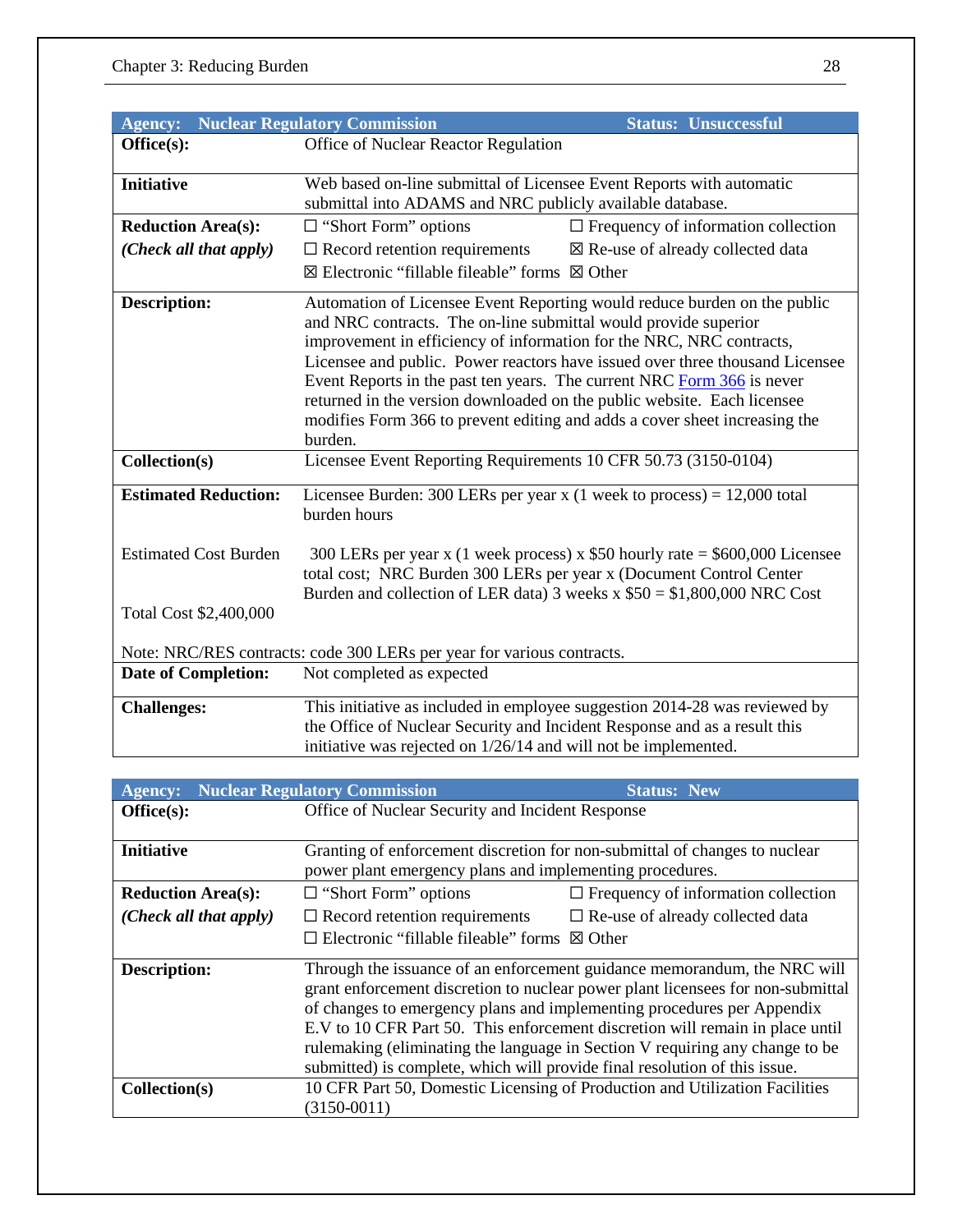| **Agency: Nuclear Regulatory Commission** | **Status: Unsuccessful** | |
|---|---|---|
| **Office(s):** | Office of Nuclear Reactor Regulation | |
| **Initiative** | Web based on-line submittal of Licensee Event Reports with automatic submittal into ADAMS and NRC publicly available database. | |
| **Reduction Area(s):** *(Check all that apply)* | ☐ "Short Form" options<br>☐ Record retention requirements<br>☒ Electronic "fillable fileable" forms | ☐ Frequency of information collection<br>☒ Re-use of already collected data<br>☒ Other |
| **Description:** | Automation of Licensee Event Reporting would reduce burden on the public and NRC contracts. The on-line submittal would provide superior improvement in efficiency of information for the NRC, NRC contracts, Licensee and public. Power reactors have issued over three thousand Licensee Event Reports in the past ten years. The current NRC Form 366 is never returned in the version downloaded on the public website. Each licensee modifies Form 366 to prevent editing and adds a cover sheet increasing the burden. | |
| **Collection(s)** | Licensee Event Reporting Requirements 10 CFR 50.73 (3150-0104) | |
| **Estimated Reduction:**<br><br>Estimated Cost Burden<br><br>Total Cost $2,400,000<br><br>Note: NRC/RES contracts: code 300 LERs per year for various contracts. | Licensee Burden: 300 LERs per year x (1 week to process) = 12,000 total burden hours<br><br>300 LERs per year x (1 week process) x $50 hourly rate = $600,000 Licensee total cost; NRC Burden 300 LERs per year x (Document Control Center Burden and collection of LER data) 3 weeks x $50 = $1,800,000 NRC Cost | |
| **Date of Completion:** | Not completed as expected | |
| **Challenges:** | This initiative as included in employee suggestion 2014-28 was reviewed by the Office of Nuclear Security and Incident Response and as a result this initiative was rejected on 1/26/14 and will not be implemented. | |

| **Agency: Nuclear Regulatory Commission** | **Status: New** | |
|---|---|---|
| **Office(s):** | Office of Nuclear Security and Incident Response | |
| **Initiative** | Granting of enforcement discretion for non-submittal of changes to nuclear power plant emergency plans and implementing procedures. | |
| **Reduction Area(s):** *(Check all that apply)* | ☐ "Short Form" options<br>☐ Record retention requirements<br>☐ Electronic "fillable fileable" forms | ☐ Frequency of information collection<br>☐ Re-use of already collected data<br>☒ Other |
| **Description:** | Through the issuance of an enforcement guidance memorandum, the NRC will grant enforcement discretion to nuclear power plant licensees for non-submittal of changes to emergency plans and implementing procedures per Appendix E.V to 10 CFR Part 50. This enforcement discretion will remain in place until rulemaking (eliminating the language in Section V requiring any change to be submitted) is complete, which will provide final resolution of this issue. | |
| **Collection(s)** | 10 CFR Part 50, Domestic Licensing of Production and Utilization Facilities (3150-0011) | |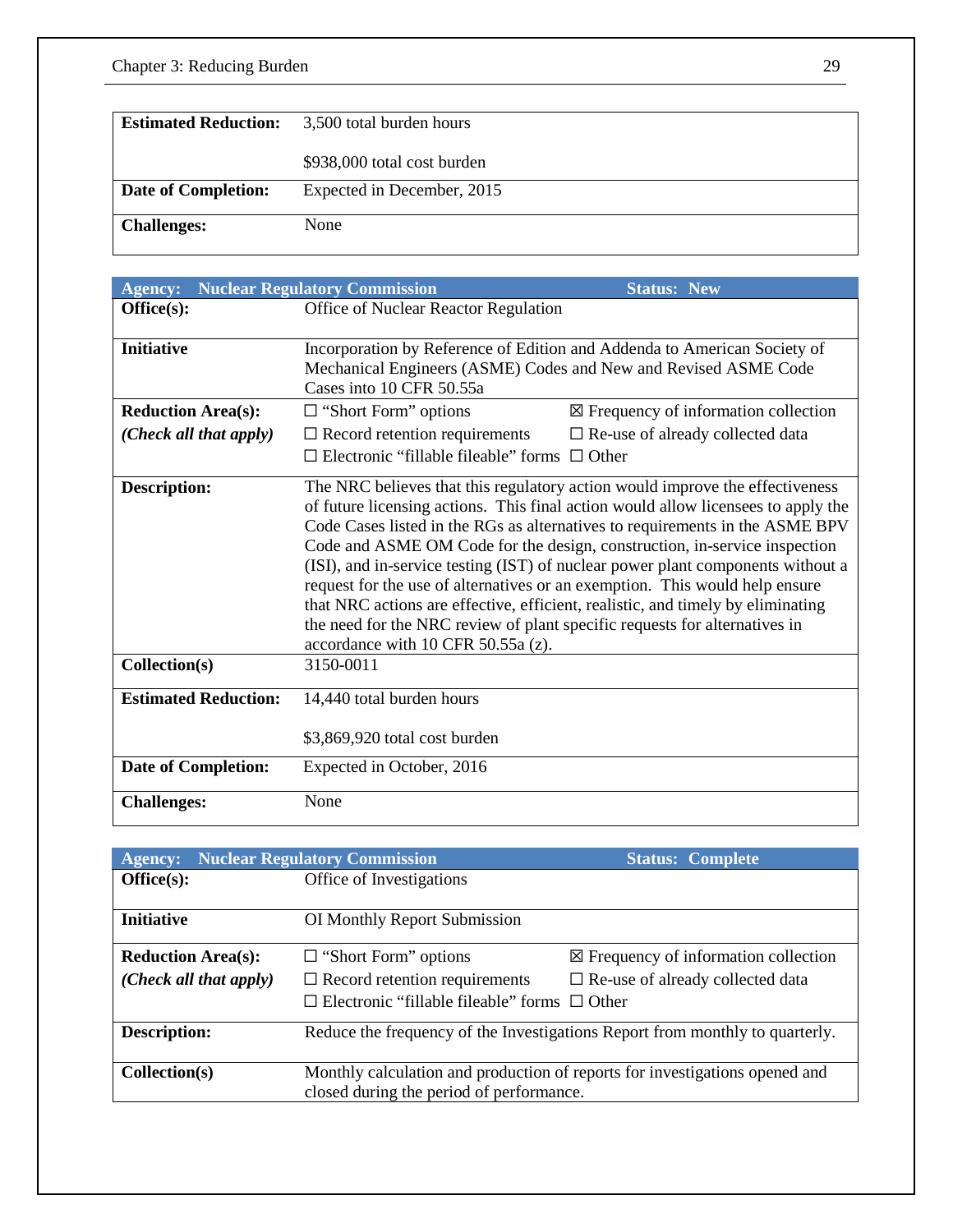| | |
|---|---|
| **Estimated Reduction:** | 3,500 total burden hours<br><br>$938,000 total cost burden |
| **Date of Completion:** | Expected in December, 2015 |
| **Challenges:** | None |

| **Agency: Nuclear Regulatory Commission** | **Status: New** |
|---|---|
| **Office(s):** | Office of Nuclear Reactor Regulation |
| **Initiative** | Incorporation by Reference of Edition and Addenda to American Society of Mechanical Engineers (ASME) Codes and New and Revised ASME Code Cases into 10 CFR 50.55a |
| **Reduction Area(s):** *(Check all that apply)* | ☐ “Short Form” options ☒ Frequency of information collection<br>☐ Record retention requirements ☐ Re-use of already collected data<br>☐ Electronic “fillable fileable” forms ☐ Other |
| **Description:** | The NRC believes that this regulatory action would improve the effectiveness of future licensing actions. This final action would allow licensees to apply the Code Cases listed in the RGs as alternatives to requirements in the ASME BPV Code and ASME OM Code for the design, construction, in-service inspection (ISI), and in-service testing (IST) of nuclear power plant components without a request for the use of alternatives or an exemption. This would help ensure that NRC actions are effective, efficient, realistic, and timely by eliminating the need for the NRC review of plant specific requests for alternatives in accordance with 10 CFR 50.55a (z). |
| **Collection(s)** | 3150-0011 |
| **Estimated Reduction:** | 14,440 total burden hours<br><br>$3,869,920 total cost burden |
| **Date of Completion:** | Expected in October, 2016 |
| **Challenges:** | None |

| **Agency: Nuclear Regulatory Commission** | **Status: Complete** |
|---|---|
| **Office(s):** | Office of Investigations |
| **Initiative** | OI Monthly Report Submission |
| **Reduction Area(s):** *(Check all that apply)* | ☐ “Short Form” options ☒ Frequency of information collection<br>☐ Record retention requirements ☐ Re-use of already collected data<br>☐ Electronic “fillable fileable” forms ☐ Other |
| **Description:** | Reduce the frequency of the Investigations Report from monthly to quarterly. |
| **Collection(s)** | Monthly calculation and production of reports for investigations opened and closed during the period of performance. |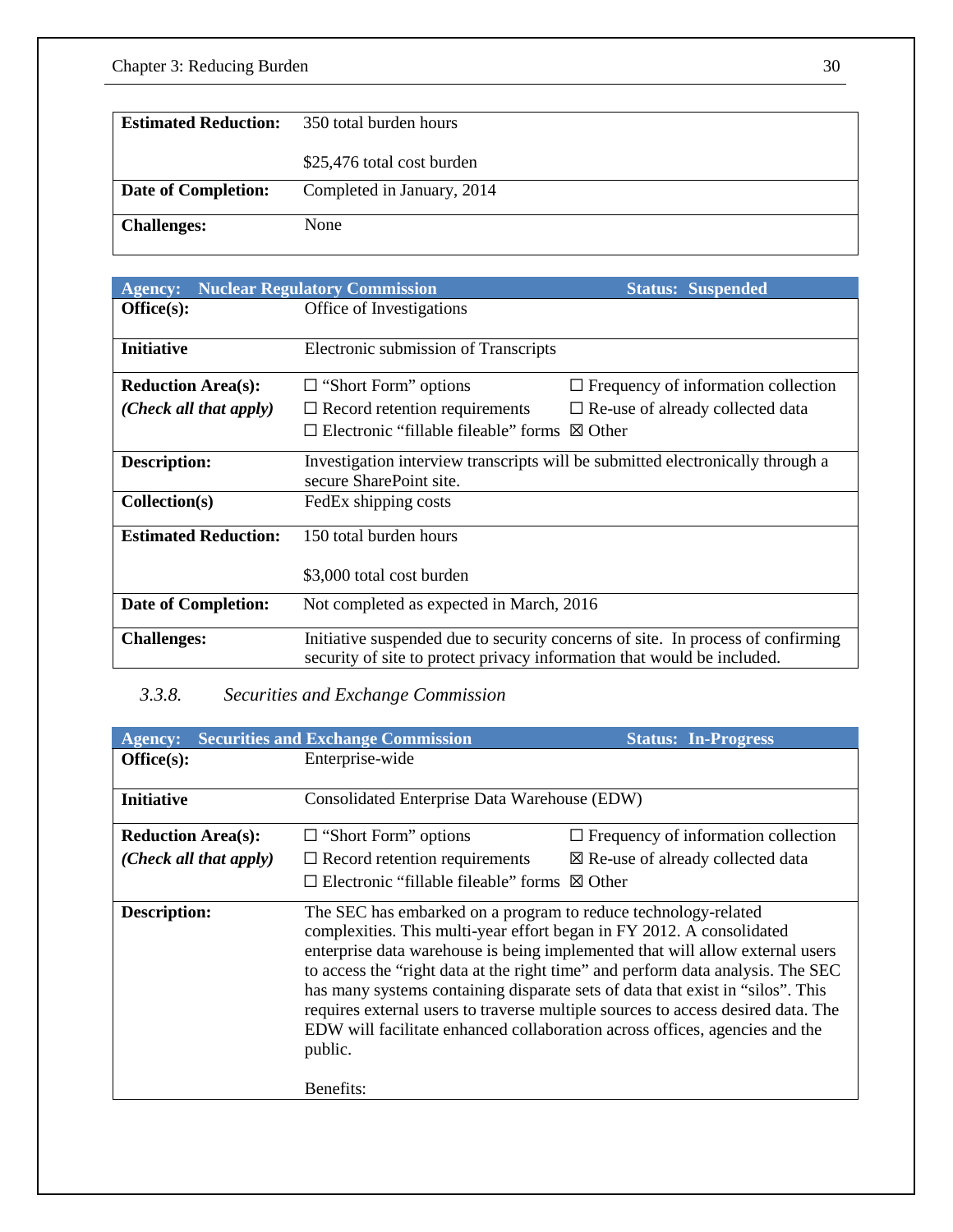| | |
|---|---|
| **Estimated Reduction:** | 350 total burden hours<br><br>$25,476 total cost burden |
| **Date of Completion:** | Completed in January, 2014 |
| **Challenges:** | None |

| **Agency: Nuclear Regulatory Commission** | **Status: Suspended** | |
|---|---|---|
| **Office(s):** | Office of Investigations | |
| **Initiative** | Electronic submission of Transcripts | |
| **Reduction Area(s):**<br>***(Check all that apply)*** | ☐ "Short Form" options<br>☐ Record retention requirements<br>☐ Electronic "fillable fileable" forms | ☐ Frequency of information collection<br>☐ Re-use of already collected data<br>☒ Other |
| **Description:** | Investigation interview transcripts will be submitted electronically through a secure SharePoint site. | |
| **Collection(s)** | FedEx shipping costs | |
| **Estimated Reduction:** | 150 total burden hours<br><br>$3,000 total cost burden | |
| **Date of Completion:** | Not completed as expected in March, 2016 | |
| **Challenges:** | Initiative suspended due to security concerns of site. In process of confirming security of site to protect privacy information that would be included. | |

### *3.3.8. Securities and Exchange Commission*

| **Agency: Securities and Exchange Commission** | **Status: In-Progress** | |
|---|---|---|
| **Office(s):** | Enterprise-wide | |
| **Initiative** | Consolidated Enterprise Data Warehouse (EDW) | |
| **Reduction Area(s):**<br>***(Check all that apply)*** | ☐ "Short Form" options<br>☐ Record retention requirements<br>☐ Electronic "fillable fileable" forms | ☐ Frequency of information collection<br>☒ Re-use of already collected data<br>☒ Other |
| **Description:** | The SEC has embarked on a program to reduce technology-related complexities. This multi-year effort began in FY 2012. A consolidated enterprise data warehouse is being implemented that will allow external users to access the "right data at the right time" and perform data analysis. The SEC has many systems containing disparate sets of data that exist in "silos". This requires external users to traverse multiple sources to access desired data. The EDW will facilitate enhanced collaboration across offices, agencies and the public.<br><br>Benefits: | |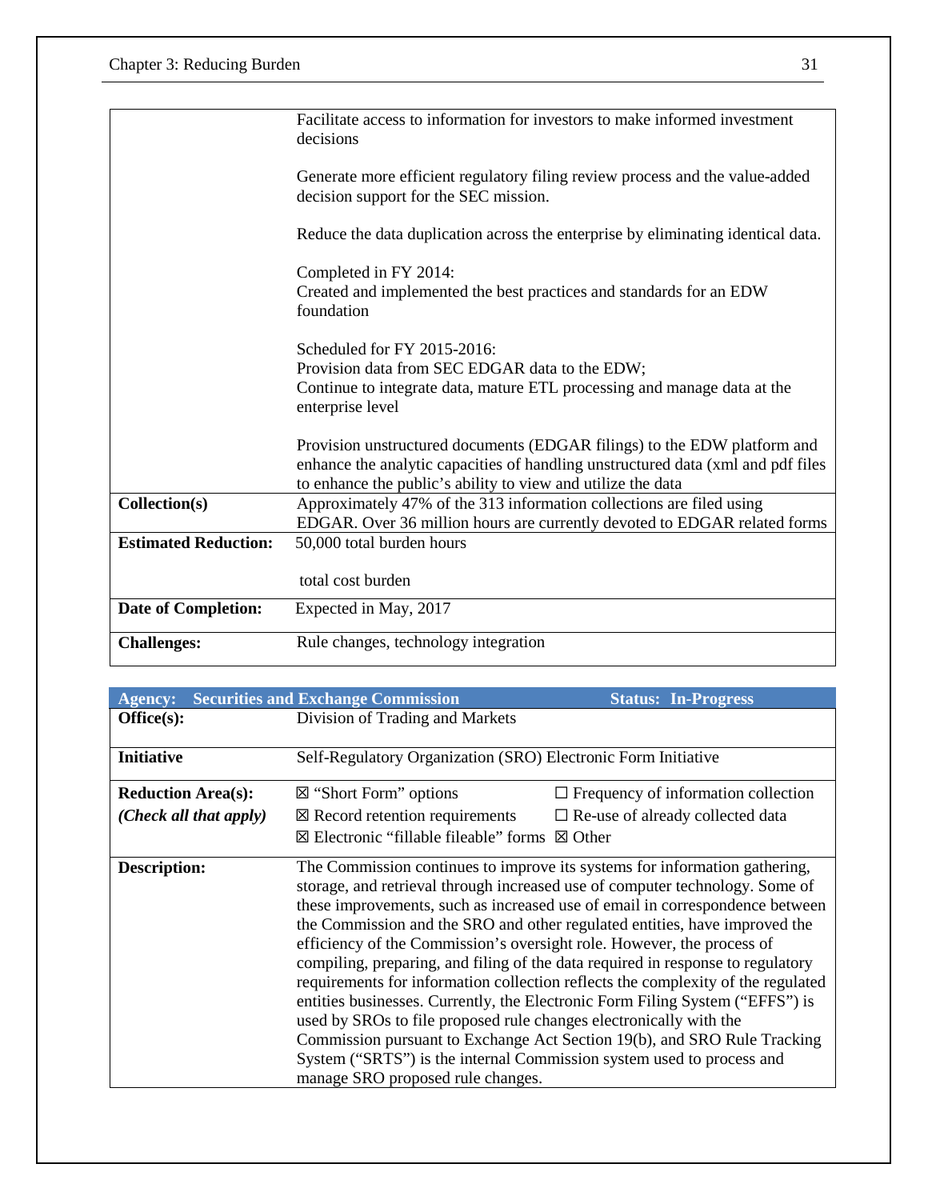| | |
|---|---|
| | Facilitate access to information for investors to make informed investment decisions<br><br>Generate more efficient regulatory filing review process and the value-added decision support for the SEC mission.<br><br>Reduce the data duplication across the enterprise by eliminating identical data.<br><br>Completed in FY 2014:<br>Created and implemented the best practices and standards for an EDW foundation<br><br>Scheduled for FY 2015-2016:<br>Provision data from SEC EDGAR data to the EDW;<br>Continue to integrate data, mature ETL processing and manage data at the enterprise level<br><br>Provision unstructured documents (EDGAR filings) to the EDW platform and enhance the analytic capacities of handling unstructured data (xml and pdf files to enhance the public's ability to view and utilize the data |
| **Collection(s)** | Approximately 47% of the 313 information collections are filed using EDGAR. Over 36 million hours are currently devoted to EDGAR related forms |
| **Estimated Reduction:** | 50,000 total burden hours<br><br>total cost burden |
| **Date of Completion:** | Expected in May, 2017 |
| **Challenges:** | Rule changes, technology integration |

| **Agency: Securities and Exchange Commission** | | **Status: In-Progress** |
|---|---|---|
| **Office(s):** | Division of Trading and Markets | |
| **Initiative** | Self-Regulatory Organization (SRO) Electronic Form Initiative | |
| **Reduction Area(s):**<br>***(Check all that apply)*** | ☒ "Short Form" options<br>☒ Record retention requirements<br>☒ Electronic "fillable fileable" forms | ☐ Frequency of information collection<br>☐ Re-use of already collected data<br>☒ Other |
| **Description:** | The Commission continues to improve its systems for information gathering, storage, and retrieval through increased use of computer technology. Some of these improvements, such as increased use of email in correspondence between the Commission and the SRO and other regulated entities, have improved the efficiency of the Commission's oversight role. However, the process of compiling, preparing, and filing of the data required in response to regulatory requirements for information collection reflects the complexity of the regulated entities businesses. Currently, the Electronic Form Filing System ("EFFS") is used by SROs to file proposed rule changes electronically with the Commission pursuant to Exchange Act Section 19(b), and SRO Rule Tracking System ("SRTS") is the internal Commission system used to process and manage SRO proposed rule changes. | |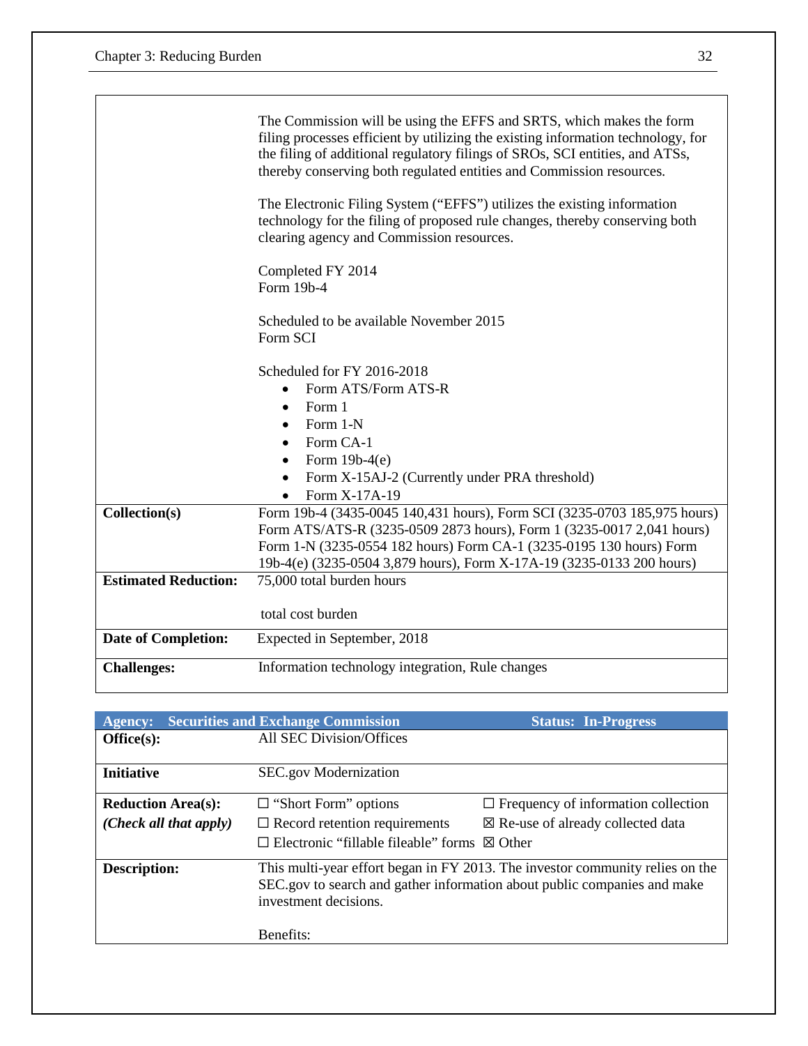| | |
|---|---|
| | The Commission will be using the EFFS and SRTS, which makes the form filing processes efficient by utilizing the existing information technology, for the filing of additional regulatory filings of SROs, SCI entities, and ATSs, thereby conserving both regulated entities and Commission resources.<br><br>The Electronic Filing System ("EFFS") utilizes the existing information technology for the filing of proposed rule changes, thereby conserving both clearing agency and Commission resources.<br><br>Completed FY 2014<br>Form 19b-4<br><br>Scheduled to be available November 2015<br>Form SCI<br><br>Scheduled for FY 2016-2018<br>• Form ATS/Form ATS-R<br>• Form 1<br>• Form 1-N<br>• Form CA-1<br>• Form 19b-4(e)<br>• Form X-15AJ-2 (Currently under PRA threshold)<br>• Form X-17A-19 |
| **Collection(s)** | Form 19b-4 (3435-0045 140,431 hours), Form SCI (3235-0703 185,975 hours) Form ATS/ATS-R (3235-0509 2873 hours), Form 1 (3235-0017 2,041 hours) Form 1-N (3235-0554 182 hours) Form CA-1 (3235-0195 130 hours) Form 19b-4(e) (3235-0504 3,879 hours), Form X-17A-19 (3235-0133 200 hours) |
| **Estimated Reduction:** | 75,000 total burden hours<br><br>total cost burden |
| **Date of Completion:** | Expected in September, 2018 |
| **Challenges:** | Information technology integration, Rule changes |

| **Agency: Securities and Exchange Commission** | | **Status: In-Progress** |
|---|---|---|
| **Office(s):** | All SEC Division/Offices | |
| **Initiative** | SEC.gov Modernization | |
| **Reduction Area(s):**<br>***(Check all that apply)*** | ☐ "Short Form" options<br>☐ Record retention requirements<br>☐ Electronic "fillable fileable" forms | ☐ Frequency of information collection<br>☒ Re-use of already collected data<br>☒ Other |
| **Description:** | This multi-year effort began in FY 2013. The investor community relies on the SEC.gov to search and gather information about public companies and make investment decisions.<br><br>Benefits: | |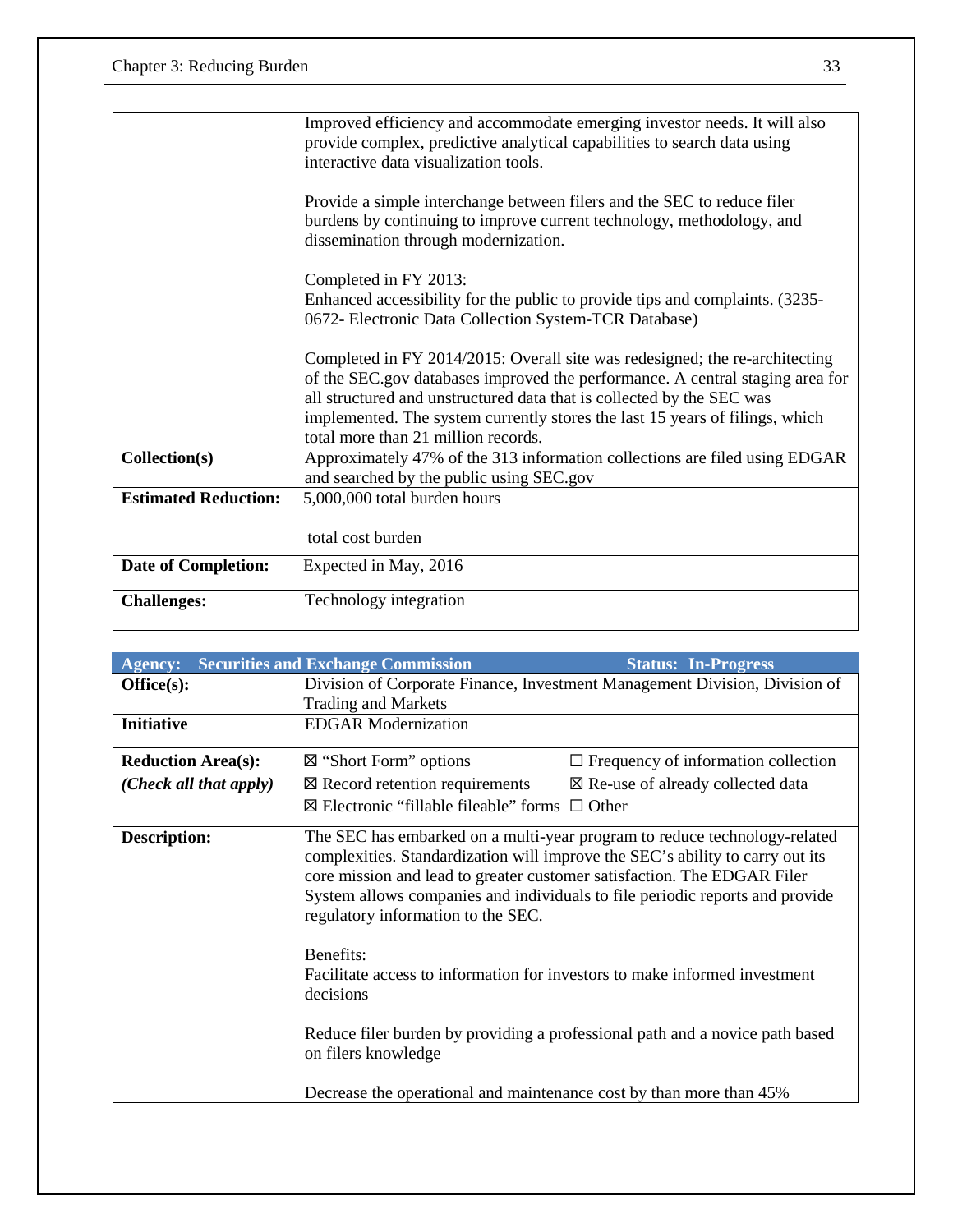| | |
|---|---|
| | Improved efficiency and accommodate emerging investor needs. It will also provide complex, predictive analytical capabilities to search data using interactive data visualization tools.<br><br>Provide a simple interchange between filers and the SEC to reduce filer burdens by continuing to improve current technology, methodology, and dissemination through modernization.<br><br>Completed in FY 2013:<br>Enhanced accessibility for the public to provide tips and complaints. (3235-0672- Electronic Data Collection System-TCR Database)<br><br>Completed in FY 2014/2015: Overall site was redesigned; the re-architecting of the SEC.gov databases improved the performance. A central staging area for all structured and unstructured data that is collected by the SEC was implemented. The system currently stores the last 15 years of filings, which total more than 21 million records. |
| **Collection(s)** | Approximately 47% of the 313 information collections are filed using EDGAR and searched by the public using SEC.gov |
| **Estimated Reduction:** | 5,000,000 total burden hours<br><br>total cost burden |
| **Date of Completion:** | Expected in May, 2016 |
| **Challenges:** | Technology integration |

| **Agency: Securities and Exchange Commission** | **Status: In-Progress** | |
|---|---|---|
| **Office(s):** | Division of Corporate Finance, Investment Management Division, Division of Trading and Markets | |
| **Initiative** | EDGAR Modernization | |
| **Reduction Area(s):**<br>***(Check all that apply)*** | ☒ "Short Form" options<br>☒ Record retention requirements<br>☒ Electronic "fillable fileable" forms | ☐ Frequency of information collection<br>☒ Re-use of already collected data<br>☐ Other |
| **Description:** | The SEC has embarked on a multi-year program to reduce technology-related complexities. Standardization will improve the SEC's ability to carry out its core mission and lead to greater customer satisfaction. The EDGAR Filer System allows companies and individuals to file periodic reports and provide regulatory information to the SEC.<br><br>Benefits:<br>Facilitate access to information for investors to make informed investment decisions<br><br>Reduce filer burden by providing a professional path and a novice path based on filers knowledge<br><br>Decrease the operational and maintenance cost by than more than 45% | |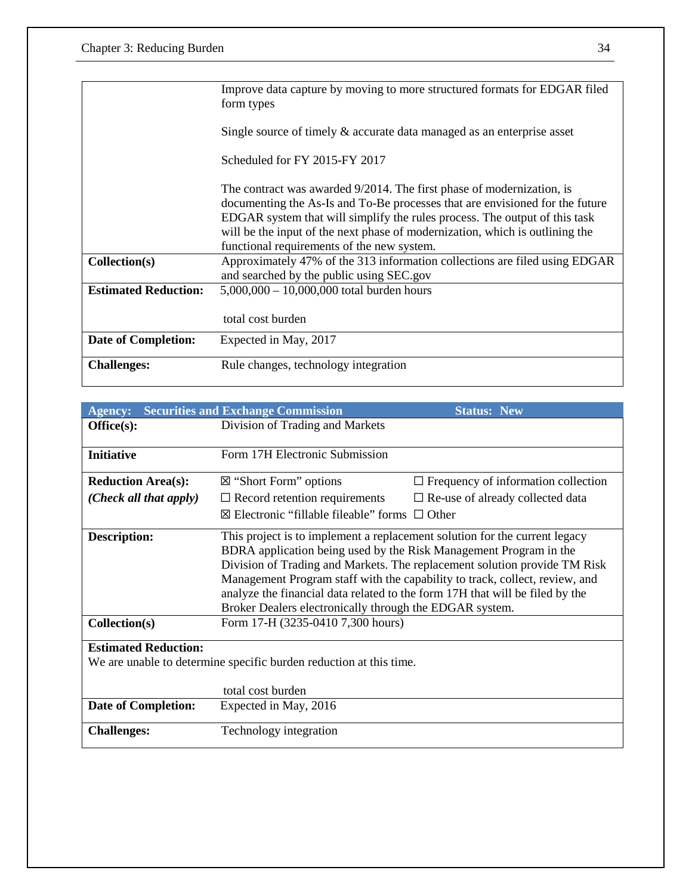| | |
|---|---|
| | Improve data capture by moving to more structured formats for EDGAR filed form types<br><br>Single source of timely & accurate data managed as an enterprise asset<br><br>Scheduled for FY 2015-FY 2017<br><br>The contract was awarded 9/2014. The first phase of modernization, is documenting the As-Is and To-Be processes that are envisioned for the future EDGAR system that will simplify the rules process. The output of this task will be the input of the next phase of modernization, which is outlining the functional requirements of the new system. |
| **Collection(s)** | Approximately 47% of the 313 information collections are filed using EDGAR and searched by the public using SEC.gov |
| **Estimated Reduction:** | 5,000,000 – 10,000,000 total burden hours<br><br>total cost burden |
| **Date of Completion:** | Expected in May, 2017 |
| **Challenges:** | Rule changes, technology integration |

| **Agency: Securities and Exchange Commission** | | **Status: New** |
|---|---|---|
| **Office(s):** | Division of Trading and Markets | |
| **Initiative** | Form 17H Electronic Submission | |
| **Reduction Area(s):**<br>***(Check all that apply)*** | ☒ "Short Form" options<br>☐ Record retention requirements<br>☒ Electronic "fillable fileable" forms | ☐ Frequency of information collection<br>☐ Re-use of already collected data<br>☐ Other |
| **Description:** | This project is to implement a replacement solution for the current legacy BDRA application being used by the Risk Management Program in the Division of Trading and Markets. The replacement solution provide TM Risk Management Program staff with the capability to track, collect, review, and analyze the financial data related to the form 17H that will be filed by the Broker Dealers electronically through the EDGAR system. | |
| **Collection(s)** | Form 17-H (3235-0410 7,300 hours) | |
| **Estimated Reduction:**<br>We are unable to determine specific burden reduction at this time. | total cost burden | |
| **Date of Completion:** | Expected in May, 2016 | |
| **Challenges:** | Technology integration | |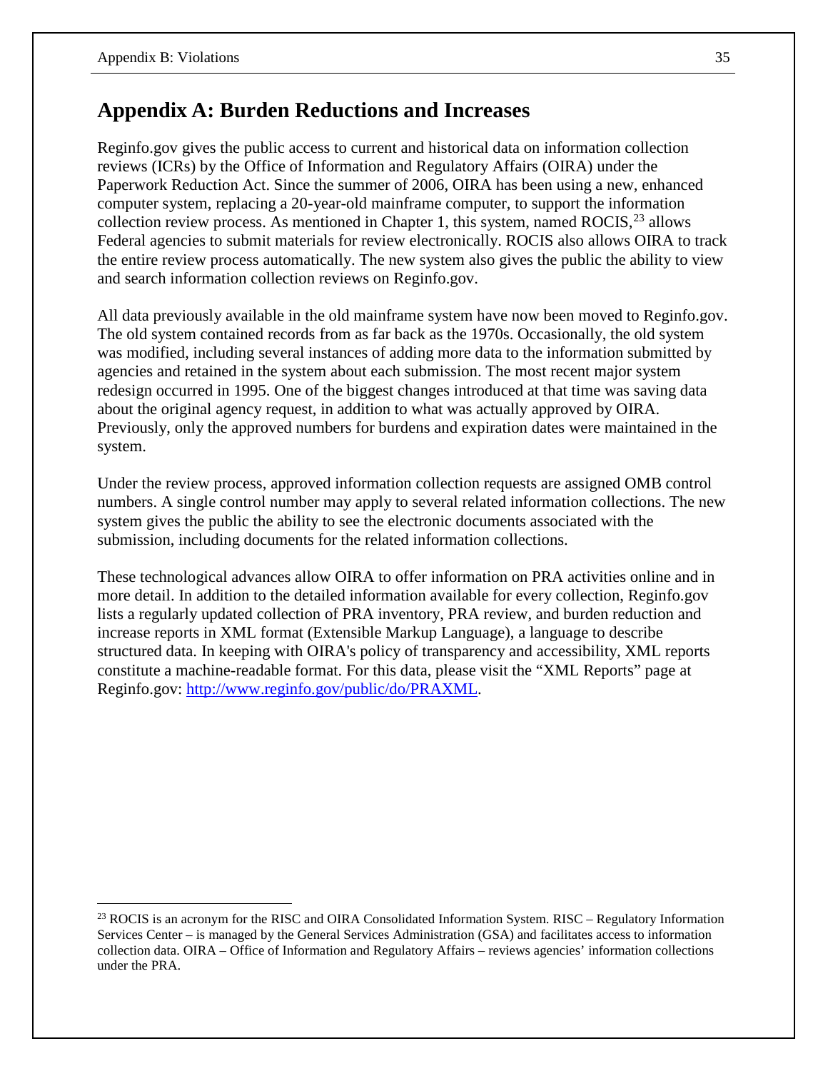## Appendix A: Burden Reductions and Increases

Reginfo.gov gives the public access to current and historical data on information collection reviews (ICRs) by the Office of Information and Regulatory Affairs (OIRA) under the Paperwork Reduction Act. Since the summer of 2006, OIRA has been using a new, enhanced computer system, replacing a 20-year-old mainframe computer, to support the information collection review process. As mentioned in Chapter 1, this system, named ROCIS,[23] allows Federal agencies to submit materials for review electronically. ROCIS also allows OIRA to track the entire review process automatically. The new system also gives the public the ability to view and search information collection reviews on Reginfo.gov.

All data previously available in the old mainframe system have now been moved to Reginfo.gov. The old system contained records from as far back as the 1970s. Occasionally, the old system was modified, including several instances of adding more data to the information submitted by agencies and retained in the system about each submission. The most recent major system redesign occurred in 1995. One of the biggest changes introduced at that time was saving data about the original agency request, in addition to what was actually approved by OIRA. Previously, only the approved numbers for burdens and expiration dates were maintained in the system.

Under the review process, approved information collection requests are assigned OMB control numbers. A single control number may apply to several related information collections. The new system gives the public the ability to see the electronic documents associated with the submission, including documents for the related information collections.

These technological advances allow OIRA to offer information on PRA activities online and in more detail. In addition to the detailed information available for every collection, Reginfo.gov lists a regularly updated collection of PRA inventory, PRA review, and burden reduction and increase reports in XML format (Extensible Markup Language), a language to describe structured data. In keeping with OIRA's policy of transparency and accessibility, XML reports constitute a machine-readable format. For this data, please visit the "XML Reports" page at Reginfo.gov: [http://www.reginfo.gov/public/do/PRAXML](http://www.reginfo.gov/public/do/PRAXML).

---

[23] ROCIS is an acronym for the RISC and OIRA Consolidated Information System. RISC – Regulatory Information Services Center – is managed by the General Services Administration (GSA) and facilitates access to information collection data. OIRA – Office of Information and Regulatory Affairs – reviews agencies' information collections under the PRA.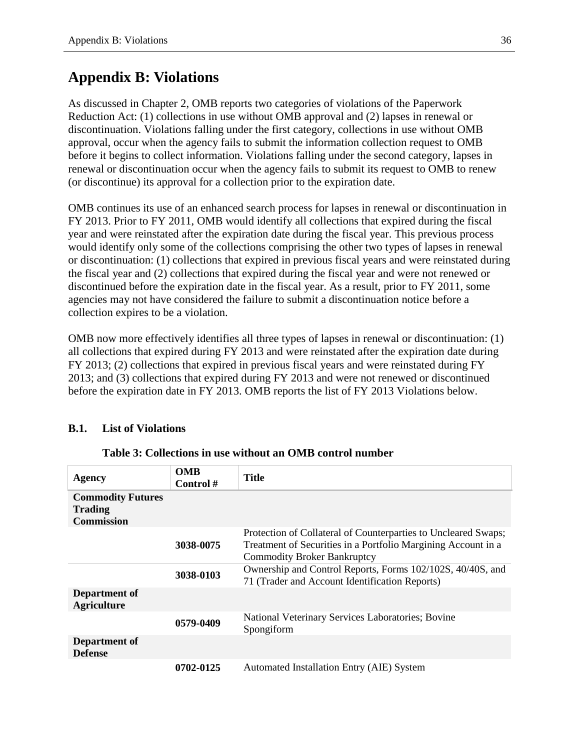# Appendix B: Violations

As discussed in Chapter 2, OMB reports two categories of violations of the Paperwork Reduction Act: (1) collections in use without OMB approval and (2) lapses in renewal or discontinuation. Violations falling under the first category, collections in use without OMB approval, occur when the agency fails to submit the information collection request to OMB before it begins to collect information. Violations falling under the second category, lapses in renewal or discontinuation occur when the agency fails to submit its request to OMB to renew (or discontinue) its approval for a collection prior to the expiration date.

OMB continues its use of an enhanced search process for lapses in renewal or discontinuation in FY 2013. Prior to FY 2011, OMB would identify all collections that expired during the fiscal year and were reinstated after the expiration date during the fiscal year. This previous process would identify only some of the collections comprising the other two types of lapses in renewal or discontinuation: (1) collections that expired in previous fiscal years and were reinstated during the fiscal year and (2) collections that expired during the fiscal year and were not renewed or discontinued before the expiration date in the fiscal year. As a result, prior to FY 2011, some agencies may not have considered the failure to submit a discontinuation notice before a collection expires to be a violation.

OMB now more effectively identifies all three types of lapses in renewal or discontinuation: (1) all collections that expired during FY 2013 and were reinstated after the expiration date during FY 2013; (2) collections that expired in previous fiscal years and were reinstated during FY 2013; and (3) collections that expired during FY 2013 and were not renewed or discontinued before the expiration date in FY 2013. OMB reports the list of FY 2013 Violations below.

### B.1. List of Violations

**Table 3: Collections in use without an OMB control number**

| Agency | OMB Control # | Title |
|---|---|---|
| **Commodity Futures Trading Commission** | | |
| | **3038-0075** | Protection of Collateral of Counterparties to Uncleared Swaps; Treatment of Securities in a Portfolio Margining Account in a Commodity Broker Bankruptcy |
| | **3038-0103** | Ownership and Control Reports, Forms 102/102S, 40/40S, and 71 (Trader and Account Identification Reports) |
| **Department of Agriculture** | | |
| | **0579-0409** | National Veterinary Services Laboratories; Bovine Spongiform |
| **Department of Defense** | | |
| | **0702-0125** | Automated Installation Entry (AIE) System |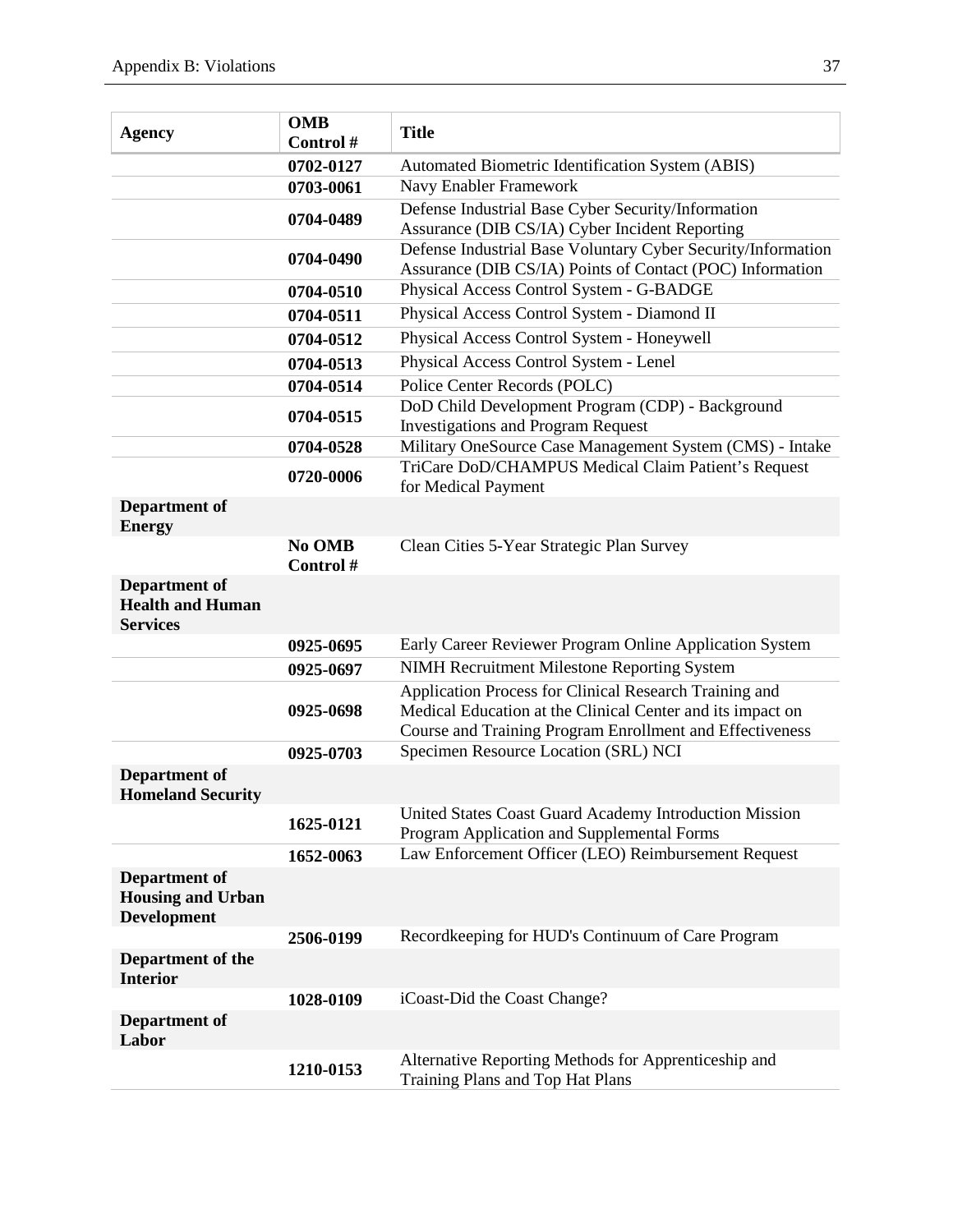| Agency | OMB Control # | Title |
|---|---|---|
| | 0702-0127 | Automated Biometric Identification System (ABIS) |
| | 0703-0061 | Navy Enabler Framework |
| | 0704-0489 | Defense Industrial Base Cyber Security/Information Assurance (DIB CS/IA) Cyber Incident Reporting |
| | 0704-0490 | Defense Industrial Base Voluntary Cyber Security/Information Assurance (DIB CS/IA) Points of Contact (POC) Information |
| | 0704-0510 | Physical Access Control System - G-BADGE |
| | 0704-0511 | Physical Access Control System - Diamond II |
| | 0704-0512 | Physical Access Control System - Honeywell |
| | 0704-0513 | Physical Access Control System - Lenel |
| | 0704-0514 | Police Center Records (POLC) |
| | 0704-0515 | DoD Child Development Program (CDP) - Background Investigations and Program Request |
| | 0704-0528 | Military OneSource Case Management System (CMS) - Intake |
| | 0720-0006 | TriCare DoD/CHAMPUS Medical Claim Patient's Request for Medical Payment |
| **Department of Energy** | | |
| | No OMB Control # | Clean Cities 5-Year Strategic Plan Survey |
| **Department of Health and Human Services** | | |
| | 0925-0695 | Early Career Reviewer Program Online Application System |
| | 0925-0697 | NIMH Recruitment Milestone Reporting System |
| | 0925-0698 | Application Process for Clinical Research Training and Medical Education at the Clinical Center and its impact on Course and Training Program Enrollment and Effectiveness |
| | 0925-0703 | Specimen Resource Location (SRL) NCI |
| **Department of Homeland Security** | | |
| | 1625-0121 | United States Coast Guard Academy Introduction Mission Program Application and Supplemental Forms |
| | 1652-0063 | Law Enforcement Officer (LEO) Reimbursement Request |
| **Department of Housing and Urban Development** | | |
| | 2506-0199 | Recordkeeping for HUD's Continuum of Care Program |
| **Department of the Interior** | | |
| | 1028-0109 | iCoast-Did the Coast Change? |
| **Department of Labor** | | |
| | 1210-0153 | Alternative Reporting Methods for Apprenticeship and Training Plans and Top Hat Plans |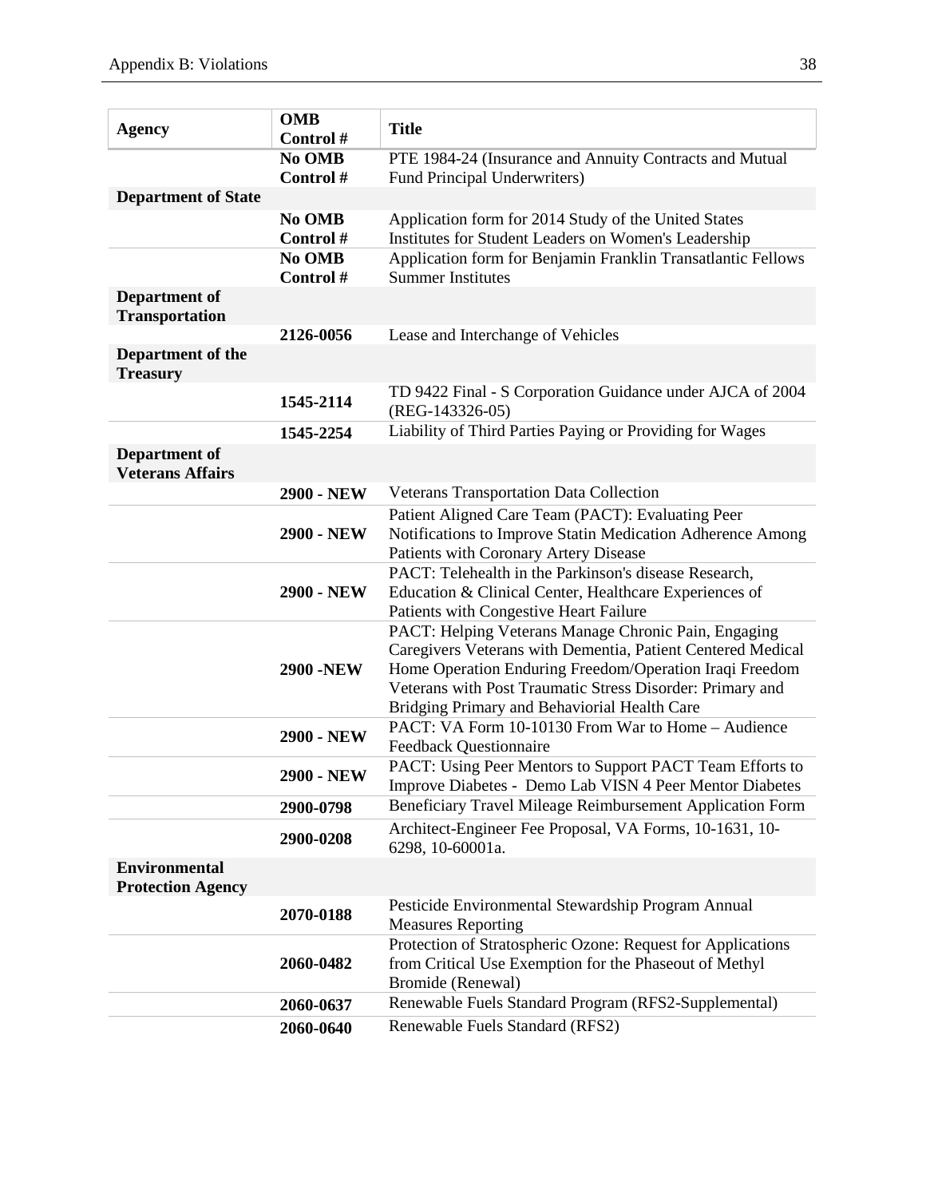| Agency | OMB Control # | Title |
|---|---|---|
| | **No OMB Control #** | PTE 1984-24 (Insurance and Annuity Contracts and Mutual Fund Principal Underwriters) |
| **Department of State** | | |
| | **No OMB Control #** | Application form for 2014 Study of the United States Institutes for Student Leaders on Women's Leadership |
| | **No OMB Control #** | Application form for Benjamin Franklin Transatlantic Fellows Summer Institutes |
| **Department of Transportation** | | |
| | **2126-0056** | Lease and Interchange of Vehicles |
| **Department of the Treasury** | | |
| | **1545-2114** | TD 9422 Final - S Corporation Guidance under AJCA of 2004 (REG-143326-05) |
| | **1545-2254** | Liability of Third Parties Paying or Providing for Wages |
| **Department of Veterans Affairs** | | |
| | **2900 - NEW** | Veterans Transportation Data Collection |
| | **2900 - NEW** | Patient Aligned Care Team (PACT): Evaluating Peer Notifications to Improve Statin Medication Adherence Among Patients with Coronary Artery Disease |
| | **2900 - NEW** | PACT: Telehealth in the Parkinson's disease Research, Education & Clinical Center, Healthcare Experiences of Patients with Congestive Heart Failure |
| | **2900 -NEW** | PACT: Helping Veterans Manage Chronic Pain, Engaging Caregivers Veterans with Dementia, Patient Centered Medical Home Operation Enduring Freedom/Operation Iraqi Freedom Veterans with Post Traumatic Stress Disorder: Primary and Bridging Primary and Behaviorial Health Care |
| | **2900 - NEW** | PACT: VA Form 10-10130 From War to Home – Audience Feedback Questionnaire |
| | **2900 - NEW** | PACT: Using Peer Mentors to Support PACT Team Efforts to Improve Diabetes - Demo Lab VISN 4 Peer Mentor Diabetes |
| | **2900-0798** | Beneficiary Travel Mileage Reimbursement Application Form |
| | **2900-0208** | Architect-Engineer Fee Proposal, VA Forms, 10-1631, 10-6298, 10-60001a. |
| **Environmental Protection Agency** | | |
| | **2070-0188** | Pesticide Environmental Stewardship Program Annual Measures Reporting |
| | **2060-0482** | Protection of Stratospheric Ozone: Request for Applications from Critical Use Exemption for the Phaseout of Methyl Bromide (Renewal) |
| | **2060-0637** | Renewable Fuels Standard Program (RFS2-Supplemental) |
| | **2060-0640** | Renewable Fuels Standard (RFS2) |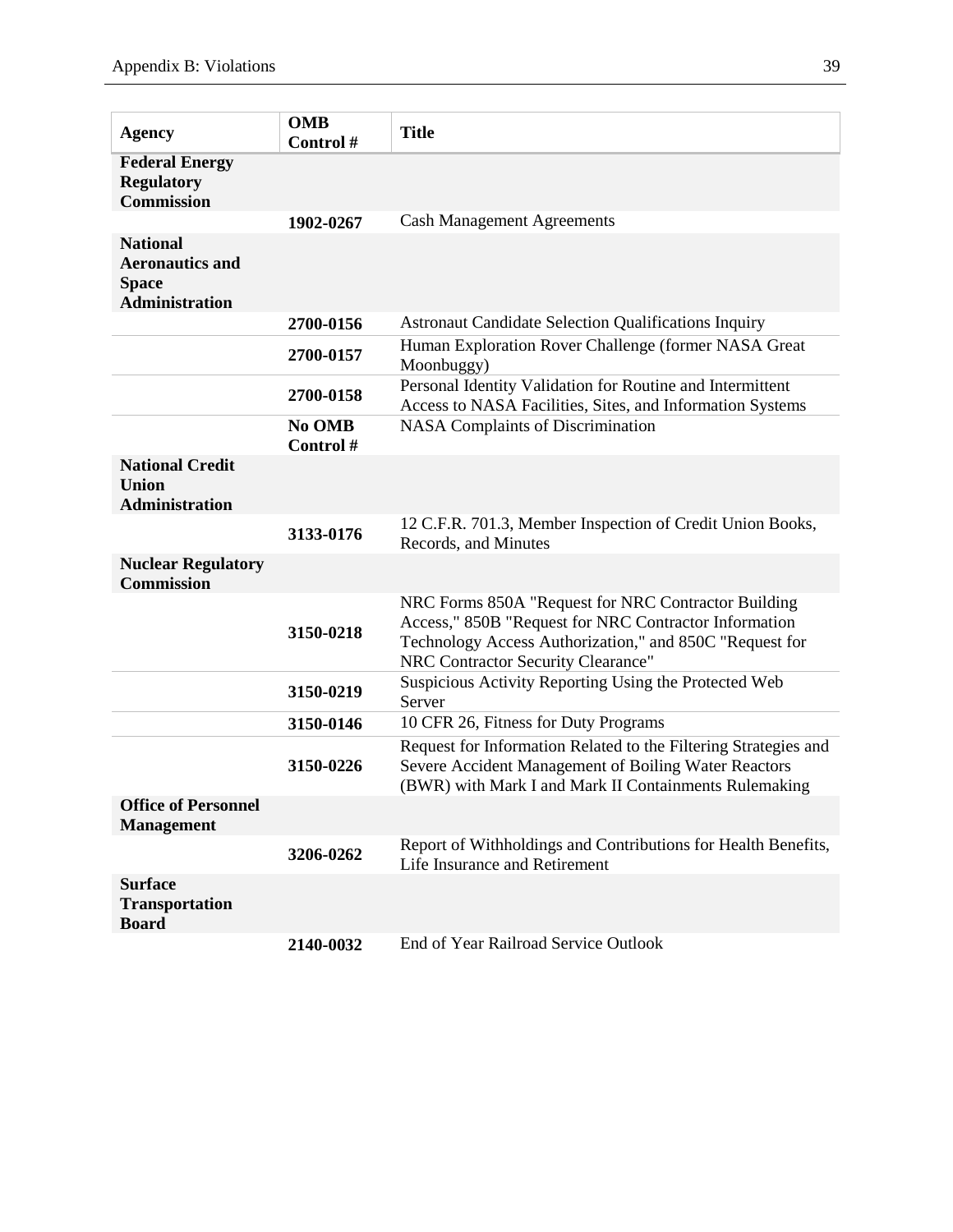| Agency | OMB Control # | Title |
|---|---|---|
| **Federal Energy Regulatory Commission** | | |
| | **1902-0267** | Cash Management Agreements |
| **National Aeronautics and Space Administration** | | |
| | **2700-0156** | Astronaut Candidate Selection Qualifications Inquiry |
| | **2700-0157** | Human Exploration Rover Challenge (former NASA Great Moonbuggy) |
| | **2700-0158** | Personal Identity Validation for Routine and Intermittent Access to NASA Facilities, Sites, and Information Systems |
| | **No OMB Control #** | NASA Complaints of Discrimination |
| **National Credit Union Administration** | | |
| | **3133-0176** | 12 C.F.R. 701.3, Member Inspection of Credit Union Books, Records, and Minutes |
| **Nuclear Regulatory Commission** | | |
| | **3150-0218** | NRC Forms 850A "Request for NRC Contractor Building Access," 850B "Request for NRC Contractor Information Technology Access Authorization," and 850C "Request for NRC Contractor Security Clearance" |
| | **3150-0219** | Suspicious Activity Reporting Using the Protected Web Server |
| | **3150-0146** | 10 CFR 26, Fitness for Duty Programs |
| | **3150-0226** | Request for Information Related to the Filtering Strategies and Severe Accident Management of Boiling Water Reactors (BWR) with Mark I and Mark II Containments Rulemaking |
| **Office of Personnel Management** | | |
| | **3206-0262** | Report of Withholdings and Contributions for Health Benefits, Life Insurance and Retirement |
| **Surface Transportation Board** | | |
| | **2140-0032** | End of Year Railroad Service Outlook |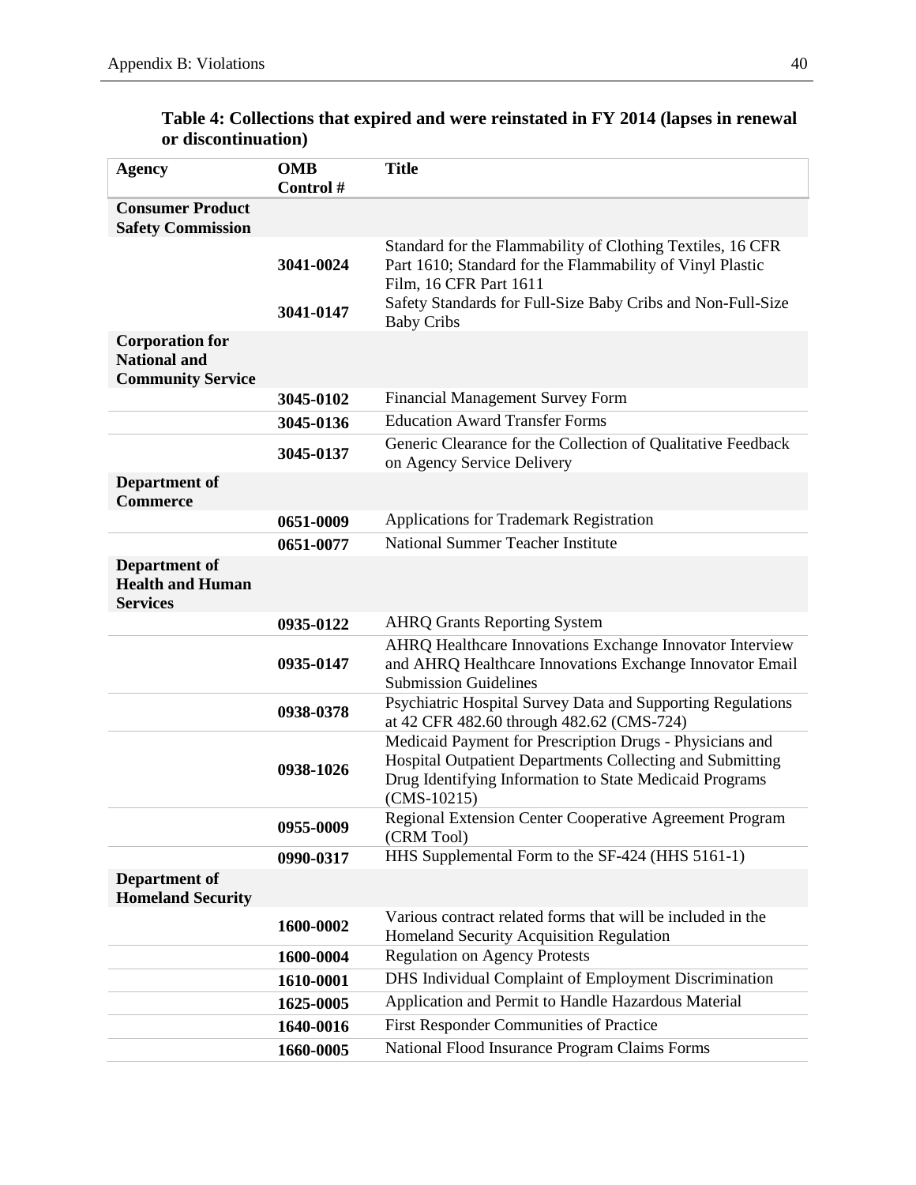**Table 4: Collections that expired and were reinstated in FY 2014 (lapses in renewal or discontinuation)**

| Agency | OMB Control # | Title |
|---|---|---|
| **Consumer Product Safety Commission** | | |
| | **3041-0024** | Standard for the Flammability of Clothing Textiles, 16 CFR Part 1610; Standard for the Flammability of Vinyl Plastic Film, 16 CFR Part 1611 |
| | **3041-0147** | Safety Standards for Full-Size Baby Cribs and Non-Full-Size Baby Cribs |
| **Corporation for National and Community Service** | | |
| | **3045-0102** | Financial Management Survey Form |
| | **3045-0136** | Education Award Transfer Forms |
| | **3045-0137** | Generic Clearance for the Collection of Qualitative Feedback on Agency Service Delivery |
| **Department of Commerce** | | |
| | **0651-0009** | Applications for Trademark Registration |
| | **0651-0077** | National Summer Teacher Institute |
| **Department of Health and Human Services** | | |
| | **0935-0122** | AHRQ Grants Reporting System |
| | **0935-0147** | AHRQ Healthcare Innovations Exchange Innovator Interview and AHRQ Healthcare Innovations Exchange Innovator Email Submission Guidelines |
| | **0938-0378** | Psychiatric Hospital Survey Data and Supporting Regulations at 42 CFR 482.60 through 482.62 (CMS-724) |
| | **0938-1026** | Medicaid Payment for Prescription Drugs - Physicians and Hospital Outpatient Departments Collecting and Submitting Drug Identifying Information to State Medicaid Programs (CMS-10215) |
| | **0955-0009** | Regional Extension Center Cooperative Agreement Program (CRM Tool) |
| | **0990-0317** | HHS Supplemental Form to the SF-424 (HHS 5161-1) |
| **Department of Homeland Security** | | |
| | **1600-0002** | Various contract related forms that will be included in the Homeland Security Acquisition Regulation |
| | **1600-0004** | Regulation on Agency Protests |
| | **1610-0001** | DHS Individual Complaint of Employment Discrimination |
| | **1625-0005** | Application and Permit to Handle Hazardous Material |
| | **1640-0016** | First Responder Communities of Practice |
| | **1660-0005** | National Flood Insurance Program Claims Forms |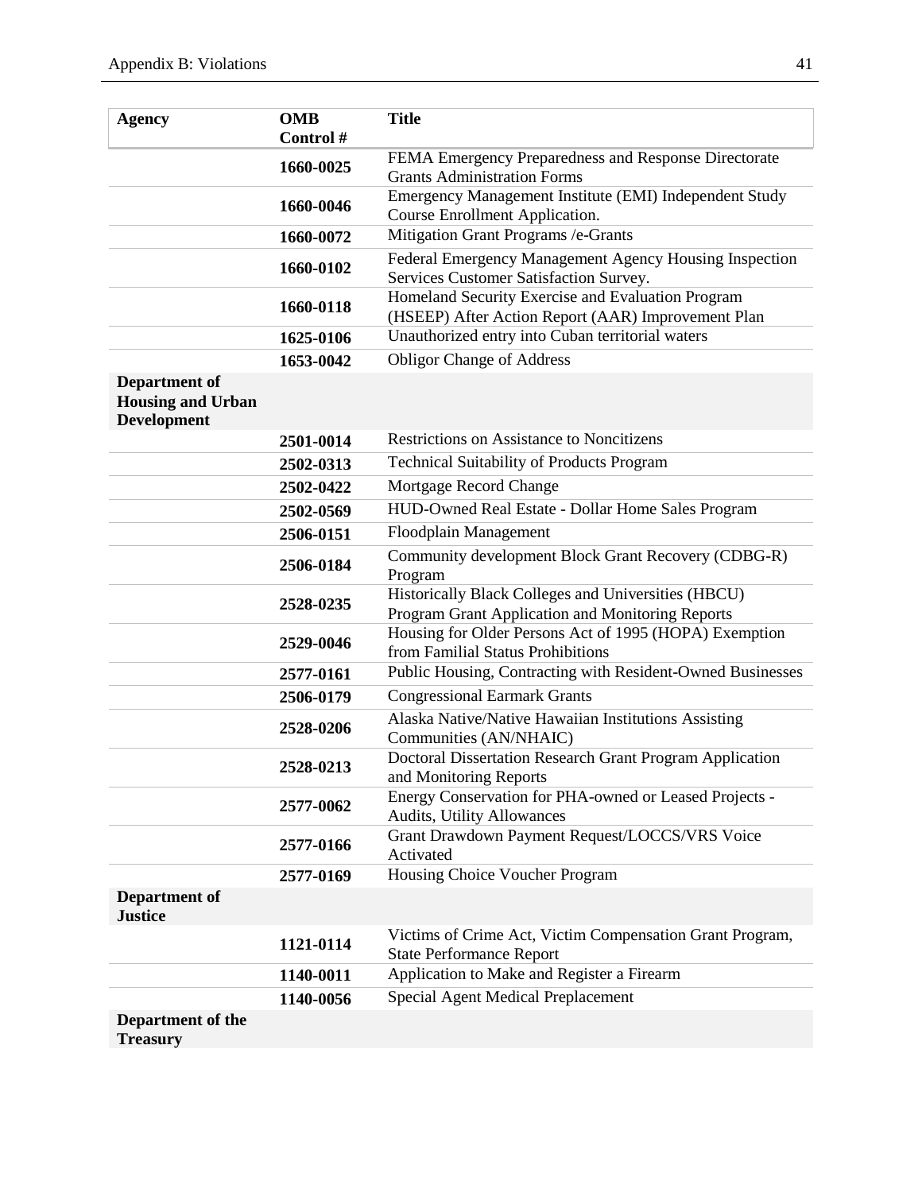| Agency | OMB Control # | Title |
|---|---|---|
| | 1660-0025 | FEMA Emergency Preparedness and Response Directorate Grants Administration Forms |
| | 1660-0046 | Emergency Management Institute (EMI) Independent Study Course Enrollment Application. |
| | 1660-0072 | Mitigation Grant Programs /e-Grants |
| | 1660-0102 | Federal Emergency Management Agency Housing Inspection Services Customer Satisfaction Survey. |
| | 1660-0118 | Homeland Security Exercise and Evaluation Program (HSEEP) After Action Report (AAR) Improvement Plan |
| | 1625-0106 | Unauthorized entry into Cuban territorial waters |
| | 1653-0042 | Obligor Change of Address |
| **Department of Housing and Urban Development** | | |
| | 2501-0014 | Restrictions on Assistance to Noncitizens |
| | 2502-0313 | Technical Suitability of Products Program |
| | 2502-0422 | Mortgage Record Change |
| | 2502-0569 | HUD-Owned Real Estate - Dollar Home Sales Program |
| | 2506-0151 | Floodplain Management |
| | 2506-0184 | Community development Block Grant Recovery (CDBG-R) Program |
| | 2528-0235 | Historically Black Colleges and Universities (HBCU) Program Grant Application and Monitoring Reports |
| | 2529-0046 | Housing for Older Persons Act of 1995 (HOPA) Exemption from Familial Status Prohibitions |
| | 2577-0161 | Public Housing, Contracting with Resident-Owned Businesses |
| | 2506-0179 | Congressional Earmark Grants |
| | 2528-0206 | Alaska Native/Native Hawaiian Institutions Assisting Communities (AN/NHAIC) |
| | 2528-0213 | Doctoral Dissertation Research Grant Program Application and Monitoring Reports |
| | 2577-0062 | Energy Conservation for PHA-owned or Leased Projects - Audits, Utility Allowances |
| | 2577-0166 | Grant Drawdown Payment Request/LOCCS/VRS Voice Activated |
| | 2577-0169 | Housing Choice Voucher Program |
| **Department of Justice** | | |
| | 1121-0114 | Victims of Crime Act, Victim Compensation Grant Program, State Performance Report |
| | 1140-0011 | Application to Make and Register a Firearm |
| | 1140-0056 | Special Agent Medical Preplacement |
| **Department of the Treasury** | | |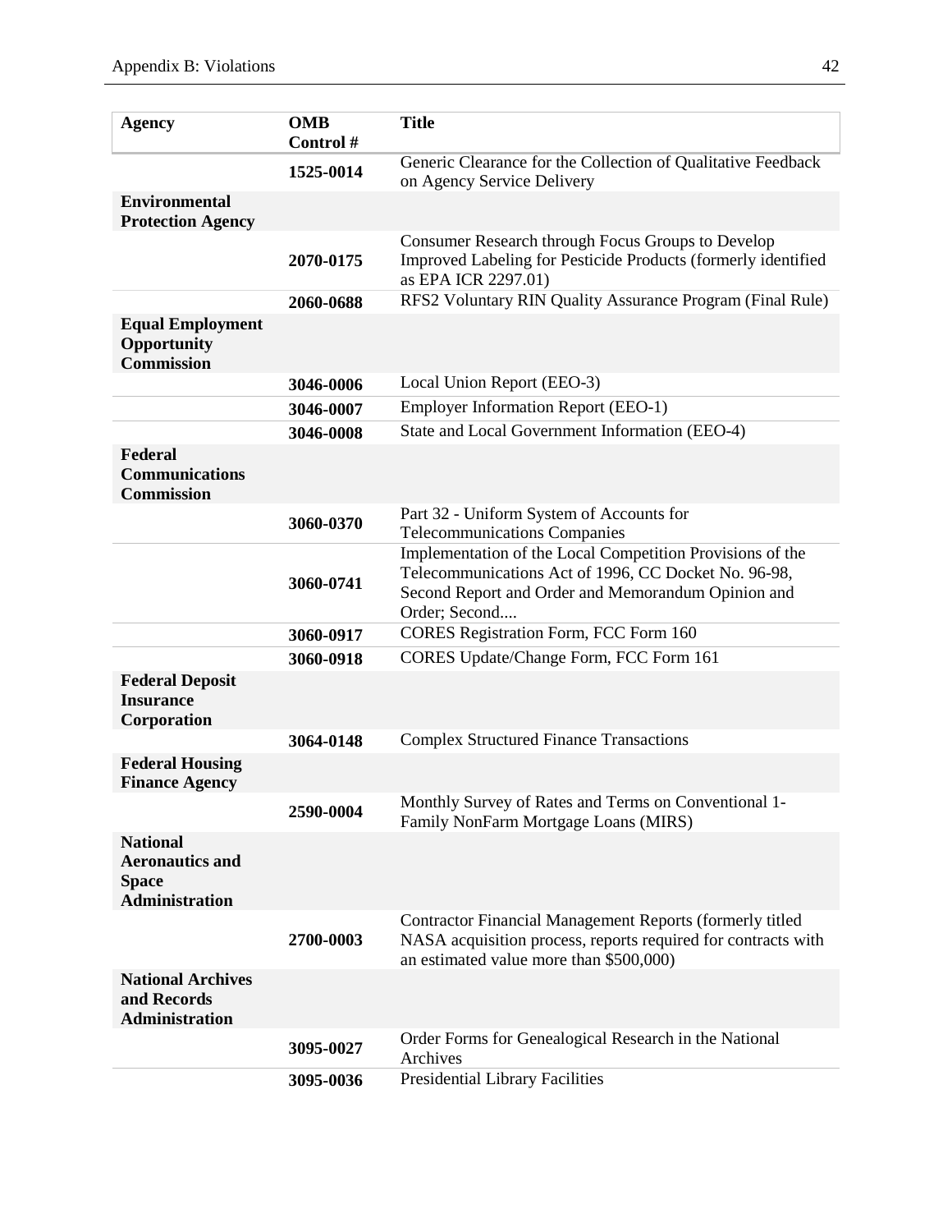| Agency | OMB Control # | Title |
| --- | --- | --- |
| | 1525-0014 | Generic Clearance for the Collection of Qualitative Feedback on Agency Service Delivery |
| **Environmental Protection Agency** | | |
| | 2070-0175 | Consumer Research through Focus Groups to Develop Improved Labeling for Pesticide Products (formerly identified as EPA ICR 2297.01) |
| | 2060-0688 | RFS2 Voluntary RIN Quality Assurance Program (Final Rule) |
| **Equal Employment Opportunity Commission** | | |
| | 3046-0006 | Local Union Report (EEO-3) |
| | 3046-0007 | Employer Information Report (EEO-1) |
| | 3046-0008 | State and Local Government Information (EEO-4) |
| **Federal Communications Commission** | | |
| | 3060-0370 | Part 32 - Uniform System of Accounts for Telecommunications Companies |
| | 3060-0741 | Implementation of the Local Competition Provisions of the Telecommunications Act of 1996, CC Docket No. 96-98, Second Report and Order and Memorandum Opinion and Order; Second.... |
| | 3060-0917 | CORES Registration Form, FCC Form 160 |
| | 3060-0918 | CORES Update/Change Form, FCC Form 161 |
| **Federal Deposit Insurance Corporation** | | |
| | 3064-0148 | Complex Structured Finance Transactions |
| **Federal Housing Finance Agency** | | |
| | 2590-0004 | Monthly Survey of Rates and Terms on Conventional 1-Family NonFarm Mortgage Loans (MIRS) |
| **National Aeronautics and Space Administration** | | |
| | 2700-0003 | Contractor Financial Management Reports (formerly titled NASA acquisition process, reports required for contracts with an estimated value more than $500,000) |
| **National Archives and Records Administration** | | |
| | 3095-0027 | Order Forms for Genealogical Research in the National Archives |
| | 3095-0036 | Presidential Library Facilities |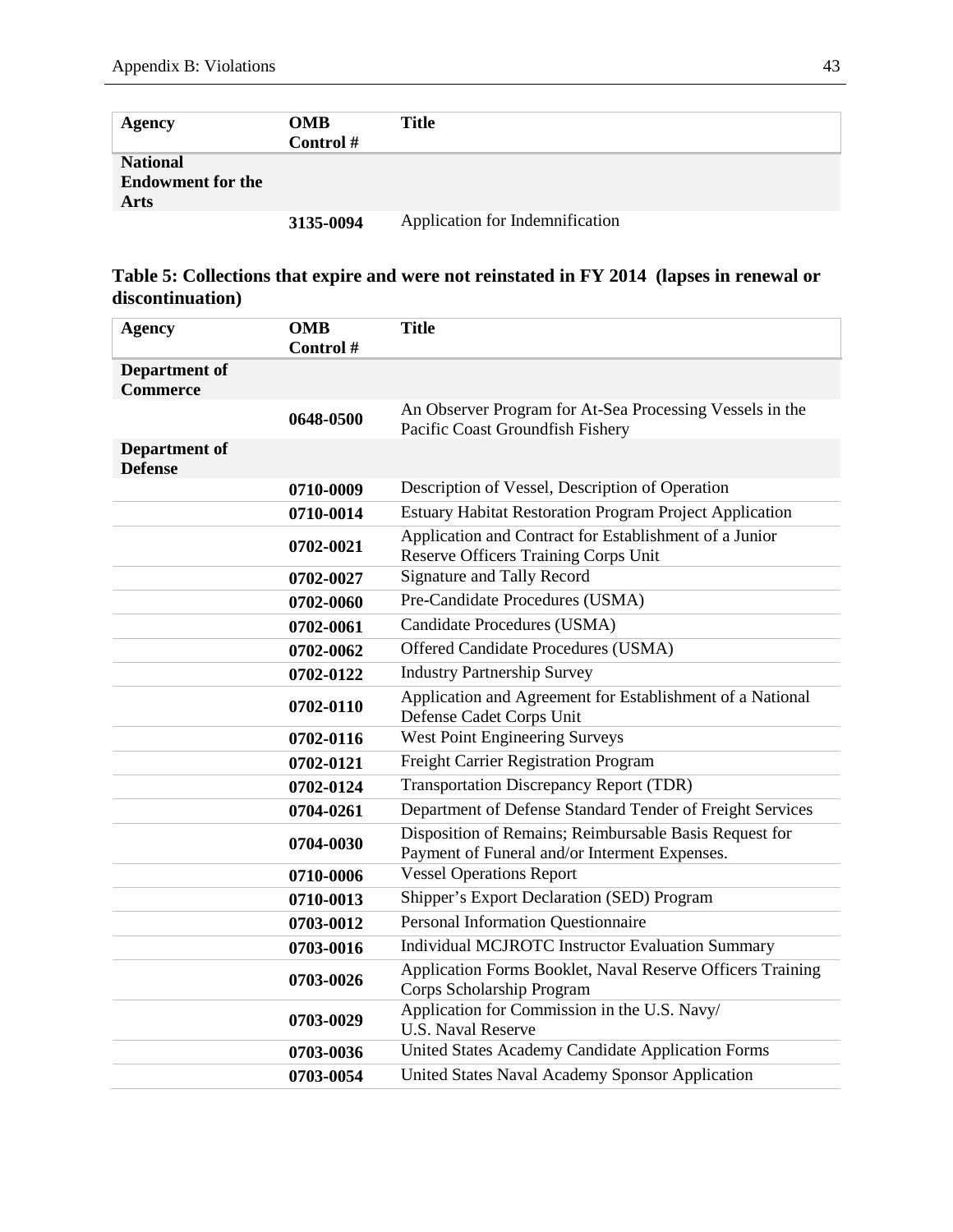| Agency | OMB Control # | Title |
|---|---|---|
| **National Endowment for the Arts** | | |
| | **3135-0094** | Application for Indemnification |

**Table 5: Collections that expire and were not reinstated in FY 2014 (lapses in renewal or discontinuation)**

| Agency | OMB Control # | Title |
|---|---|---|
| **Department of Commerce** | | |
| | **0648-0500** | An Observer Program for At-Sea Processing Vessels in the Pacific Coast Groundfish Fishery |
| **Department of Defense** | | |
| | **0710-0009** | Description of Vessel, Description of Operation |
| | **0710-0014** | Estuary Habitat Restoration Program Project Application |
| | **0702-0021** | Application and Contract for Establishment of a Junior Reserve Officers Training Corps Unit |
| | **0702-0027** | Signature and Tally Record |
| | **0702-0060** | Pre-Candidate Procedures (USMA) |
| | **0702-0061** | Candidate Procedures (USMA) |
| | **0702-0062** | Offered Candidate Procedures (USMA) |
| | **0702-0122** | Industry Partnership Survey |
| | **0702-0110** | Application and Agreement for Establishment of a National Defense Cadet Corps Unit |
| | **0702-0116** | West Point Engineering Surveys |
| | **0702-0121** | Freight Carrier Registration Program |
| | **0702-0124** | Transportation Discrepancy Report (TDR) |
| | **0704-0261** | Department of Defense Standard Tender of Freight Services |
| | **0704-0030** | Disposition of Remains; Reimbursable Basis Request for Payment of Funeral and/or Interment Expenses. |
| | **0710-0006** | Vessel Operations Report |
| | **0710-0013** | Shipper's Export Declaration (SED) Program |
| | **0703-0012** | Personal Information Questionnaire |
| | **0703-0016** | Individual MCJROTC Instructor Evaluation Summary |
| | **0703-0026** | Application Forms Booklet, Naval Reserve Officers Training Corps Scholarship Program |
| | **0703-0029** | Application for Commission in the U.S. Navy/ U.S. Naval Reserve |
| | **0703-0036** | United States Academy Candidate Application Forms |
| | **0703-0054** | United States Naval Academy Sponsor Application |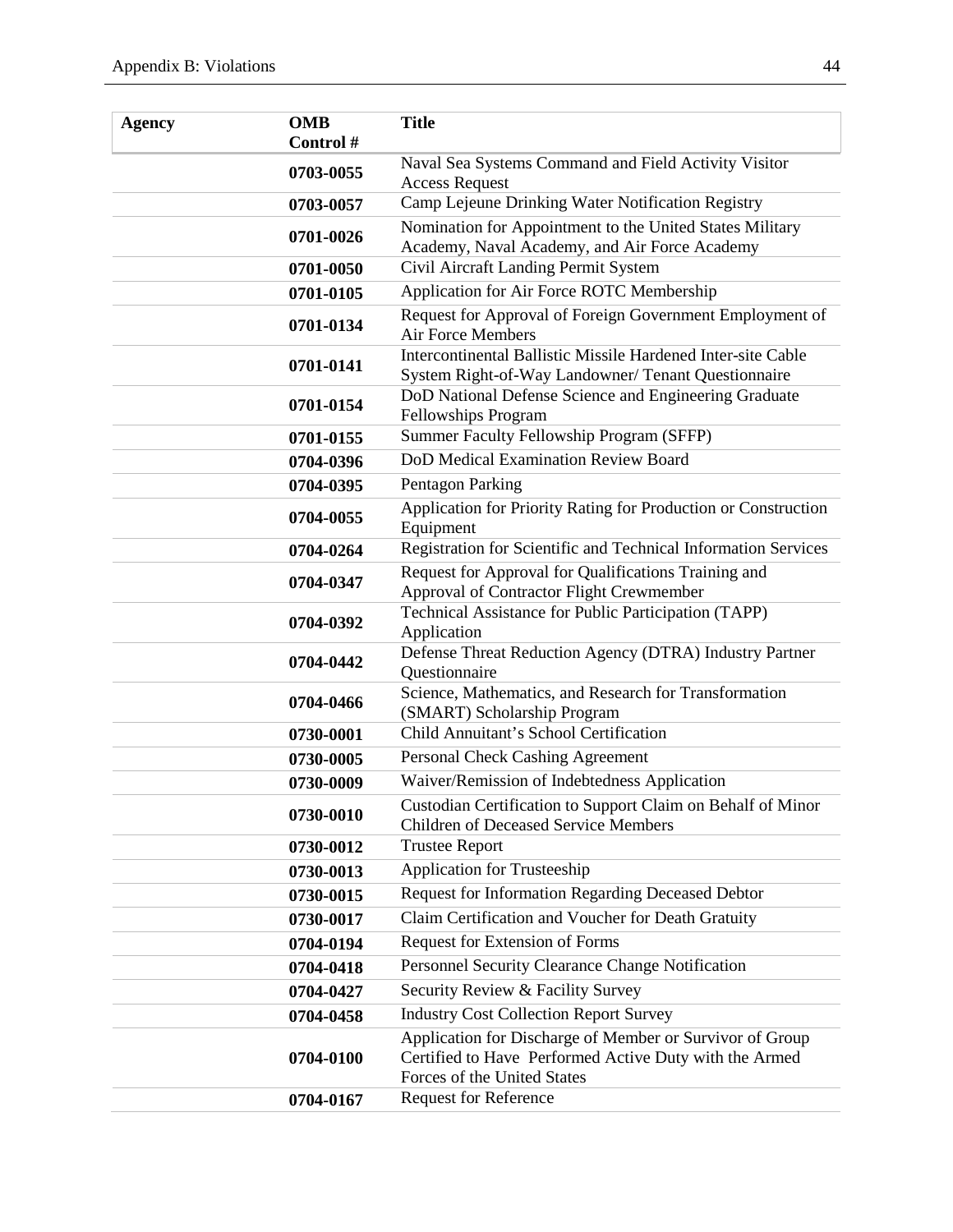| Agency | OMB Control # | Title |
| --- | --- | --- |
| | **0703-0055** | Naval Sea Systems Command and Field Activity Visitor Access Request |
| | **0703-0057** | Camp Lejeune Drinking Water Notification Registry |
| | **0701-0026** | Nomination for Appointment to the United States Military Academy, Naval Academy, and Air Force Academy |
| | **0701-0050** | Civil Aircraft Landing Permit System |
| | **0701-0105** | Application for Air Force ROTC Membership |
| | **0701-0134** | Request for Approval of Foreign Government Employment of Air Force Members |
| | **0701-0141** | Intercontinental Ballistic Missile Hardened Inter-site Cable System Right-of-Way Landowner/ Tenant Questionnaire |
| | **0701-0154** | DoD National Defense Science and Engineering Graduate Fellowships Program |
| | **0701-0155** | Summer Faculty Fellowship Program (SFFP) |
| | **0704-0396** | DoD Medical Examination Review Board |
| | **0704-0395** | Pentagon Parking |
| | **0704-0055** | Application for Priority Rating for Production or Construction Equipment |
| | **0704-0264** | Registration for Scientific and Technical Information Services |
| | **0704-0347** | Request for Approval for Qualifications Training and Approval of Contractor Flight Crewmember |
| | **0704-0392** | Technical Assistance for Public Participation (TAPP) Application |
| | **0704-0442** | Defense Threat Reduction Agency (DTRA) Industry Partner Questionnaire |
| | **0704-0466** | Science, Mathematics, and Research for Transformation (SMART) Scholarship Program |
| | **0730-0001** | Child Annuitant's School Certification |
| | **0730-0005** | Personal Check Cashing Agreement |
| | **0730-0009** | Waiver/Remission of Indebtedness Application |
| | **0730-0010** | Custodian Certification to Support Claim on Behalf of Minor Children of Deceased Service Members |
| | **0730-0012** | Trustee Report |
| | **0730-0013** | Application for Trusteeship |
| | **0730-0015** | Request for Information Regarding Deceased Debtor |
| | **0730-0017** | Claim Certification and Voucher for Death Gratuity |
| | **0704-0194** | Request for Extension of Forms |
| | **0704-0418** | Personnel Security Clearance Change Notification |
| | **0704-0427** | Security Review & Facility Survey |
| | **0704-0458** | Industry Cost Collection Report Survey |
| | **0704-0100** | Application for Discharge of Member or Survivor of Group Certified to Have Performed Active Duty with the Armed Forces of the United States |
| | **0704-0167** | Request for Reference |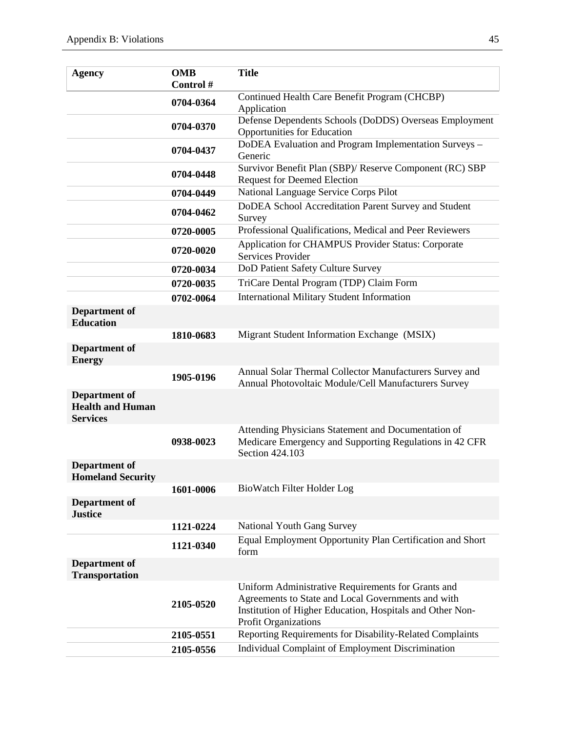| Agency | OMB Control # | Title |
|---|---|---|
| | **0704-0364** | Continued Health Care Benefit Program (CHCBP) Application |
| | **0704-0370** | Defense Dependents Schools (DoDDS) Overseas Employment Opportunities for Education |
| | **0704-0437** | DoDEA Evaluation and Program Implementation Surveys – Generic |
| | **0704-0448** | Survivor Benefit Plan (SBP)/ Reserve Component (RC) SBP Request for Deemed Election |
| | **0704-0449** | National Language Service Corps Pilot |
| | **0704-0462** | DoDEA School Accreditation Parent Survey and Student Survey |
| | **0720-0005** | Professional Qualifications, Medical and Peer Reviewers |
| | **0720-0020** | Application for CHAMPUS Provider Status: Corporate Services Provider |
| | **0720-0034** | DoD Patient Safety Culture Survey |
| | **0720-0035** | TriCare Dental Program (TDP) Claim Form |
| | **0702-0064** | International Military Student Information |
| **Department of Education** | | |
| | **1810-0683** | Migrant Student Information Exchange (MSIX) |
| **Department of Energy** | | |
| | **1905-0196** | Annual Solar Thermal Collector Manufacturers Survey and Annual Photovoltaic Module/Cell Manufacturers Survey |
| **Department of Health and Human Services** | | |
| | **0938-0023** | Attending Physicians Statement and Documentation of Medicare Emergency and Supporting Regulations in 42 CFR Section 424.103 |
| **Department of Homeland Security** | | |
| | **1601-0006** | BioWatch Filter Holder Log |
| **Department of Justice** | | |
| | **1121-0224** | National Youth Gang Survey |
| | **1121-0340** | Equal Employment Opportunity Plan Certification and Short form |
| **Department of Transportation** | | |
| | **2105-0520** | Uniform Administrative Requirements for Grants and Agreements to State and Local Governments and with Institution of Higher Education, Hospitals and Other Non-Profit Organizations |
| | **2105-0551** | Reporting Requirements for Disability-Related Complaints |
| | **2105-0556** | Individual Complaint of Employment Discrimination |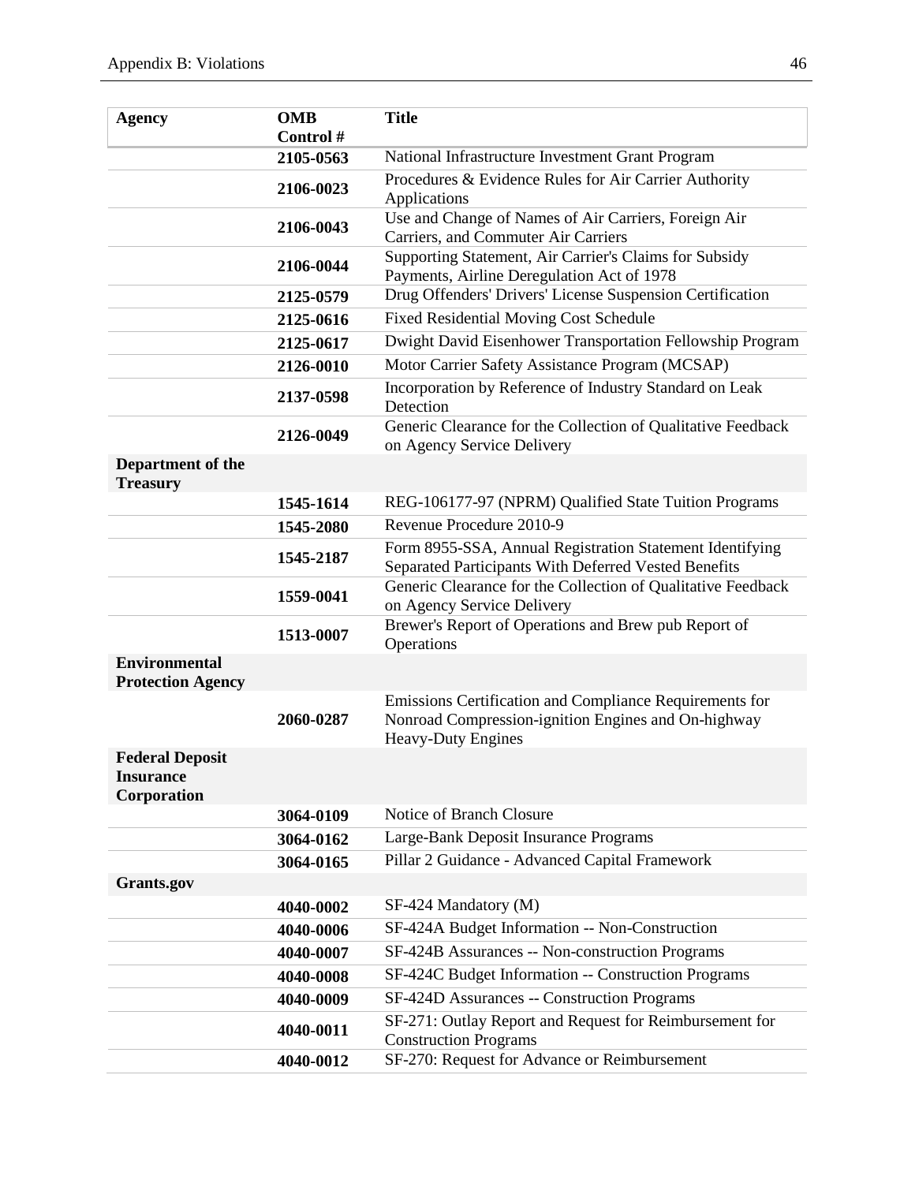| Agency | OMB Control # | Title |
|---|---|---|
| | 2105-0563 | National Infrastructure Investment Grant Program |
| | 2106-0023 | Procedures & Evidence Rules for Air Carrier Authority Applications |
| | 2106-0043 | Use and Change of Names of Air Carriers, Foreign Air Carriers, and Commuter Air Carriers |
| | 2106-0044 | Supporting Statement, Air Carrier's Claims for Subsidy Payments, Airline Deregulation Act of 1978 |
| | 2125-0579 | Drug Offenders' Drivers' License Suspension Certification |
| | 2125-0616 | Fixed Residential Moving Cost Schedule |
| | 2125-0617 | Dwight David Eisenhower Transportation Fellowship Program |
| | 2126-0010 | Motor Carrier Safety Assistance Program (MCSAP) |
| | 2137-0598 | Incorporation by Reference of Industry Standard on Leak Detection |
| | 2126-0049 | Generic Clearance for the Collection of Qualitative Feedback on Agency Service Delivery |
| **Department of the Treasury** | | |
| | 1545-1614 | REG-106177-97 (NPRM) Qualified State Tuition Programs |
| | 1545-2080 | Revenue Procedure 2010-9 |
| | 1545-2187 | Form 8955-SSA, Annual Registration Statement Identifying Separated Participants With Deferred Vested Benefits |
| | 1559-0041 | Generic Clearance for the Collection of Qualitative Feedback on Agency Service Delivery |
| | 1513-0007 | Brewer's Report of Operations and Brew pub Report of Operations |
| **Environmental Protection Agency** | | |
| | 2060-0287 | Emissions Certification and Compliance Requirements for Nonroad Compression-ignition Engines and On-highway Heavy-Duty Engines |
| **Federal Deposit Insurance Corporation** | | |
| | 3064-0109 | Notice of Branch Closure |
| | 3064-0162 | Large-Bank Deposit Insurance Programs |
| | 3064-0165 | Pillar 2 Guidance - Advanced Capital Framework |
| **Grants.gov** | | |
| | 4040-0002 | SF-424 Mandatory (M) |
| | 4040-0006 | SF-424A Budget Information -- Non-Construction |
| | 4040-0007 | SF-424B Assurances -- Non-construction Programs |
| | 4040-0008 | SF-424C Budget Information -- Construction Programs |
| | 4040-0009 | SF-424D Assurances -- Construction Programs |
| | 4040-0011 | SF-271: Outlay Report and Request for Reimbursement for Construction Programs |
| | 4040-0012 | SF-270: Request for Advance or Reimbursement |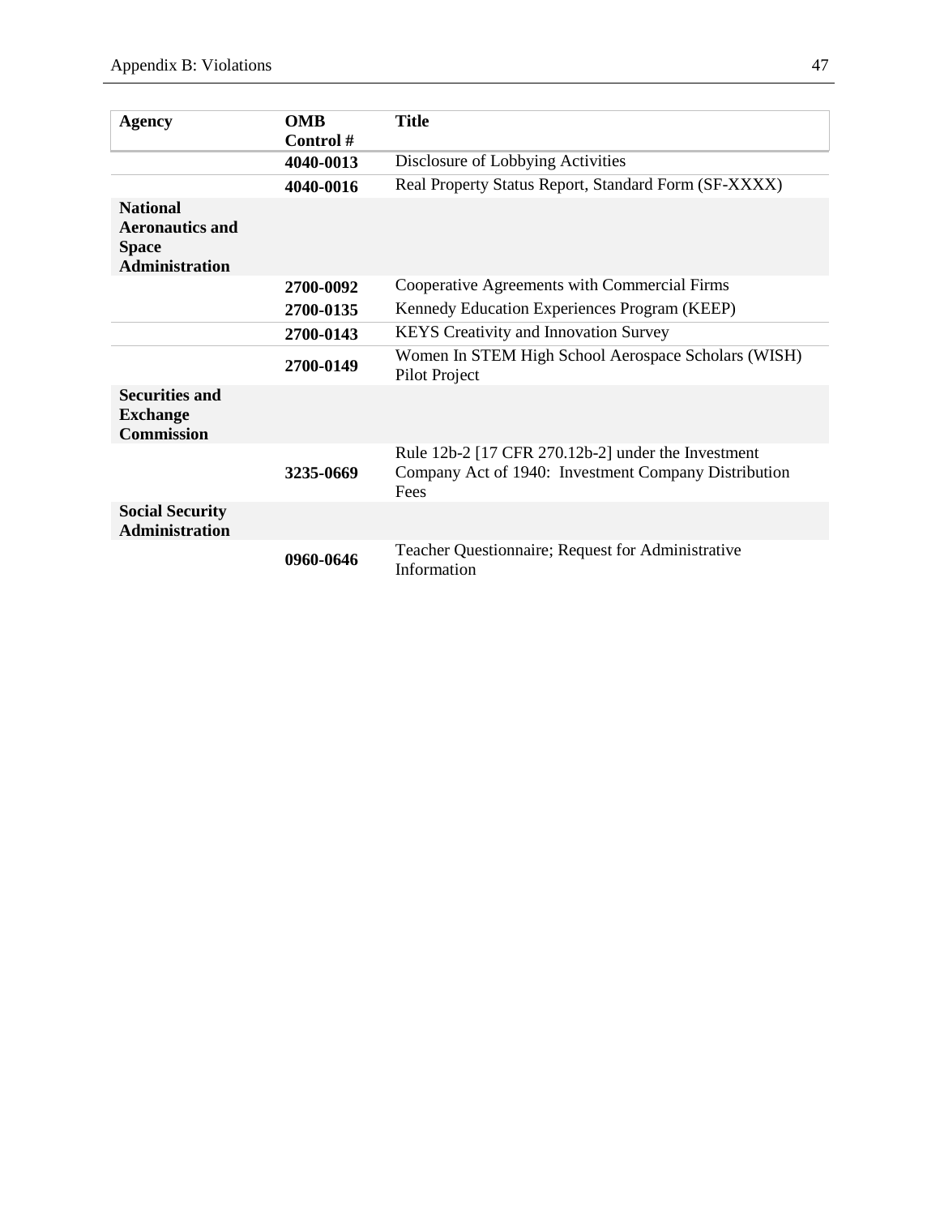| Agency | OMB Control # | Title |
|---|---|---|
| | **4040-0013** | Disclosure of Lobbying Activities |
| | **4040-0016** | Real Property Status Report, Standard Form (SF-XXXX) |
| **National Aeronautics and Space Administration** | | |
| | **2700-0092** | Cooperative Agreements with Commercial Firms |
| | **2700-0135** | Kennedy Education Experiences Program (KEEP) |
| | **2700-0143** | KEYS Creativity and Innovation Survey |
| | **2700-0149** | Women In STEM High School Aerospace Scholars (WISH) Pilot Project |
| **Securities and Exchange Commission** | | |
| | **3235-0669** | Rule 12b-2 [17 CFR 270.12b-2] under the Investment Company Act of 1940: Investment Company Distribution Fees |
| **Social Security Administration** | | |
| | **0960-0646** | Teacher Questionnaire; Request for Administrative Information |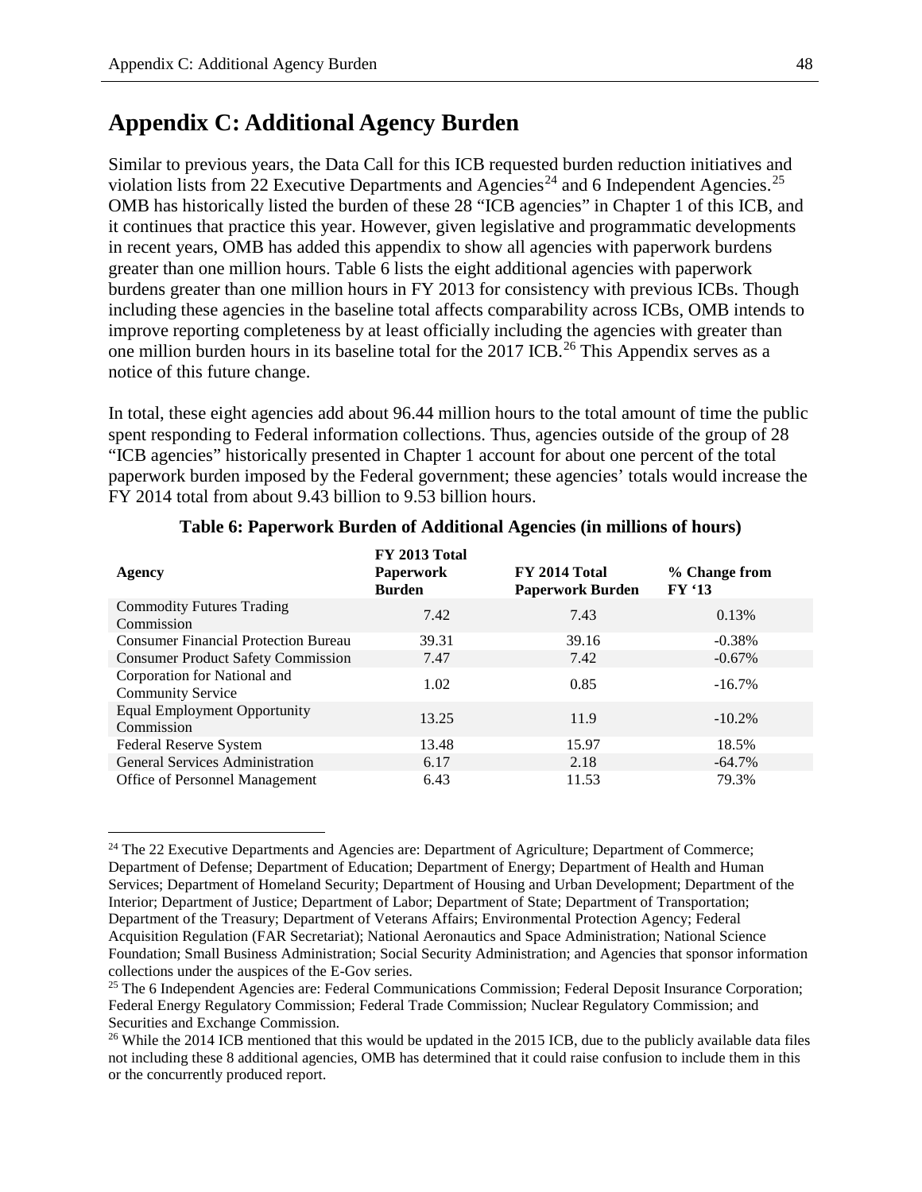# Appendix C: Additional Agency Burden

Similar to previous years, the Data Call for this ICB requested burden reduction initiatives and violation lists from 22 Executive Departments and Agencies[24] and 6 Independent Agencies.[25] OMB has historically listed the burden of these 28 "ICB agencies" in Chapter 1 of this ICB, and it continues that practice this year. However, given legislative and programmatic developments in recent years, OMB has added this appendix to show all agencies with paperwork burdens greater than one million hours. Table 6 lists the eight additional agencies with paperwork burdens greater than one million hours in FY 2013 for consistency with previous ICBs. Though including these agencies in the baseline total affects comparability across ICBs, OMB intends to improve reporting completeness by at least officially including the agencies with greater than one million burden hours in its baseline total for the 2017 ICB.[26] This Appendix serves as a notice of this future change.

In total, these eight agencies add about 96.44 million hours to the total amount of time the public spent responding to Federal information collections. Thus, agencies outside of the group of 28 "ICB agencies" historically presented in Chapter 1 account for about one percent of the total paperwork burden imposed by the Federal government; these agencies' totals would increase the FY 2014 total from about 9.43 billion to 9.53 billion hours.

**Table 6: Paperwork Burden of Additional Agencies (in millions of hours)**

| Agency | FY 2013 Total Paperwork Burden | FY 2014 Total Paperwork Burden | % Change from FY '13 |
|---|---|---|---|
| Commodity Futures Trading Commission | 7.42 | 7.43 | 0.13% |
| Consumer Financial Protection Bureau | 39.31 | 39.16 | -0.38% |
| Consumer Product Safety Commission | 7.47 | 7.42 | -0.67% |
| Corporation for National and Community Service | 1.02 | 0.85 | -16.7% |
| Equal Employment Opportunity Commission | 13.25 | 11.9 | -10.2% |
| Federal Reserve System | 13.48 | 15.97 | 18.5% |
| General Services Administration | 6.17 | 2.18 | -64.7% |
| Office of Personnel Management | 6.43 | 11.53 | 79.3% |

---

[24] The 22 Executive Departments and Agencies are: Department of Agriculture; Department of Commerce; Department of Defense; Department of Education; Department of Energy; Department of Health and Human Services; Department of Homeland Security; Department of Housing and Urban Development; Department of the Interior; Department of Justice; Department of Labor; Department of State; Department of Transportation; Department of the Treasury; Department of Veterans Affairs; Environmental Protection Agency; Federal Acquisition Regulation (FAR Secretariat); National Aeronautics and Space Administration; National Science Foundation; Small Business Administration; Social Security Administration; and Agencies that sponsor information collections under the auspices of the E-Gov series.

[25] The 6 Independent Agencies are: Federal Communications Commission; Federal Deposit Insurance Corporation; Federal Energy Regulatory Commission; Federal Trade Commission; Nuclear Regulatory Commission; and Securities and Exchange Commission.

[26] While the 2014 ICB mentioned that this would be updated in the 2015 ICB, due to the publicly available data files not including these 8 additional agencies, OMB has determined that it could raise confusion to include them in this or the concurrently produced report.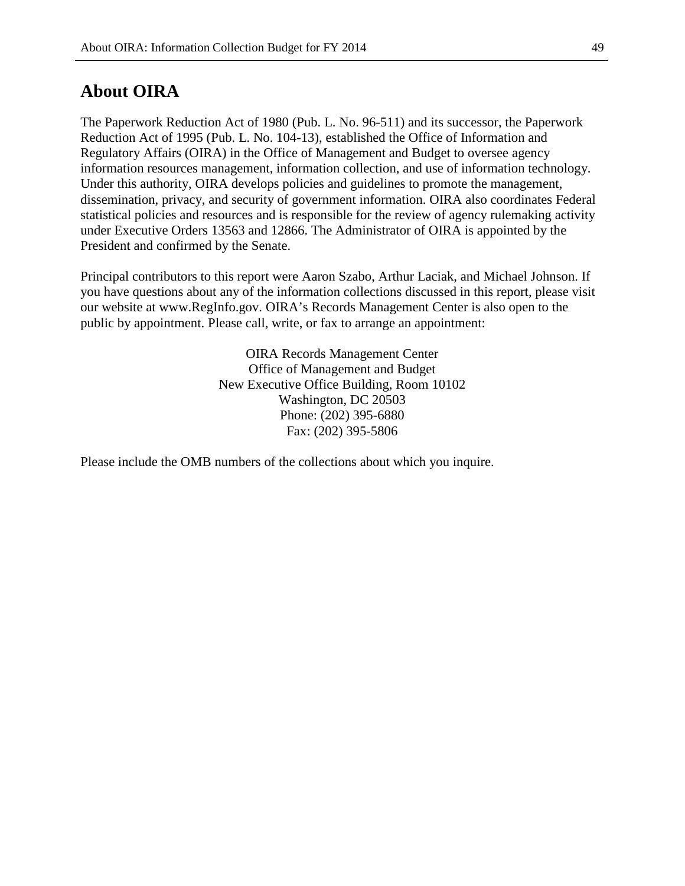# About OIRA

The Paperwork Reduction Act of 1980 (Pub. L. No. 96-511) and its successor, the Paperwork Reduction Act of 1995 (Pub. L. No. 104-13), established the Office of Information and Regulatory Affairs (OIRA) in the Office of Management and Budget to oversee agency information resources management, information collection, and use of information technology. Under this authority, OIRA develops policies and guidelines to promote the management, dissemination, privacy, and security of government information. OIRA also coordinates Federal statistical policies and resources and is responsible for the review of agency rulemaking activity under Executive Orders 13563 and 12866. The Administrator of OIRA is appointed by the President and confirmed by the Senate.

Principal contributors to this report were Aaron Szabo, Arthur Laciak, and Michael Johnson. If you have questions about any of the information collections discussed in this report, please visit our website at www.RegInfo.gov. OIRA's Records Management Center is also open to the public by appointment. Please call, write, or fax to arrange an appointment:

OIRA Records Management Center
Office of Management and Budget
New Executive Office Building, Room 10102
Washington, DC 20503
Phone: (202) 395-6880
Fax: (202) 395-5806

Please include the OMB numbers of the collections about which you inquire.